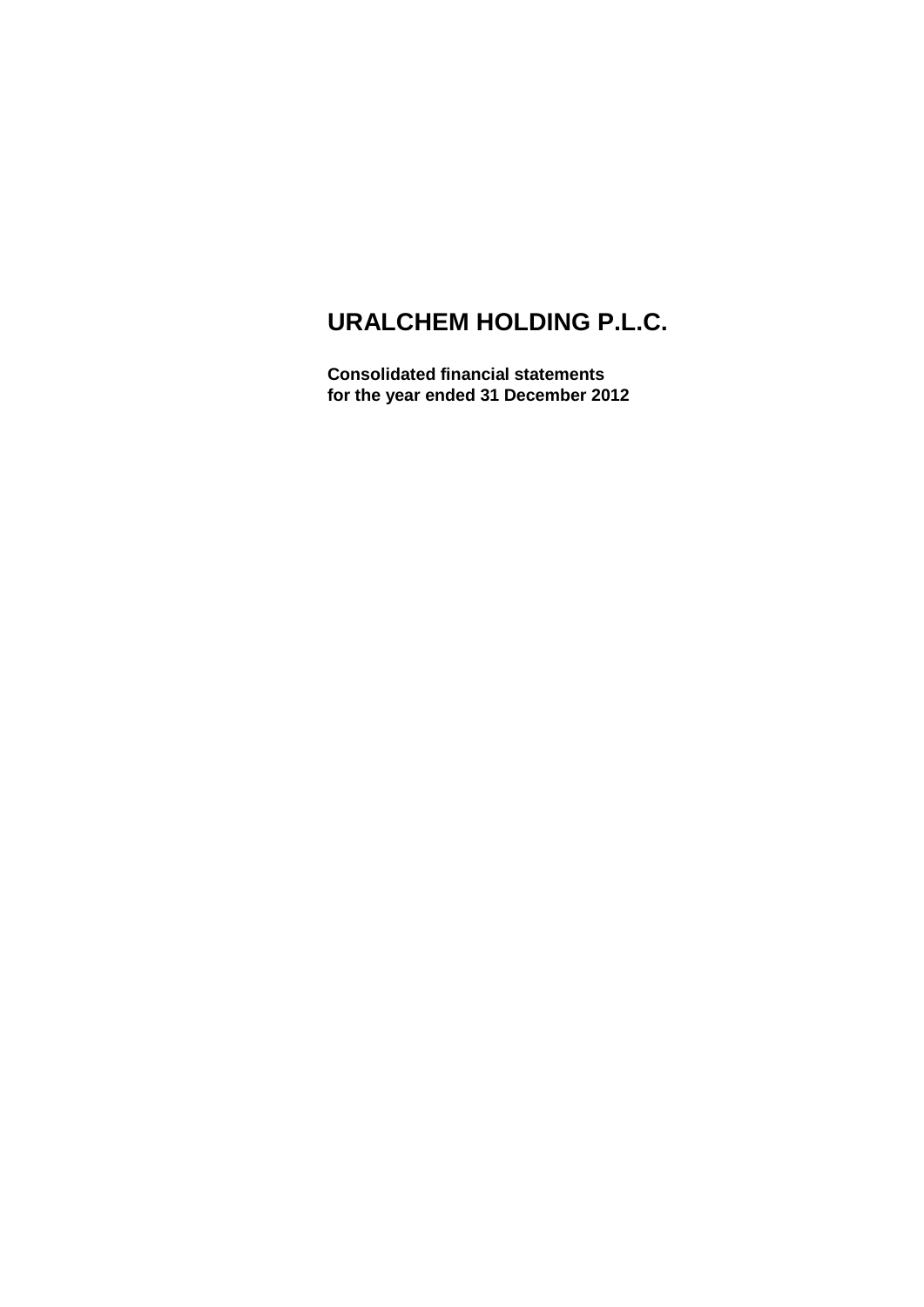# URALCHEM HOLDING P.L.C.

**Consolidated financial statements**
**for the year ended 31 December 2012**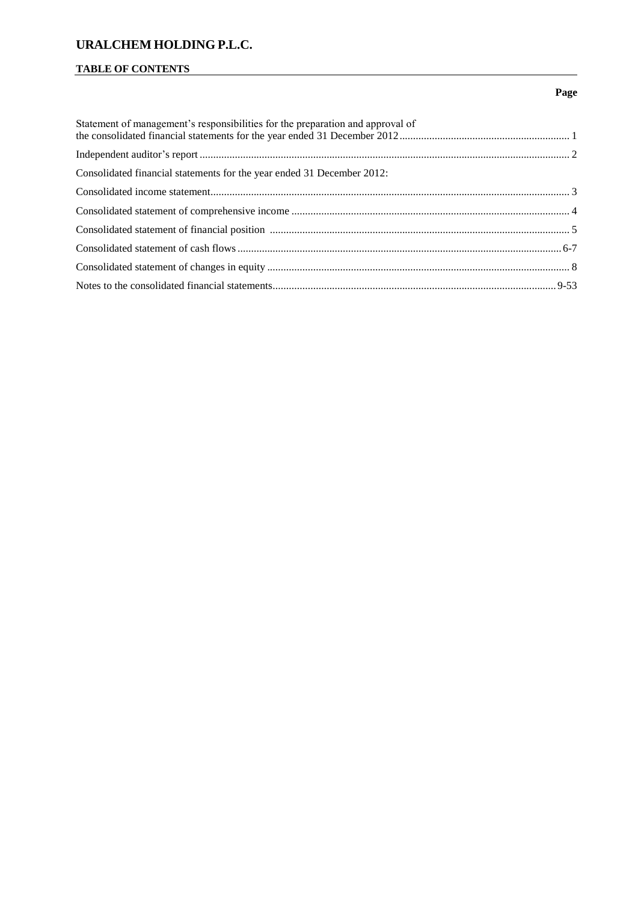# URALCHEM HOLDING P.L.C.

## TABLE OF CONTENTS

| | Page |
|---|---|
| Statement of management's responsibilities for the preparation and approval of the consolidated financial statements for the year ended 31 December 2012 | 1 |
| Independent auditor's report | 2 |
| Consolidated financial statements for the year ended 31 December 2012: | |
| Consolidated income statement | 3 |
| Consolidated statement of comprehensive income | 4 |
| Consolidated statement of financial position | 5 |
| Consolidated statement of cash flows | 6-7 |
| Consolidated statement of changes in equity | 8 |
| Notes to the consolidated financial statements | 9-53 |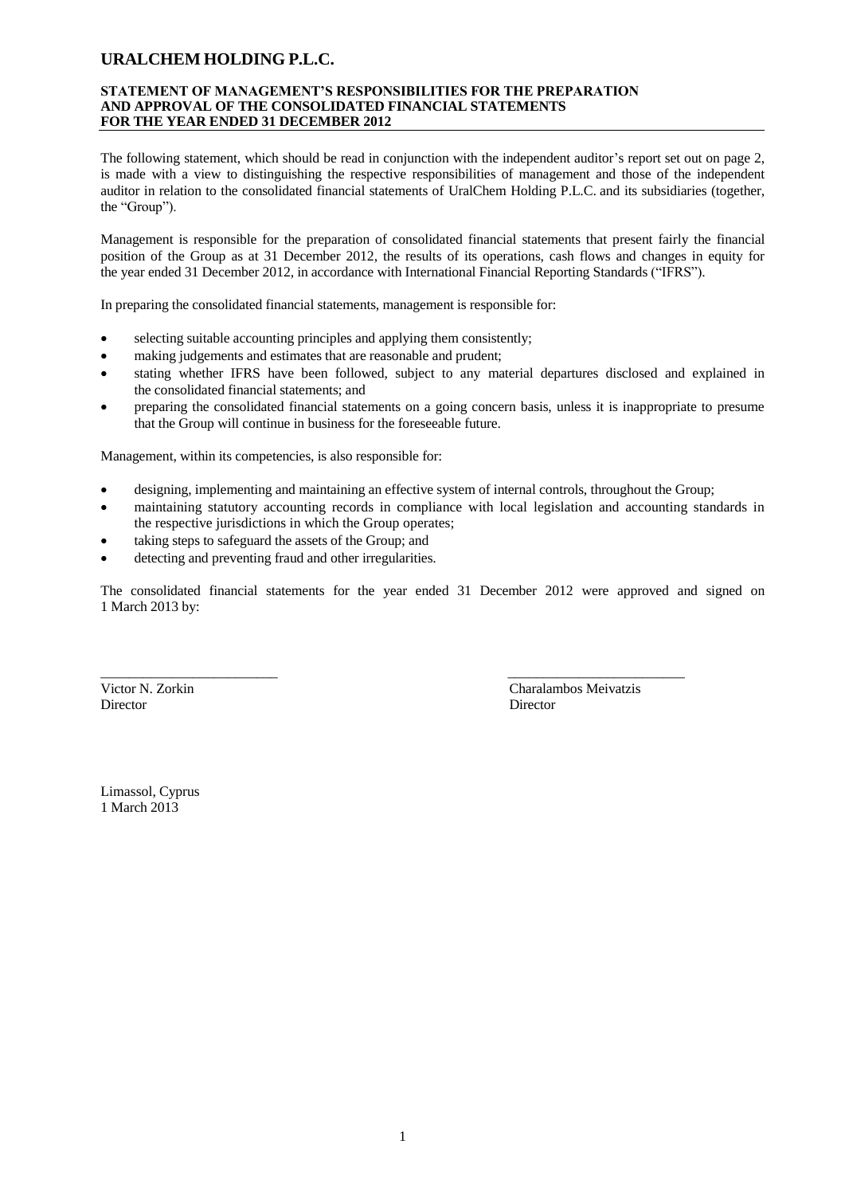# URALCHEM HOLDING P.L.C.

## STATEMENT OF MANAGEMENT'S RESPONSIBILITIES FOR THE PREPARATION AND APPROVAL OF THE CONSOLIDATED FINANCIAL STATEMENTS FOR THE YEAR ENDED 31 DECEMBER 2012

The following statement, which should be read in conjunction with the independent auditor's report set out on page 2, is made with a view to distinguishing the respective responsibilities of management and those of the independent auditor in relation to the consolidated financial statements of UralChem Holding P.L.C. and its subsidiaries (together, the "Group").

Management is responsible for the preparation of consolidated financial statements that present fairly the financial position of the Group as at 31 December 2012, the results of its operations, cash flows and changes in equity for the year ended 31 December 2012, in accordance with International Financial Reporting Standards ("IFRS").

In preparing the consolidated financial statements, management is responsible for:

- selecting suitable accounting principles and applying them consistently;
- making judgements and estimates that are reasonable and prudent;
- stating whether IFRS have been followed, subject to any material departures disclosed and explained in the consolidated financial statements; and
- preparing the consolidated financial statements on a going concern basis, unless it is inappropriate to presume that the Group will continue in business for the foreseeable future.

Management, within its competencies, is also responsible for:

- designing, implementing and maintaining an effective system of internal controls, throughout the Group;
- maintaining statutory accounting records in compliance with local legislation and accounting standards in the respective jurisdictions in which the Group operates;
- taking steps to safeguard the assets of the Group; and
- detecting and preventing fraud and other irregularities.

The consolidated financial statements for the year ended 31 December 2012 were approved and signed on 1 March 2013 by:

| | |
|---|---|
| Victor N. Zorkin | Charalambos Meivatzis |
| Director | Director |

Limassol, Cyprus
1 March 2013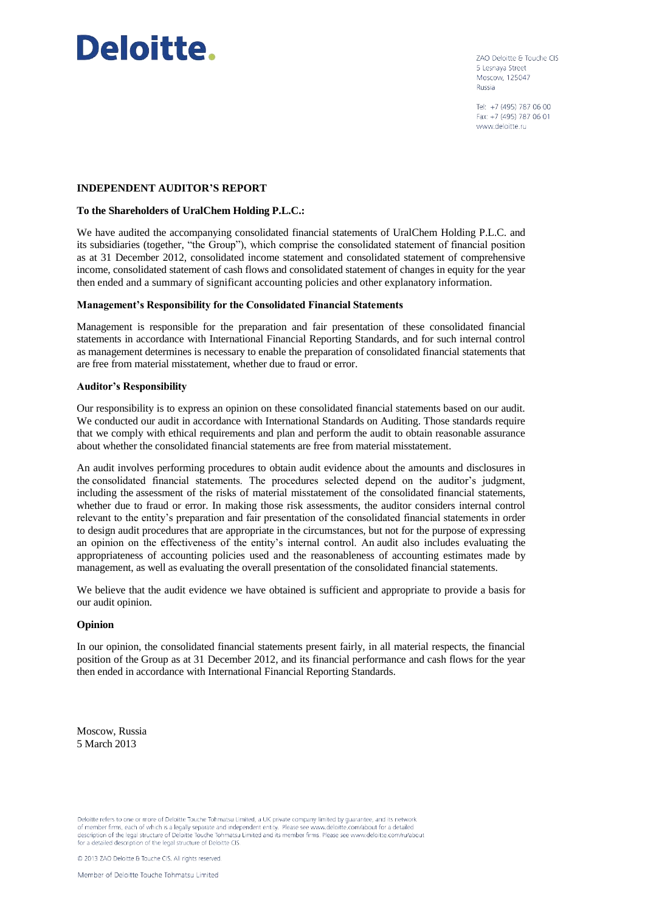# Deloitte.

ZAO Deloitte & Touche CIS
5 Lesnaya Street
Moscow, 125047
Russia

Tel: +7 (495) 787 06 00
Fax: +7 (495) 787 06 01
www.deloitte.ru

## INDEPENDENT AUDITOR'S REPORT

**To the Shareholders of UralChem Holding P.L.C.:**

We have audited the accompanying consolidated financial statements of UralChem Holding P.L.C. and its subsidiaries (together, "the Group"), which comprise the consolidated statement of financial position as at 31 December 2012, consolidated income statement and consolidated statement of comprehensive income, consolidated statement of cash flows and consolidated statement of changes in equity for the year then ended and a summary of significant accounting policies and other explanatory information.

### Management's Responsibility for the Consolidated Financial Statements

Management is responsible for the preparation and fair presentation of these consolidated financial statements in accordance with International Financial Reporting Standards, and for such internal control as management determines is necessary to enable the preparation of consolidated financial statements that are free from material misstatement, whether due to fraud or error.

### Auditor's Responsibility

Our responsibility is to express an opinion on these consolidated financial statements based on our audit. We conducted our audit in accordance with International Standards on Auditing. Those standards require that we comply with ethical requirements and plan and perform the audit to obtain reasonable assurance about whether the consolidated financial statements are free from material misstatement.

An audit involves performing procedures to obtain audit evidence about the amounts and disclosures in the consolidated financial statements. The procedures selected depend on the auditor's judgment, including the assessment of the risks of material misstatement of the consolidated financial statements, whether due to fraud or error. In making those risk assessments, the auditor considers internal control relevant to the entity's preparation and fair presentation of the consolidated financial statements in order to design audit procedures that are appropriate in the circumstances, but not for the purpose of expressing an opinion on the effectiveness of the entity's internal control. An audit also includes evaluating the appropriateness of accounting policies used and the reasonableness of accounting estimates made by management, as well as evaluating the overall presentation of the consolidated financial statements.

We believe that the audit evidence we have obtained is sufficient and appropriate to provide a basis for our audit opinion.

### Opinion

In our opinion, the consolidated financial statements present fairly, in all material respects, the financial position of the Group as at 31 December 2012, and its financial performance and cash flows for the year then ended in accordance with International Financial Reporting Standards.

Moscow, Russia
5 March 2013

Deloitte refers to one or more of Deloitte Touche Tohmatsu Limited, a UK private company limited by guarantee, and its network of member firms, each of which is a legally separate and independent entity. Please see www.deloitte.com/about for a detailed description of the legal structure of Deloitte Touche Tohmatsu Limited and its member firms. Please see www.deloitte.com/ru/about for a detailed description of the legal structure of Deloitte CIS.

© 2013 ZAO Deloitte & Touche CIS. All rights reserved.

Member of Deloitte Touche Tohmatsu Limited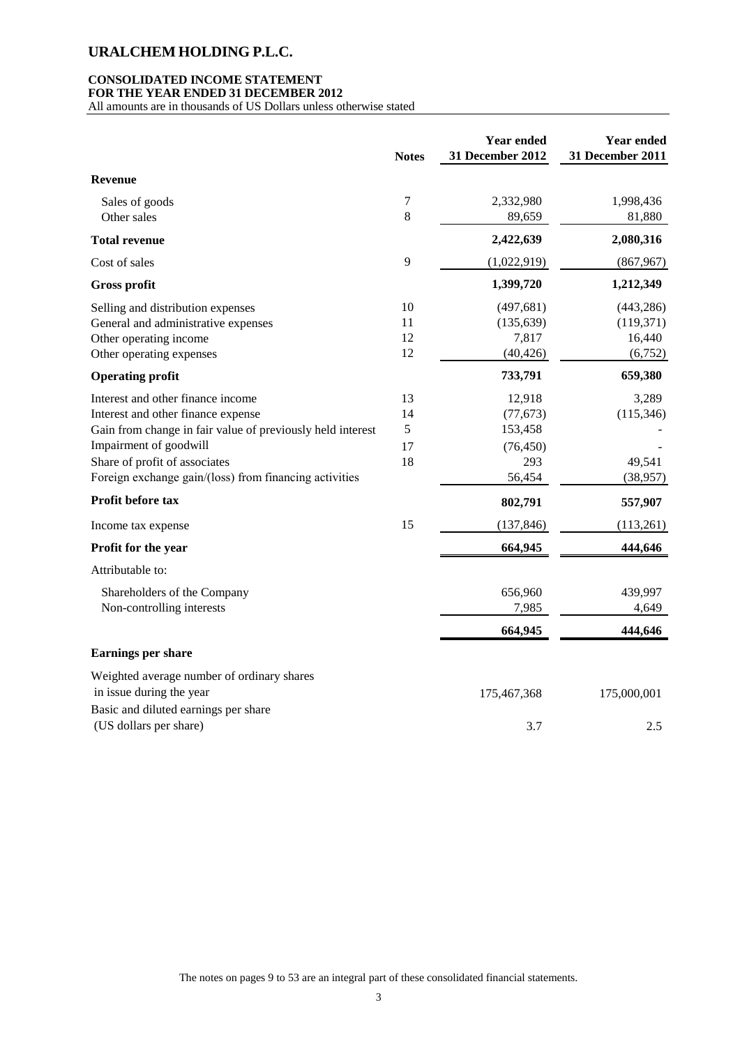# URALCHEM HOLDING P.L.C.

## CONSOLIDATED INCOME STATEMENT
## FOR THE YEAR ENDED 31 DECEMBER 2012

All amounts are in thousands of US Dollars unless otherwise stated

| | Notes | Year ended 31 December 2012 | Year ended 31 December 2011 |
|---|---|---|---|
| **Revenue** | | | |
| Sales of goods | 7 | 2,332,980 | 1,998,436 |
| Other sales | 8 | 89,659 | 81,880 |
| **Total revenue** | | **2,422,639** | **2,080,316** |
| Cost of sales | 9 | (1,022,919) | (867,967) |
| **Gross profit** | | **1,399,720** | **1,212,349** |
| Selling and distribution expenses | 10 | (497,681) | (443,286) |
| General and administrative expenses | 11 | (135,639) | (119,371) |
| Other operating income | 12 | 7,817 | 16,440 |
| Other operating expenses | 12 | (40,426) | (6,752) |
| **Operating profit** | | **733,791** | **659,380** |
| Interest and other finance income | 13 | 12,918 | 3,289 |
| Interest and other finance expense | 14 | (77,673) | (115,346) |
| Gain from change in fair value of previously held interest | 5 | 153,458 | - |
| Impairment of goodwill | 17 | (76,450) | - |
| Share of profit of associates | 18 | 293 | 49,541 |
| Foreign exchange gain/(loss) from financing activities | | 56,454 | (38,957) |
| **Profit before tax** | | **802,791** | **557,907** |
| Income tax expense | 15 | (137,846) | (113,261) |
| **Profit for the year** | | **664,945** | **444,646** |
| Attributable to: | | | |
| Shareholders of the Company | | 656,960 | 439,997 |
| Non-controlling interests | | 7,985 | 4,649 |
| | | **664,945** | **444,646** |
| **Earnings per share** | | | |
| Weighted average number of ordinary shares in issue during the year | | 175,467,368 | 175,000,001 |
| Basic and diluted earnings per share (US dollars per share) | | 3.7 | 2.5 |

The notes on pages 9 to 53 are an integral part of these consolidated financial statements.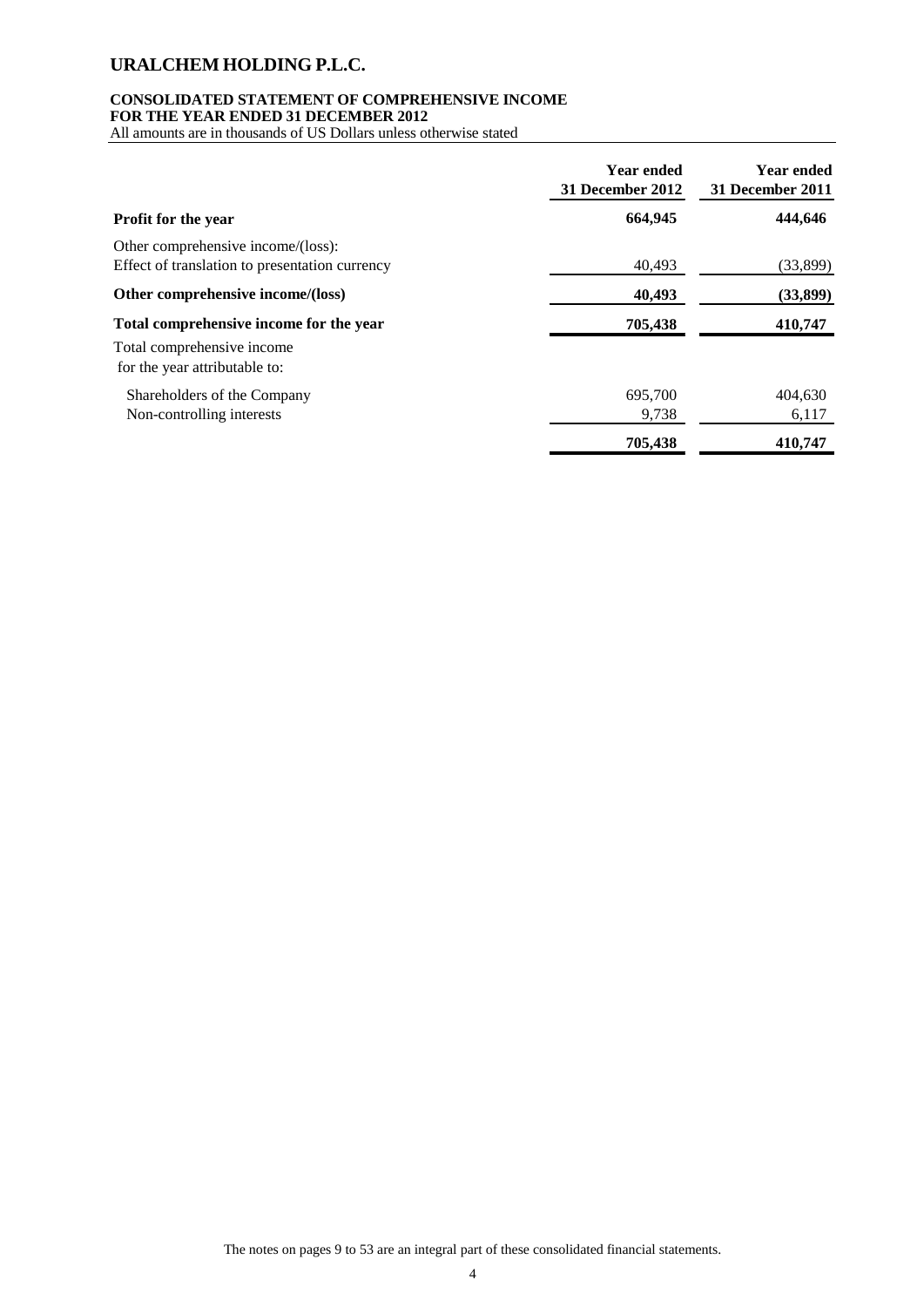# URALCHEM HOLDING P.L.C.

**CONSOLIDATED STATEMENT OF COMPREHENSIVE INCOME**
**FOR THE YEAR ENDED 31 DECEMBER 2012**
All amounts are in thousands of US Dollars unless otherwise stated

| | Year ended 31 December 2012 | Year ended 31 December 2011 |
|---|---|---|
| **Profit for the year** | **664,945** | **444,646** |
| Other comprehensive income/(loss): | | |
| Effect of translation to presentation currency | 40,493 | (33,899) |
| **Other comprehensive income/(loss)** | **40,493** | **(33,899)** |
| **Total comprehensive income for the year** | **705,438** | **410,747** |
| Total comprehensive income for the year attributable to: | | |
| Shareholders of the Company | 695,700 | 404,630 |
| Non-controlling interests | 9,738 | 6,117 |
| | **705,438** | **410,747** |

The notes on pages 9 to 53 are an integral part of these consolidated financial statements.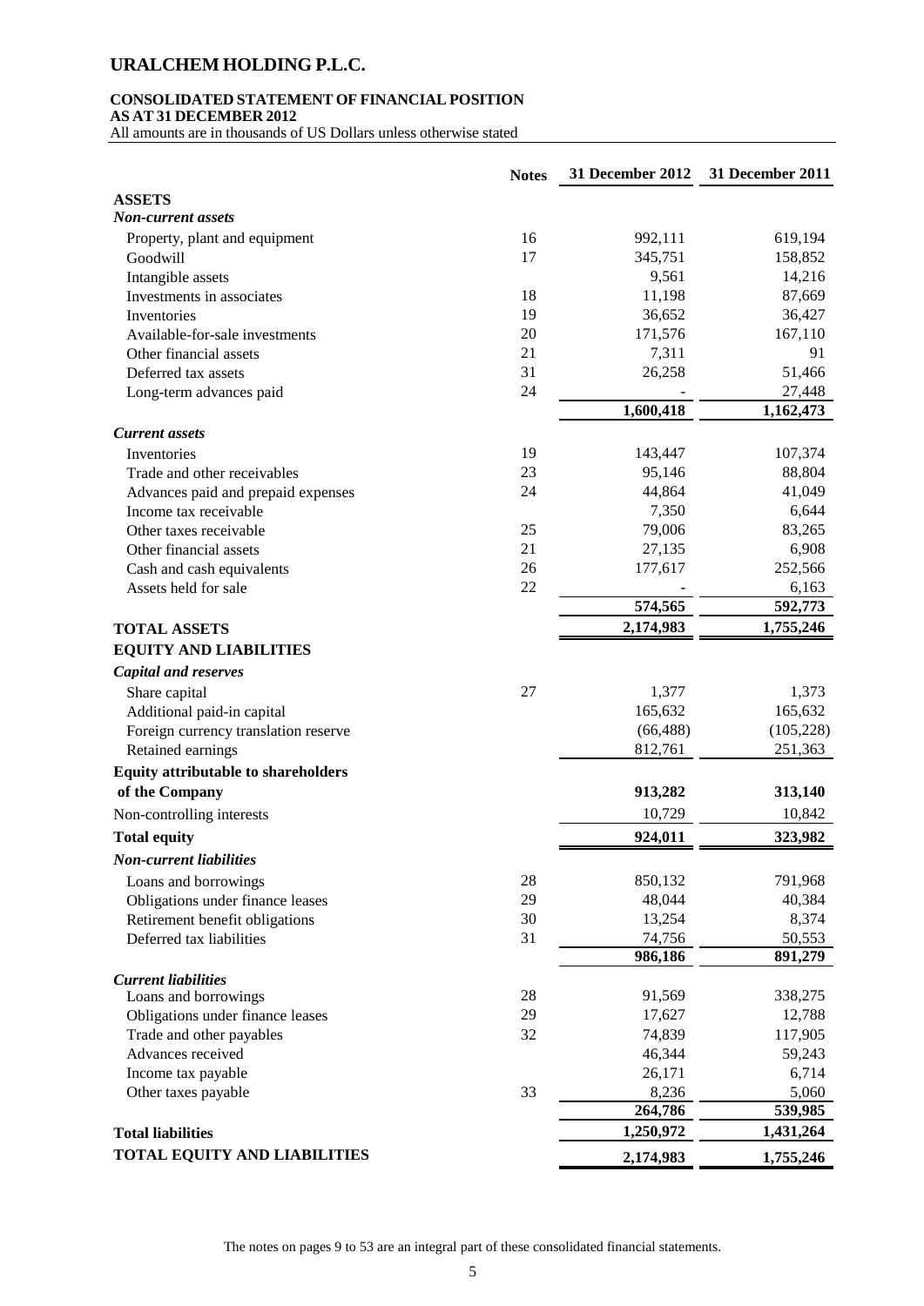# URALCHEM HOLDING P.L.C.

**CONSOLIDATED STATEMENT OF FINANCIAL POSITION**
**AS AT 31 DECEMBER 2012**
All amounts are in thousands of US Dollars unless otherwise stated

| | Notes | 31 December 2012 | 31 December 2011 |
|---|---|---|---|
| **ASSETS** | | | |
| ***Non-current assets*** | | | |
| Property, plant and equipment | 16 | 992,111 | 619,194 |
| Goodwill | 17 | 345,751 | 158,852 |
| Intangible assets | | 9,561 | 14,216 |
| Investments in associates | 18 | 11,198 | 87,669 |
| Inventories | 19 | 36,652 | 36,427 |
| Available-for-sale investments | 20 | 171,576 | 167,110 |
| Other financial assets | 21 | 7,311 | 91 |
| Deferred tax assets | 31 | 26,258 | 51,466 |
| Long-term advances paid | 24 | - | 27,448 |
| | | **1,600,418** | **1,162,473** |
| ***Current assets*** | | | |
| Inventories | 19 | 143,447 | 107,374 |
| Trade and other receivables | 23 | 95,146 | 88,804 |
| Advances paid and prepaid expenses | 24 | 44,864 | 41,049 |
| Income tax receivable | | 7,350 | 6,644 |
| Other taxes receivable | 25 | 79,006 | 83,265 |
| Other financial assets | 21 | 27,135 | 6,908 |
| Cash and cash equivalents | 26 | 177,617 | 252,566 |
| Assets held for sale | 22 | - | 6,163 |
| | | **574,565** | **592,773** |
| **TOTAL ASSETS** | | **2,174,983** | **1,755,246** |
| **EQUITY AND LIABILITIES** | | | |
| ***Capital and reserves*** | | | |
| Share capital | 27 | 1,377 | 1,373 |
| Additional paid-in capital | | 165,632 | 165,632 |
| Foreign currency translation reserve | | (66,488) | (105,228) |
| Retained earnings | | 812,761 | 251,363 |
| **Equity attributable to shareholders of the Company** | | **913,282** | **313,140** |
| Non-controlling interests | | 10,729 | 10,842 |
| **Total equity** | | **924,011** | **323,982** |
| ***Non-current liabilities*** | | | |
| Loans and borrowings | 28 | 850,132 | 791,968 |
| Obligations under finance leases | 29 | 48,044 | 40,384 |
| Retirement benefit obligations | 30 | 13,254 | 8,374 |
| Deferred tax liabilities | 31 | 74,756 | 50,553 |
| | | **986,186** | **891,279** |
| ***Current liabilities*** | | | |
| Loans and borrowings | 28 | 91,569 | 338,275 |
| Obligations under finance leases | 29 | 17,627 | 12,788 |
| Trade and other payables | 32 | 74,839 | 117,905 |
| Advances received | | 46,344 | 59,243 |
| Income tax payable | | 26,171 | 6,714 |
| Other taxes payable | 33 | 8,236 | 5,060 |
| | | **264,786** | **539,985** |
| **Total liabilities** | | **1,250,972** | **1,431,264** |
| **TOTAL EQUITY AND LIABILITIES** | | **2,174,983** | **1,755,246** |

The notes on pages 9 to 53 are an integral part of these consolidated financial statements.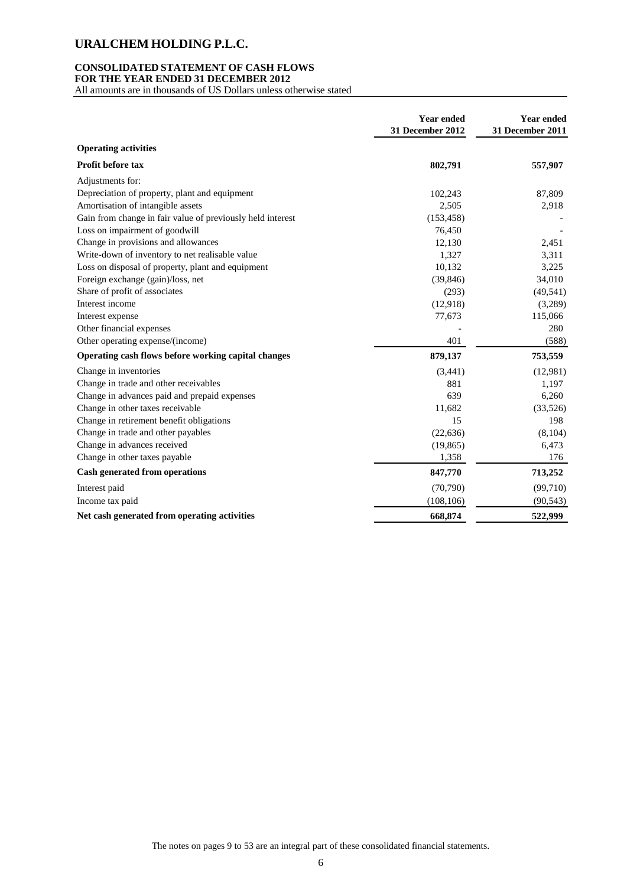# URALCHEM HOLDING P.L.C.

## CONSOLIDATED STATEMENT OF CASH FLOWS
## FOR THE YEAR ENDED 31 DECEMBER 2012

All amounts are in thousands of US Dollars unless otherwise stated

| | Year ended 31 December 2012 | Year ended 31 December 2011 |
|---|---|---|
| **Operating activities** | | |
| **Profit before tax** | **802,791** | **557,907** |
| Adjustments for: | | |
| Depreciation of property, plant and equipment | 102,243 | 87,809 |
| Amortisation of intangible assets | 2,505 | 2,918 |
| Gain from change in fair value of previously held interest | (153,458) | - |
| Loss on impairment of goodwill | 76,450 | - |
| Change in provisions and allowances | 12,130 | 2,451 |
| Write-down of inventory to net realisable value | 1,327 | 3,311 |
| Loss on disposal of property, plant and equipment | 10,132 | 3,225 |
| Foreign exchange (gain)/loss, net | (39,846) | 34,010 |
| Share of profit of associates | (293) | (49,541) |
| Interest income | (12,918) | (3,289) |
| Interest expense | 77,673 | 115,066 |
| Other financial expenses | - | 280 |
| Other operating expense/(income) | 401 | (588) |
| **Operating cash flows before working capital changes** | **879,137** | **753,559** |
| Change in inventories | (3,441) | (12,981) |
| Change in trade and other receivables | 881 | 1,197 |
| Change in advances paid and prepaid expenses | 639 | 6,260 |
| Change in other taxes receivable | 11,682 | (33,526) |
| Change in retirement benefit obligations | 15 | 198 |
| Change in trade and other payables | (22,636) | (8,104) |
| Change in advances received | (19,865) | 6,473 |
| Change in other taxes payable | 1,358 | 176 |
| **Cash generated from operations** | **847,770** | **713,252** |
| Interest paid | (70,790) | (99,710) |
| Income tax paid | (108,106) | (90,543) |
| **Net cash generated from operating activities** | **668,874** | **522,999** |

The notes on pages 9 to 53 are an integral part of these consolidated financial statements.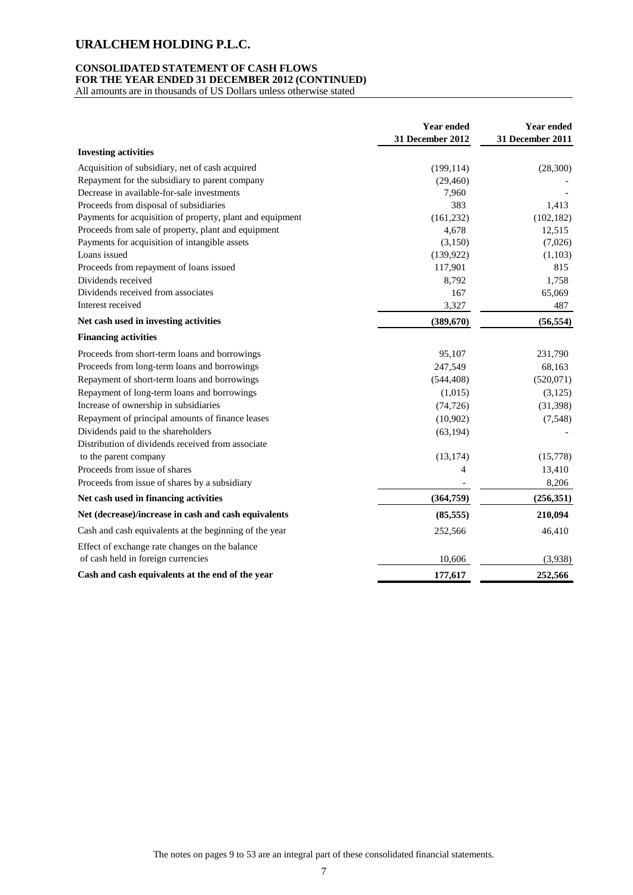# URALCHEM HOLDING P.L.C.

## CONSOLIDATED STATEMENT OF CASH FLOWS
## FOR THE YEAR ENDED 31 DECEMBER 2012 (CONTINUED)

All amounts are in thousands of US Dollars unless otherwise stated

| | Year ended 31 December 2012 | Year ended 31 December 2011 |
|---|---|---|
| **Investing activities** | | |
| Acquisition of subsidiary, net of cash acquired | (199,114) | (28,300) |
| Repayment for the subsidiary to parent company | (29,460) | - |
| Decrease in available-for-sale investments | 7,960 | - |
| Proceeds from disposal of subsidiaries | 383 | 1,413 |
| Payments for acquisition of property, plant and equipment | (161,232) | (102,182) |
| Proceeds from sale of property, plant and equipment | 4,678 | 12,515 |
| Payments for acquisition of intangible assets | (3,150) | (7,026) |
| Loans issued | (139,922) | (1,103) |
| Proceeds from repayment of loans issued | 117,901 | 815 |
| Dividends received | 8,792 | 1,758 |
| Dividends received from associates | 167 | 65,069 |
| Interest received | 3,327 | 487 |
| **Net cash used in investing activities** | **(389,670)** | **(56,554)** |
| **Financing activities** | | |
| Proceeds from short-term loans and borrowings | 95,107 | 231,790 |
| Proceeds from long-term loans and borrowings | 247,549 | 68,163 |
| Repayment of short-term loans and borrowings | (544,408) | (520,071) |
| Repayment of long-term loans and borrowings | (1,015) | (3,125) |
| Increase of ownership in subsidiaries | (74,726) | (31,398) |
| Repayment of principal amounts of finance leases | (10,902) | (7,548) |
| Dividends paid to the shareholders | (63,194) | - |
| Distribution of dividends received from associate to the parent company | (13,174) | (15,778) |
| Proceeds from issue of shares | 4 | 13,410 |
| Proceeds from issue of shares by a subsidiary | - | 8,206 |
| **Net cash used in financing activities** | **(364,759)** | **(256,351)** |
| **Net (decrease)/increase in cash and cash equivalents** | **(85,555)** | **210,094** |
| Cash and cash equivalents at the beginning of the year | 252,566 | 46,410 |
| Effect of exchange rate changes on the balance of cash held in foreign currencies | 10,606 | (3,938) |
| **Cash and cash equivalents at the end of the year** | **177,617** | **252,566** |

The notes on pages 9 to 53 are an integral part of these consolidated financial statements.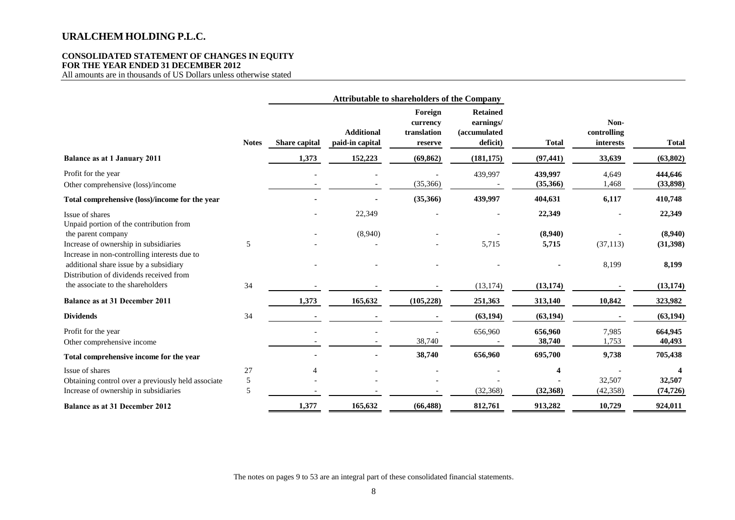# URALCHEM HOLDING P.L.C.

## CONSOLIDATED STATEMENT OF CHANGES IN EQUITY
## FOR THE YEAR ENDED 31 DECEMBER 2012

All amounts are in thousands of US Dollars unless otherwise stated

| | | Attributable to shareholders of the Company | | | | | | |
|---|---|---|---|---|---|---|---|---|
| | **Notes** | **Share capital** | **Additional paid-in capital** | **Foreign currency translation reserve** | **Retained earnings/ (accumulated deficit)** | **Total** | **Non-controlling interests** | **Total** |
| **Balance as at 1 January 2011** | | **1,373** | **152,223** | **(69,862)** | **(181,175)** | **(97,441)** | **33,639** | **(63,802)** |
| Profit for the year | | - | - | - | 439,997 | **439,997** | 4,649 | **444,646** |
| Other comprehensive (loss)/income | | - | - | (35,366) | - | **(35,366)** | 1,468 | **(33,898)** |
| **Total comprehensive (loss)/income for the year** | | **-** | **-** | **(35,366)** | **439,997** | **404,631** | **6,117** | **410,748** |
| Issue of shares | | - | 22,349 | - | - | **22,349** | - | **22,349** |
| Unpaid portion of the contribution from the parent company | | - | (8,940) | - | - | **(8,940)** | - | **(8,940)** |
| Increase of ownership in subsidiaries | 5 | - | - | - | 5,715 | **5,715** | (37,113) | **(31,398)** |
| Increase in non-controlling interests due to additional share issue by a subsidiary | | - | - | - | - | **-** | 8,199 | **8,199** |
| Distribution of dividends received from the associate to the shareholders | 34 | - | - | - | (13,174) | **(13,174)** | - | **(13,174)** |
| **Balance as at 31 December 2011** | | **1,373** | **165,632** | **(105,228)** | **251,363** | **313,140** | **10,842** | **323,982** |
| **Dividends** | 34 | **-** | **-** | **-** | **(63,194)** | **(63,194)** | **-** | **(63,194)** |
| Profit for the year | | - | - | - | 656,960 | **656,960** | 7,985 | **664,945** |
| Other comprehensive income | | - | - | 38,740 | - | **38,740** | 1,753 | **40,493** |
| **Total comprehensive income for the year** | | **-** | **-** | **38,740** | **656,960** | **695,700** | **9,738** | **705,438** |
| Issue of shares | 27 | 4 | - | - | - | **4** | - | **4** |
| Obtaining control over a previously held associate | 5 | - | - | - | - | **-** | 32,507 | **32,507** |
| Increase of ownership in subsidiaries | 5 | - | - | - | (32,368) | **(32,368)** | (42,358) | **(74,726)** |
| **Balance as at 31 December 2012** | | **1,377** | **165,632** | **(66,488)** | **812,761** | **913,282** | **10,729** | **924,011** |

The notes on pages 9 to 53 are an integral part of these consolidated financial statements.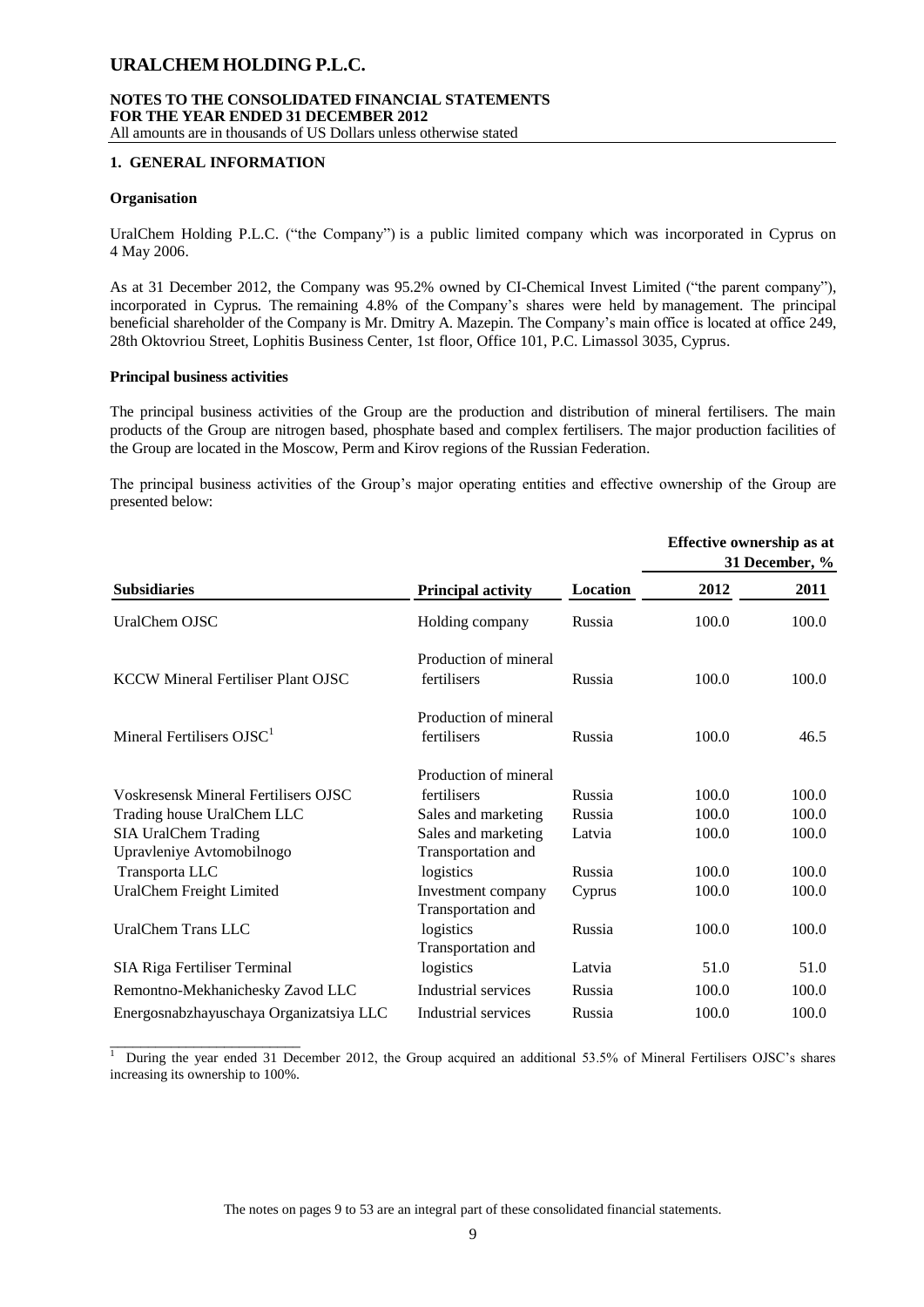## 1. GENERAL INFORMATION

### Organisation

UralChem Holding P.L.C. ("the Company") is a public limited company which was incorporated in Cyprus on 4 May 2006.

As at 31 December 2012, the Company was 95.2% owned by CI-Chemical Invest Limited ("the parent company"), incorporated in Cyprus. The remaining 4.8% of the Company's shares were held by management. The principal beneficial shareholder of the Company is Mr. Dmitry A. Mazepin. The Company's main office is located at office 249, 28th Oktovriou Street, Lophitis Business Center, 1st floor, Office 101, P.C. Limassol 3035, Cyprus.

### Principal business activities

The principal business activities of the Group are the production and distribution of mineral fertilisers. The main products of the Group are nitrogen based, phosphate based and complex fertilisers. The major production facilities of the Group are located in the Moscow, Perm and Kirov regions of the Russian Federation.

The principal business activities of the Group's major operating entities and effective ownership of the Group are presented below:

| | | | **Effective ownership as at 31 December, %** | |
|---|---|---|---|---|
| **Subsidiaries** | **Principal activity** | **Location** | **2012** | **2011** |
| UralChem OJSC | Holding company | Russia | 100.0 | 100.0 |
| KCCW Mineral Fertiliser Plant OJSC | Production of mineral fertilisers | Russia | 100.0 | 100.0 |
| Mineral Fertilisers OJSC[1] | Production of mineral fertilisers | Russia | 100.0 | 46.5 |
| Voskresensk Mineral Fertilisers OJSC | Production of mineral fertilisers | Russia | 100.0 | 100.0 |
| Trading house UralChem LLC | Sales and marketing | Russia | 100.0 | 100.0 |
| SIA UralChem Trading | Sales and marketing | Latvia | 100.0 | 100.0 |
| Upravleniye Avtomobilnogo Transporta LLC | Transportation and logistics | Russia | 100.0 | 100.0 |
| UralChem Freight Limited | Investment company | Cyprus | 100.0 | 100.0 |
| UralChem Trans LLC | Transportation and logistics | Russia | 100.0 | 100.0 |
| SIA Riga Fertiliser Terminal | Transportation and logistics | Latvia | 51.0 | 51.0 |
| Remontno-Mekhanichesky Zavod LLC | Industrial services | Russia | 100.0 | 100.0 |
| Energosnabzhayuschaya Organizatsiya LLC | Industrial services | Russia | 100.0 | 100.0 |

[1] During the year ended 31 December 2012, the Group acquired an additional 53.5% of Mineral Fertilisers OJSC's shares increasing its ownership to 100%.

The notes on pages 9 to 53 are an integral part of these consolidated financial statements.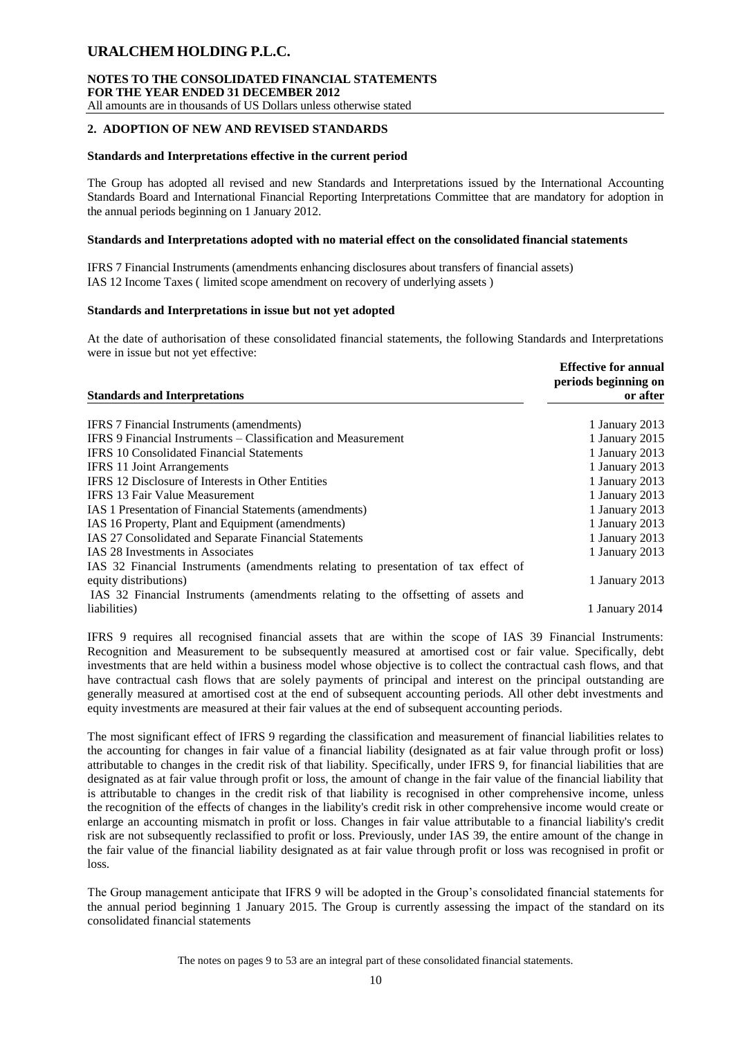## 2. ADOPTION OF NEW AND REVISED STANDARDS

### Standards and Interpretations effective in the current period

The Group has adopted all revised and new Standards and Interpretations issued by the International Accounting Standards Board and International Financial Reporting Interpretations Committee that are mandatory for adoption in the annual periods beginning on 1 January 2012.

### Standards and Interpretations adopted with no material effect on the consolidated financial statements

IFRS 7 Financial Instruments (amendments enhancing disclosures about transfers of financial assets)
IAS 12 Income Taxes ( limited scope amendment on recovery of underlying assets )

### Standards and Interpretations in issue but not yet adopted

At the date of authorisation of these consolidated financial statements, the following Standards and Interpretations were in issue but not yet effective:

| Standards and Interpretations | Effective for annual periods beginning on or after |
|---|---|
| IFRS 7 Financial Instruments (amendments) | 1 January 2013 |
| IFRS 9 Financial Instruments – Classification and Measurement | 1 January 2015 |
| IFRS 10 Consolidated Financial Statements | 1 January 2013 |
| IFRS 11 Joint Arrangements | 1 January 2013 |
| IFRS 12 Disclosure of Interests in Other Entities | 1 January 2013 |
| IFRS 13 Fair Value Measurement | 1 January 2013 |
| IAS 1 Presentation of Financial Statements (amendments) | 1 January 2013 |
| IAS 16 Property, Plant and Equipment (amendments) | 1 January 2013 |
| IAS 27 Consolidated and Separate Financial Statements | 1 January 2013 |
| IAS 28 Investments in Associates | 1 January 2013 |
| IAS 32 Financial Instruments (amendments relating to presentation of tax effect of equity distributions) | 1 January 2013 |
| IAS 32 Financial Instruments (amendments relating to the offsetting of assets and liabilities) | 1 January 2014 |

IFRS 9 requires all recognised financial assets that are within the scope of IAS 39 Financial Instruments: Recognition and Measurement to be subsequently measured at amortised cost or fair value. Specifically, debt investments that are held within a business model whose objective is to collect the contractual cash flows, and that have contractual cash flows that are solely payments of principal and interest on the principal outstanding are generally measured at amortised cost at the end of subsequent accounting periods. All other debt investments and equity investments are measured at their fair values at the end of subsequent accounting periods.

The most significant effect of IFRS 9 regarding the classification and measurement of financial liabilities relates to the accounting for changes in fair value of a financial liability (designated as at fair value through profit or loss) attributable to changes in the credit risk of that liability. Specifically, under IFRS 9, for financial liabilities that are designated as at fair value through profit or loss, the amount of change in the fair value of the financial liability that is attributable to changes in the credit risk of that liability is recognised in other comprehensive income, unless the recognition of the effects of changes in the liability's credit risk in other comprehensive income would create or enlarge an accounting mismatch in profit or loss. Changes in fair value attributable to a financial liability's credit risk are not subsequently reclassified to profit or loss. Previously, under IAS 39, the entire amount of the change in the fair value of the financial liability designated as at fair value through profit or loss was recognised in profit or loss.

The Group management anticipate that IFRS 9 will be adopted in the Group's consolidated financial statements for the annual period beginning 1 January 2015. The Group is currently assessing the impact of the standard on its consolidated financial statements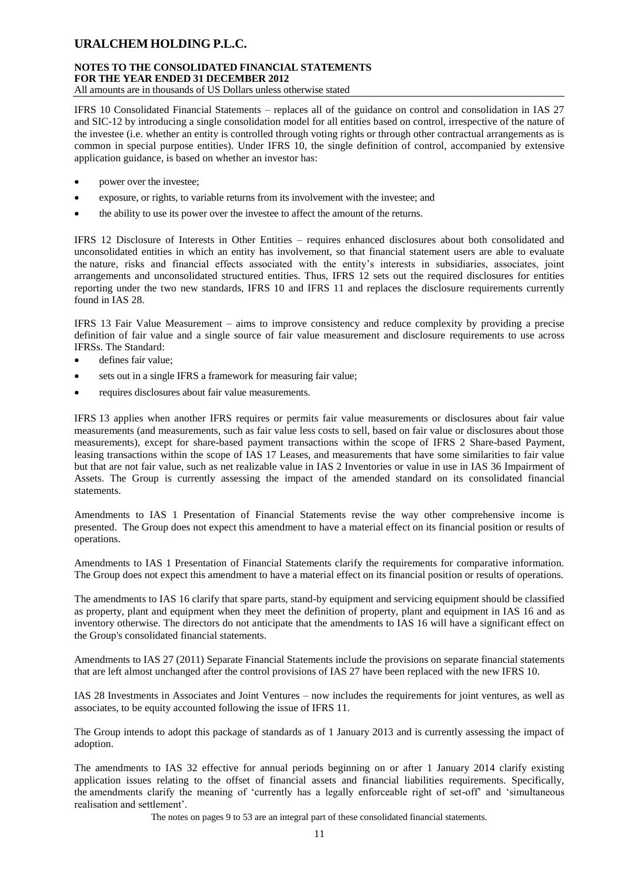IFRS 10 Consolidated Financial Statements – replaces all of the guidance on control and consolidation in IAS 27 and SIC-12 by introducing a single consolidation model for all entities based on control, irrespective of the nature of the investee (i.e. whether an entity is controlled through voting rights or through other contractual arrangements as is common in special purpose entities). Under IFRS 10, the single definition of control, accompanied by extensive application guidance, is based on whether an investor has:

- power over the investee;
- exposure, or rights, to variable returns from its involvement with the investee; and
- the ability to use its power over the investee to affect the amount of the returns.

IFRS 12 Disclosure of Interests in Other Entities – requires enhanced disclosures about both consolidated and unconsolidated entities in which an entity has involvement, so that financial statement users are able to evaluate the nature, risks and financial effects associated with the entity's interests in subsidiaries, associates, joint arrangements and unconsolidated structured entities. Thus, IFRS 12 sets out the required disclosures for entities reporting under the two new standards, IFRS 10 and IFRS 11 and replaces the disclosure requirements currently found in IAS 28.

IFRS 13 Fair Value Measurement – aims to improve consistency and reduce complexity by providing a precise definition of fair value and a single source of fair value measurement and disclosure requirements to use across IFRSs. The Standard:

- defines fair value;
- sets out in a single IFRS a framework for measuring fair value;
- requires disclosures about fair value measurements.

IFRS 13 applies when another IFRS requires or permits fair value measurements or disclosures about fair value measurements (and measurements, such as fair value less costs to sell, based on fair value or disclosures about those measurements), except for share-based payment transactions within the scope of IFRS 2 Share-based Payment, leasing transactions within the scope of IAS 17 Leases, and measurements that have some similarities to fair value but that are not fair value, such as net realizable value in IAS 2 Inventories or value in use in IAS 36 Impairment of Assets. The Group is currently assessing the impact of the amended standard on its consolidated financial statements.

Amendments to IAS 1 Presentation of Financial Statements revise the way other comprehensive income is presented. The Group does not expect this amendment to have a material effect on its financial position or results of operations.

Amendments to IAS 1 Presentation of Financial Statements clarify the requirements for comparative information. The Group does not expect this amendment to have a material effect on its financial position or results of operations.

The amendments to IAS 16 clarify that spare parts, stand-by equipment and servicing equipment should be classified as property, plant and equipment when they meet the definition of property, plant and equipment in IAS 16 and as inventory otherwise. The directors do not anticipate that the amendments to IAS 16 will have a significant effect on the Group's consolidated financial statements.

Amendments to IAS 27 (2011) Separate Financial Statements include the provisions on separate financial statements that are left almost unchanged after the control provisions of IAS 27 have been replaced with the new IFRS 10.

IAS 28 Investments in Associates and Joint Ventures – now includes the requirements for joint ventures, as well as associates, to be equity accounted following the issue of IFRS 11.

The Group intends to adopt this package of standards as of 1 January 2013 and is currently assessing the impact of adoption.

The amendments to IAS 32 effective for annual periods beginning on or after 1 January 2014 clarify existing application issues relating to the offset of financial assets and financial liabilities requirements. Specifically, the amendments clarify the meaning of 'currently has a legally enforceable right of set-off' and 'simultaneous realisation and settlement'.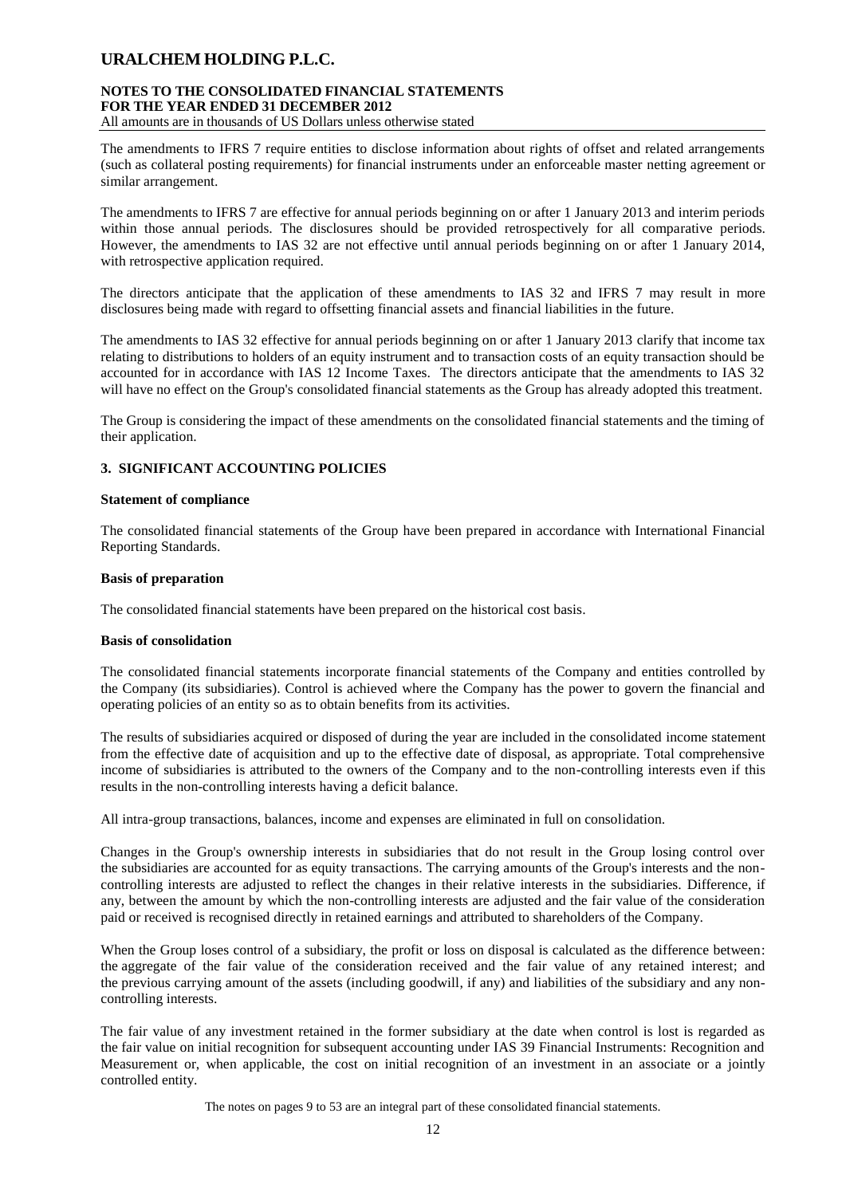The amendments to IFRS 7 require entities to disclose information about rights of offset and related arrangements (such as collateral posting requirements) for financial instruments under an enforceable master netting agreement or similar arrangement.

The amendments to IFRS 7 are effective for annual periods beginning on or after 1 January 2013 and interim periods within those annual periods. The disclosures should be provided retrospectively for all comparative periods. However, the amendments to IAS 32 are not effective until annual periods beginning on or after 1 January 2014, with retrospective application required.

The directors anticipate that the application of these amendments to IAS 32 and IFRS 7 may result in more disclosures being made with regard to offsetting financial assets and financial liabilities in the future.

The amendments to IAS 32 effective for annual periods beginning on or after 1 January 2013 clarify that income tax relating to distributions to holders of an equity instrument and to transaction costs of an equity transaction should be accounted for in accordance with IAS 12 Income Taxes. The directors anticipate that the amendments to IAS 32 will have no effect on the Group's consolidated financial statements as the Group has already adopted this treatment.

The Group is considering the impact of these amendments on the consolidated financial statements and the timing of their application.

## 3. SIGNIFICANT ACCOUNTING POLICIES

**Statement of compliance**

The consolidated financial statements of the Group have been prepared in accordance with International Financial Reporting Standards.

**Basis of preparation**

The consolidated financial statements have been prepared on the historical cost basis.

**Basis of consolidation**

The consolidated financial statements incorporate financial statements of the Company and entities controlled by the Company (its subsidiaries). Control is achieved where the Company has the power to govern the financial and operating policies of an entity so as to obtain benefits from its activities.

The results of subsidiaries acquired or disposed of during the year are included in the consolidated income statement from the effective date of acquisition and up to the effective date of disposal, as appropriate. Total comprehensive income of subsidiaries is attributed to the owners of the Company and to the non-controlling interests even if this results in the non-controlling interests having a deficit balance.

All intra-group transactions, balances, income and expenses are eliminated in full on consolidation.

Changes in the Group's ownership interests in subsidiaries that do not result in the Group losing control over the subsidiaries are accounted for as equity transactions. The carrying amounts of the Group's interests and the non-controlling interests are adjusted to reflect the changes in their relative interests in the subsidiaries. Difference, if any, between the amount by which the non-controlling interests are adjusted and the fair value of the consideration paid or received is recognised directly in retained earnings and attributed to shareholders of the Company.

When the Group loses control of a subsidiary, the profit or loss on disposal is calculated as the difference between: the aggregate of the fair value of the consideration received and the fair value of any retained interest; and the previous carrying amount of the assets (including goodwill, if any) and liabilities of the subsidiary and any non-controlling interests.

The fair value of any investment retained in the former subsidiary at the date when control is lost is regarded as the fair value on initial recognition for subsequent accounting under IAS 39 Financial Instruments: Recognition and Measurement or, when applicable, the cost on initial recognition of an investment in an associate or a jointly controlled entity.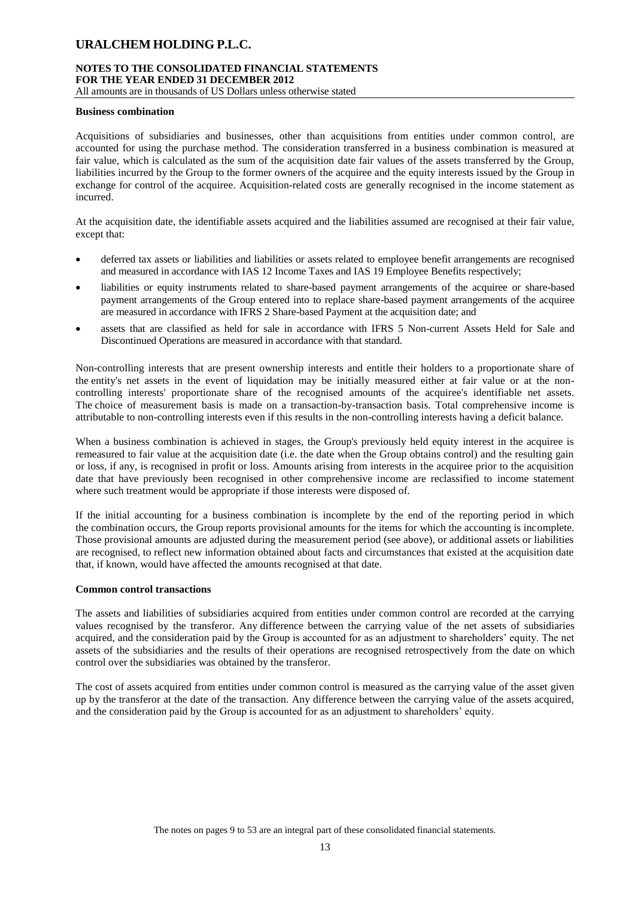**Business combination**

Acquisitions of subsidiaries and businesses, other than acquisitions from entities under common control, are accounted for using the purchase method. The consideration transferred in a business combination is measured at fair value, which is calculated as the sum of the acquisition date fair values of the assets transferred by the Group, liabilities incurred by the Group to the former owners of the acquiree and the equity interests issued by the Group in exchange for control of the acquiree. Acquisition-related costs are generally recognised in the income statement as incurred.

At the acquisition date, the identifiable assets acquired and the liabilities assumed are recognised at their fair value, except that:

- deferred tax assets or liabilities and liabilities or assets related to employee benefit arrangements are recognised and measured in accordance with IAS 12 Income Taxes and IAS 19 Employee Benefits respectively;
- liabilities or equity instruments related to share-based payment arrangements of the acquiree or share-based payment arrangements of the Group entered into to replace share-based payment arrangements of the acquiree are measured in accordance with IFRS 2 Share-based Payment at the acquisition date; and
- assets that are classified as held for sale in accordance with IFRS 5 Non-current Assets Held for Sale and Discontinued Operations are measured in accordance with that standard.

Non-controlling interests that are present ownership interests and entitle their holders to a proportionate share of the entity's net assets in the event of liquidation may be initially measured either at fair value or at the non-controlling interests' proportionate share of the recognised amounts of the acquiree's identifiable net assets. The choice of measurement basis is made on a transaction-by-transaction basis. Total comprehensive income is attributable to non-controlling interests even if this results in the non-controlling interests having a deficit balance.

When a business combination is achieved in stages, the Group's previously held equity interest in the acquiree is remeasured to fair value at the acquisition date (i.e. the date when the Group obtains control) and the resulting gain or loss, if any, is recognised in profit or loss. Amounts arising from interests in the acquiree prior to the acquisition date that have previously been recognised in other comprehensive income are reclassified to income statement where such treatment would be appropriate if those interests were disposed of.

If the initial accounting for a business combination is incomplete by the end of the reporting period in which the combination occurs, the Group reports provisional amounts for the items for which the accounting is incomplete. Those provisional amounts are adjusted during the measurement period (see above), or additional assets or liabilities are recognised, to reflect new information obtained about facts and circumstances that existed at the acquisition date that, if known, would have affected the amounts recognised at that date.

**Common control transactions**

The assets and liabilities of subsidiaries acquired from entities under common control are recorded at the carrying values recognised by the transferor. Any difference between the carrying value of the net assets of subsidiaries acquired, and the consideration paid by the Group is accounted for as an adjustment to shareholders' equity. The net assets of the subsidiaries and the results of their operations are recognised retrospectively from the date on which control over the subsidiaries was obtained by the transferor.

The cost of assets acquired from entities under common control is measured as the carrying value of the asset given up by the transferor at the date of the transaction. Any difference between the carrying value of the assets acquired, and the consideration paid by the Group is accounted for as an adjustment to shareholders' equity.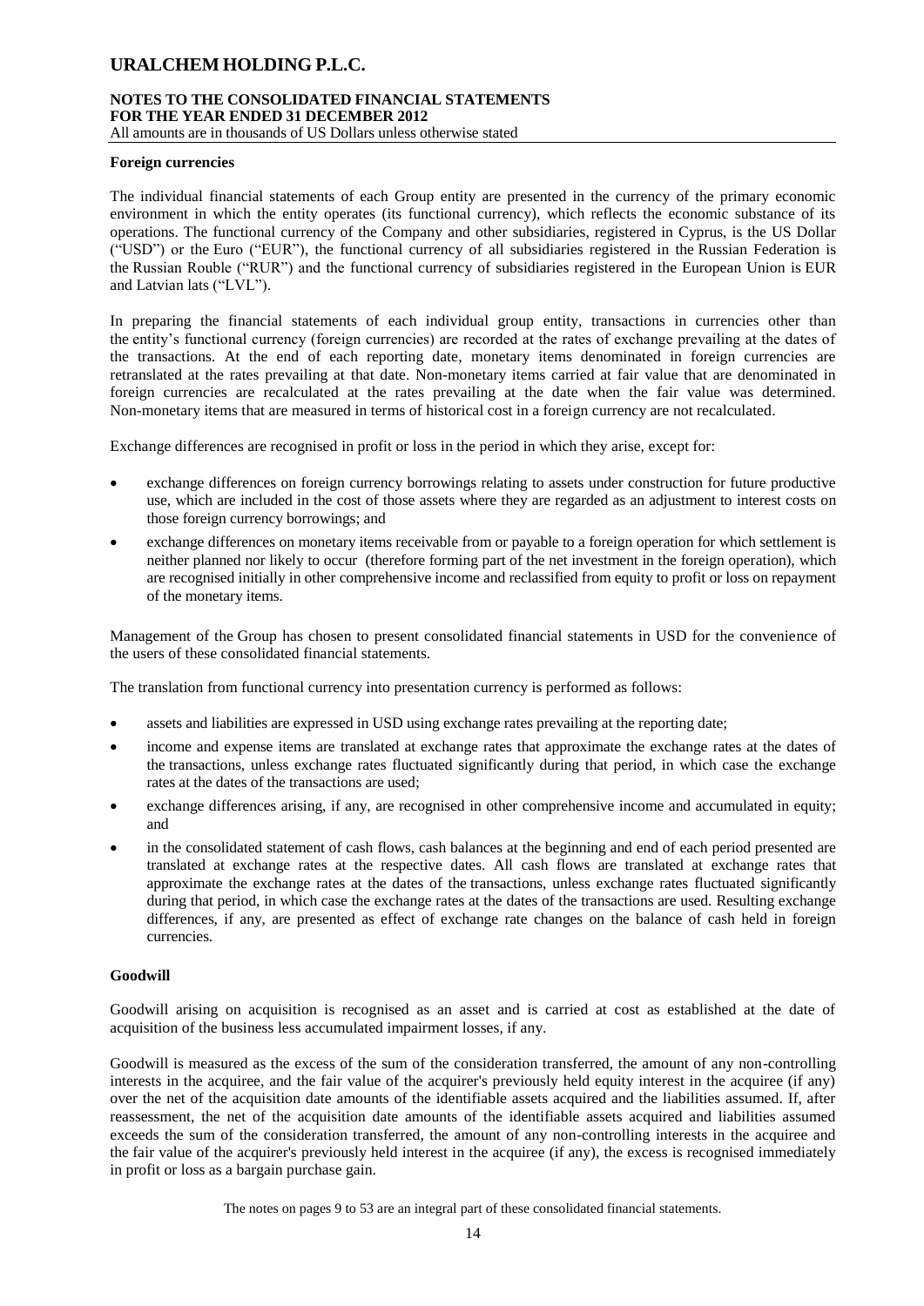**Foreign currencies**

The individual financial statements of each Group entity are presented in the currency of the primary economic environment in which the entity operates (its functional currency), which reflects the economic substance of its operations. The functional currency of the Company and other subsidiaries, registered in Cyprus, is the US Dollar ("USD") or the Euro ("EUR"), the functional currency of all subsidiaries registered in the Russian Federation is the Russian Rouble ("RUR") and the functional currency of subsidiaries registered in the European Union is EUR and Latvian lats ("LVL").

In preparing the financial statements of each individual group entity, transactions in currencies other than the entity's functional currency (foreign currencies) are recorded at the rates of exchange prevailing at the dates of the transactions. At the end of each reporting date, monetary items denominated in foreign currencies are retranslated at the rates prevailing at that date. Non-monetary items carried at fair value that are denominated in foreign currencies are recalculated at the rates prevailing at the date when the fair value was determined. Non-monetary items that are measured in terms of historical cost in a foreign currency are not recalculated.

Exchange differences are recognised in profit or loss in the period in which they arise, except for:

- exchange differences on foreign currency borrowings relating to assets under construction for future productive use, which are included in the cost of those assets where they are regarded as an adjustment to interest costs on those foreign currency borrowings; and
- exchange differences on monetary items receivable from or payable to a foreign operation for which settlement is neither planned nor likely to occur (therefore forming part of the net investment in the foreign operation), which are recognised initially in other comprehensive income and reclassified from equity to profit or loss on repayment of the monetary items.

Management of the Group has chosen to present consolidated financial statements in USD for the convenience of the users of these consolidated financial statements.

The translation from functional currency into presentation currency is performed as follows:

- assets and liabilities are expressed in USD using exchange rates prevailing at the reporting date;
- income and expense items are translated at exchange rates that approximate the exchange rates at the dates of the transactions, unless exchange rates fluctuated significantly during that period, in which case the exchange rates at the dates of the transactions are used;
- exchange differences arising, if any, are recognised in other comprehensive income and accumulated in equity; and
- in the consolidated statement of cash flows, cash balances at the beginning and end of each period presented are translated at exchange rates at the respective dates. All cash flows are translated at exchange rates that approximate the exchange rates at the dates of the transactions, unless exchange rates fluctuated significantly during that period, in which case the exchange rates at the dates of the transactions are used. Resulting exchange differences, if any, are presented as effect of exchange rate changes on the balance of cash held in foreign currencies.

**Goodwill**

Goodwill arising on acquisition is recognised as an asset and is carried at cost as established at the date of acquisition of the business less accumulated impairment losses, if any.

Goodwill is measured as the excess of the sum of the consideration transferred, the amount of any non-controlling interests in the acquiree, and the fair value of the acquirer's previously held equity interest in the acquiree (if any) over the net of the acquisition date amounts of the identifiable assets acquired and the liabilities assumed. If, after reassessment, the net of the acquisition date amounts of the identifiable assets acquired and liabilities assumed exceeds the sum of the consideration transferred, the amount of any non-controlling interests in the acquiree and the fair value of the acquirer's previously held interest in the acquiree (if any), the excess is recognised immediately in profit or loss as a bargain purchase gain.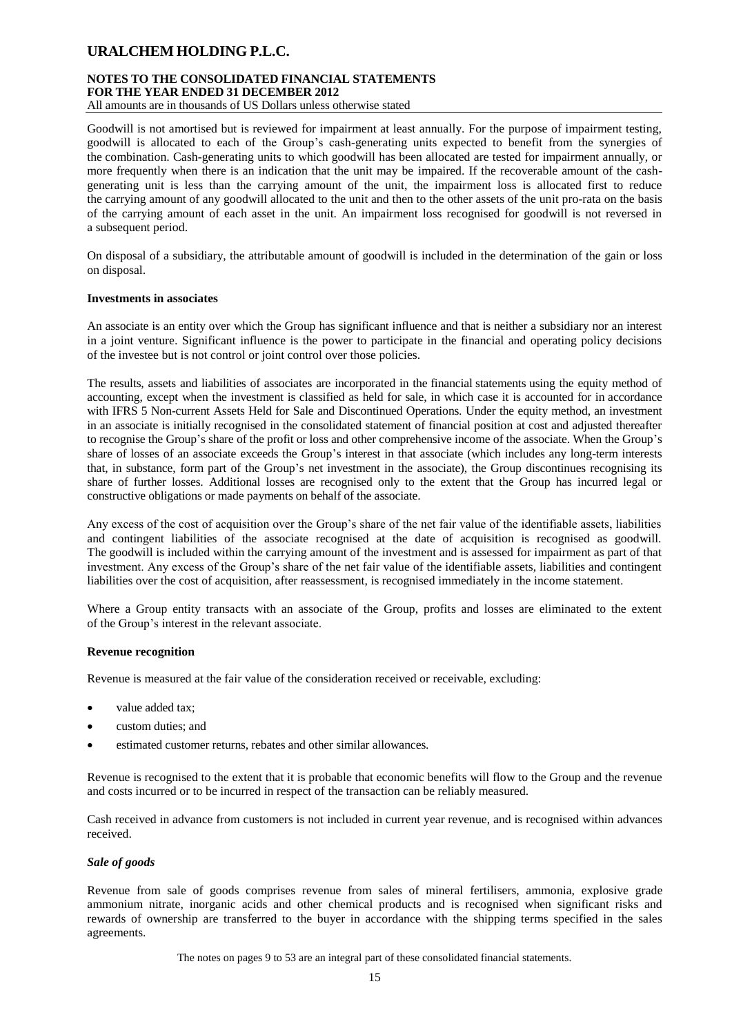Goodwill is not amortised but is reviewed for impairment at least annually. For the purpose of impairment testing, goodwill is allocated to each of the Group's cash-generating units expected to benefit from the synergies of the combination. Cash-generating units to which goodwill has been allocated are tested for impairment annually, or more frequently when there is an indication that the unit may be impaired. If the recoverable amount of the cash-generating unit is less than the carrying amount of the unit, the impairment loss is allocated first to reduce the carrying amount of any goodwill allocated to the unit and then to the other assets of the unit pro-rata on the basis of the carrying amount of each asset in the unit. An impairment loss recognised for goodwill is not reversed in a subsequent period.

On disposal of a subsidiary, the attributable amount of goodwill is included in the determination of the gain or loss on disposal.

**Investments in associates**

An associate is an entity over which the Group has significant influence and that is neither a subsidiary nor an interest in a joint venture. Significant influence is the power to participate in the financial and operating policy decisions of the investee but is not control or joint control over those policies.

The results, assets and liabilities of associates are incorporated in the financial statements using the equity method of accounting, except when the investment is classified as held for sale, in which case it is accounted for in accordance with IFRS 5 Non-current Assets Held for Sale and Discontinued Operations. Under the equity method, an investment in an associate is initially recognised in the consolidated statement of financial position at cost and adjusted thereafter to recognise the Group's share of the profit or loss and other comprehensive income of the associate. When the Group's share of losses of an associate exceeds the Group's interest in that associate (which includes any long-term interests that, in substance, form part of the Group's net investment in the associate), the Group discontinues recognising its share of further losses. Additional losses are recognised only to the extent that the Group has incurred legal or constructive obligations or made payments on behalf of the associate.

Any excess of the cost of acquisition over the Group's share of the net fair value of the identifiable assets, liabilities and contingent liabilities of the associate recognised at the date of acquisition is recognised as goodwill. The goodwill is included within the carrying amount of the investment and is assessed for impairment as part of that investment. Any excess of the Group's share of the net fair value of the identifiable assets, liabilities and contingent liabilities over the cost of acquisition, after reassessment, is recognised immediately in the income statement.

Where a Group entity transacts with an associate of the Group, profits and losses are eliminated to the extent of the Group's interest in the relevant associate.

**Revenue recognition**

Revenue is measured at the fair value of the consideration received or receivable, excluding:

- value added tax;
- custom duties; and
- estimated customer returns, rebates and other similar allowances.

Revenue is recognised to the extent that it is probable that economic benefits will flow to the Group and the revenue and costs incurred or to be incurred in respect of the transaction can be reliably measured.

Cash received in advance from customers is not included in current year revenue, and is recognised within advances received.

***Sale of goods***

Revenue from sale of goods comprises revenue from sales of mineral fertilisers, ammonia, explosive grade ammonium nitrate, inorganic acids and other chemical products and is recognised when significant risks and rewards of ownership are transferred to the buyer in accordance with the shipping terms specified in the sales agreements.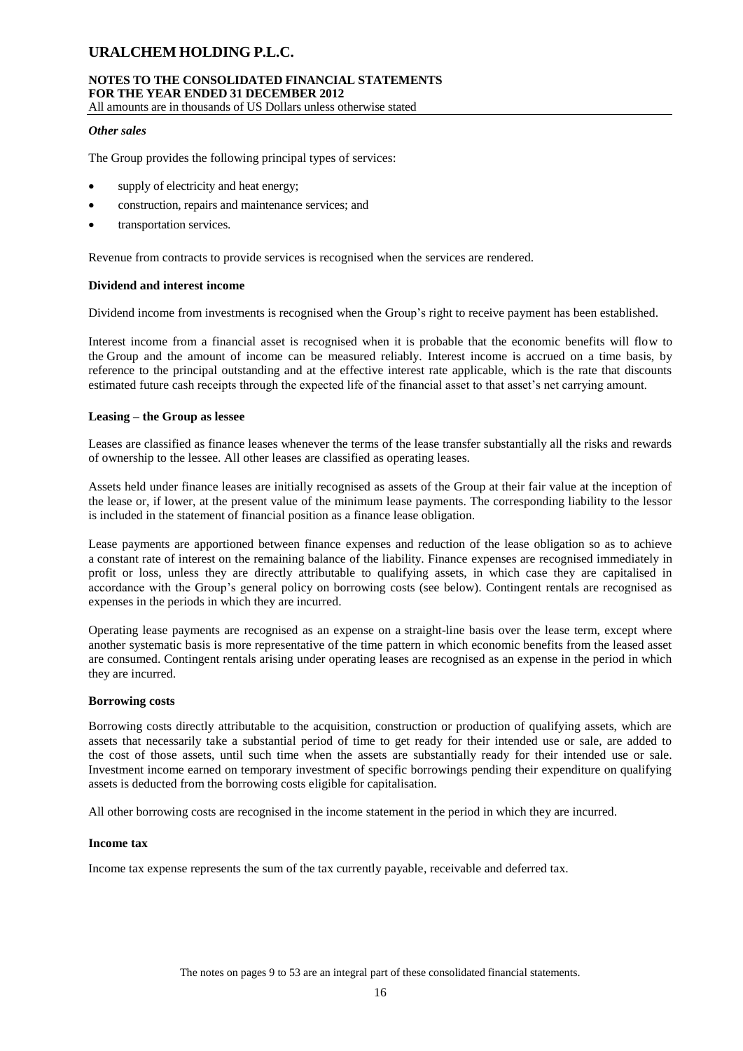### *Other sales*

The Group provides the following principal types of services:

- supply of electricity and heat energy;
- construction, repairs and maintenance services; and
- transportation services.

Revenue from contracts to provide services is recognised when the services are rendered.

### Dividend and interest income

Dividend income from investments is recognised when the Group's right to receive payment has been established.

Interest income from a financial asset is recognised when it is probable that the economic benefits will flow to the Group and the amount of income can be measured reliably. Interest income is accrued on a time basis, by reference to the principal outstanding and at the effective interest rate applicable, which is the rate that discounts estimated future cash receipts through the expected life of the financial asset to that asset's net carrying amount.

### Leasing – the Group as lessee

Leases are classified as finance leases whenever the terms of the lease transfer substantially all the risks and rewards of ownership to the lessee. All other leases are classified as operating leases.

Assets held under finance leases are initially recognised as assets of the Group at their fair value at the inception of the lease or, if lower, at the present value of the minimum lease payments. The corresponding liability to the lessor is included in the statement of financial position as a finance lease obligation.

Lease payments are apportioned between finance expenses and reduction of the lease obligation so as to achieve a constant rate of interest on the remaining balance of the liability. Finance expenses are recognised immediately in profit or loss, unless they are directly attributable to qualifying assets, in which case they are capitalised in accordance with the Group's general policy on borrowing costs (see below). Contingent rentals are recognised as expenses in the periods in which they are incurred.

Operating lease payments are recognised as an expense on a straight-line basis over the lease term, except where another systematic basis is more representative of the time pattern in which economic benefits from the leased asset are consumed. Contingent rentals arising under operating leases are recognised as an expense in the period in which they are incurred.

### Borrowing costs

Borrowing costs directly attributable to the acquisition, construction or production of qualifying assets, which are assets that necessarily take a substantial period of time to get ready for their intended use or sale, are added to the cost of those assets, until such time when the assets are substantially ready for their intended use or sale. Investment income earned on temporary investment of specific borrowings pending their expenditure on qualifying assets is deducted from the borrowing costs eligible for capitalisation.

All other borrowing costs are recognised in the income statement in the period in which they are incurred.

### Income tax

Income tax expense represents the sum of the tax currently payable, receivable and deferred tax.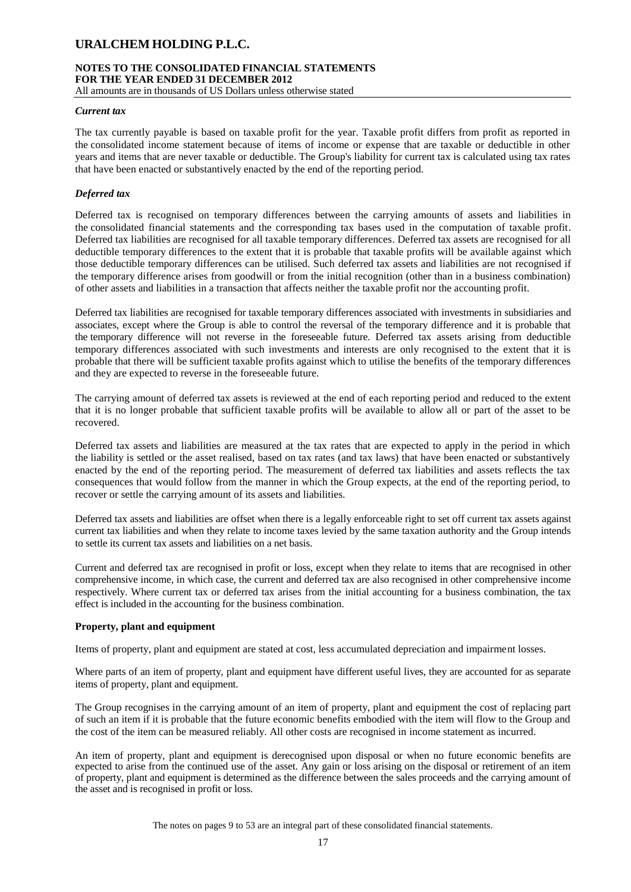### *Current tax*

The tax currently payable is based on taxable profit for the year. Taxable profit differs from profit as reported in the consolidated income statement because of items of income or expense that are taxable or deductible in other years and items that are never taxable or deductible. The Group's liability for current tax is calculated using tax rates that have been enacted or substantively enacted by the end of the reporting period.

### *Deferred tax*

Deferred tax is recognised on temporary differences between the carrying amounts of assets and liabilities in the consolidated financial statements and the corresponding tax bases used in the computation of taxable profit. Deferred tax liabilities are recognised for all taxable temporary differences. Deferred tax assets are recognised for all deductible temporary differences to the extent that it is probable that taxable profits will be available against which those deductible temporary differences can be utilised. Such deferred tax assets and liabilities are not recognised if the temporary difference arises from goodwill or from the initial recognition (other than in a business combination) of other assets and liabilities in a transaction that affects neither the taxable profit nor the accounting profit.

Deferred tax liabilities are recognised for taxable temporary differences associated with investments in subsidiaries and associates, except where the Group is able to control the reversal of the temporary difference and it is probable that the temporary difference will not reverse in the foreseeable future. Deferred tax assets arising from deductible temporary differences associated with such investments and interests are only recognised to the extent that it is probable that there will be sufficient taxable profits against which to utilise the benefits of the temporary differences and they are expected to reverse in the foreseeable future.

The carrying amount of deferred tax assets is reviewed at the end of each reporting period and reduced to the extent that it is no longer probable that sufficient taxable profits will be available to allow all or part of the asset to be recovered.

Deferred tax assets and liabilities are measured at the tax rates that are expected to apply in the period in which the liability is settled or the asset realised, based on tax rates (and tax laws) that have been enacted or substantively enacted by the end of the reporting period. The measurement of deferred tax liabilities and assets reflects the tax consequences that would follow from the manner in which the Group expects, at the end of the reporting period, to recover or settle the carrying amount of its assets and liabilities.

Deferred tax assets and liabilities are offset when there is a legally enforceable right to set off current tax assets against current tax liabilities and when they relate to income taxes levied by the same taxation authority and the Group intends to settle its current tax assets and liabilities on a net basis.

Current and deferred tax are recognised in profit or loss, except when they relate to items that are recognised in other comprehensive income, in which case, the current and deferred tax are also recognised in other comprehensive income respectively. Where current tax or deferred tax arises from the initial accounting for a business combination, the tax effect is included in the accounting for the business combination.

### Property, plant and equipment

Items of property, plant and equipment are stated at cost, less accumulated depreciation and impairment losses.

Where parts of an item of property, plant and equipment have different useful lives, they are accounted for as separate items of property, plant and equipment.

The Group recognises in the carrying amount of an item of property, plant and equipment the cost of replacing part of such an item if it is probable that the future economic benefits embodied with the item will flow to the Group and the cost of the item can be measured reliably. All other costs are recognised in income statement as incurred.

An item of property, plant and equipment is derecognised upon disposal or when no future economic benefits are expected to arise from the continued use of the asset. Any gain or loss arising on the disposal or retirement of an item of property, plant and equipment is determined as the difference between the sales proceeds and the carrying amount of the asset and is recognised in profit or loss.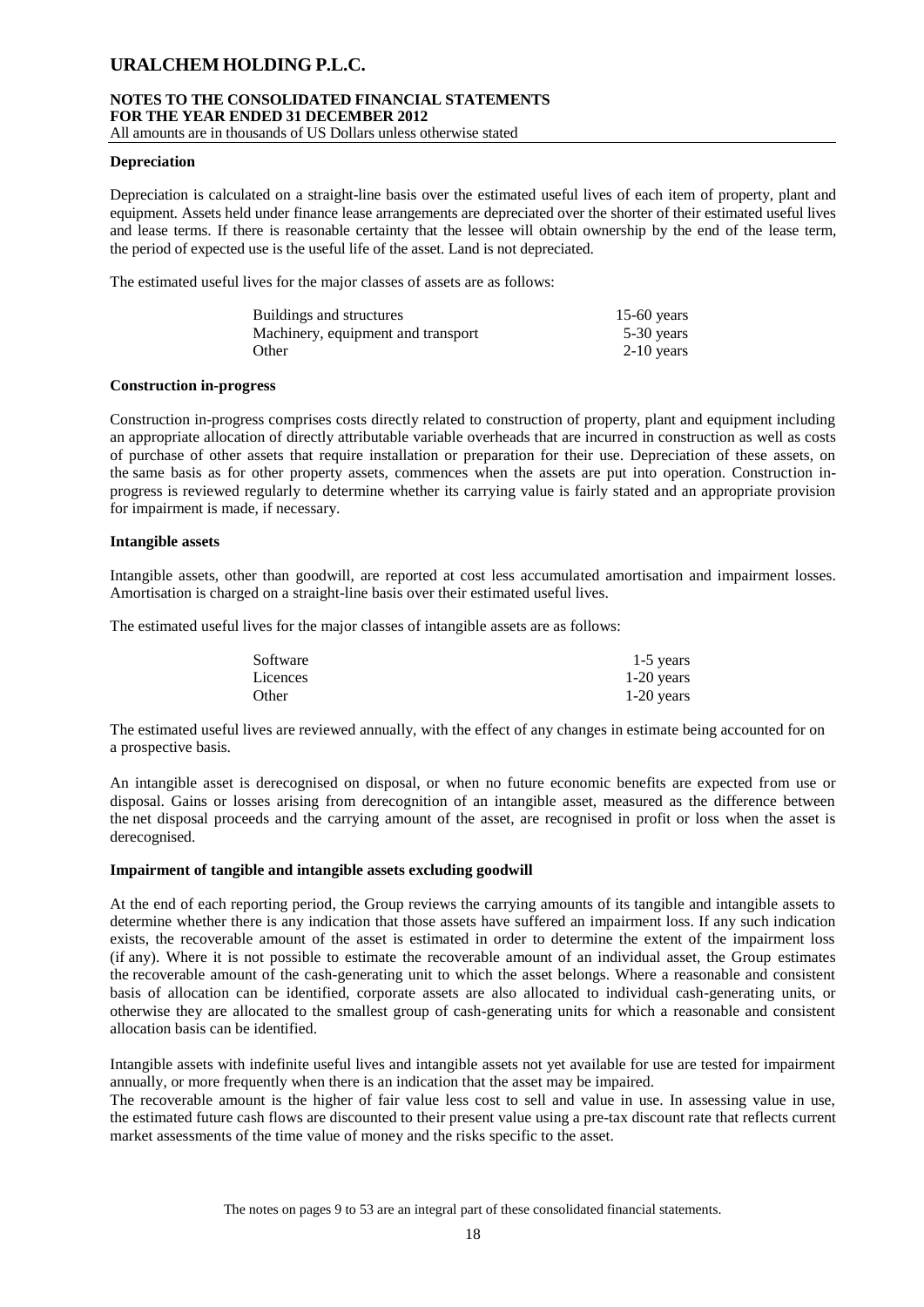**Depreciation**

Depreciation is calculated on a straight-line basis over the estimated useful lives of each item of property, plant and equipment. Assets held under finance lease arrangements are depreciated over the shorter of their estimated useful lives and lease terms. If there is reasonable certainty that the lessee will obtain ownership by the end of the lease term, the period of expected use is the useful life of the asset. Land is not depreciated.

The estimated useful lives for the major classes of assets are as follows:

| | |
|---|---|
| Buildings and structures | 15-60 years |
| Machinery, equipment and transport | 5-30 years |
| Other | 2-10 years |

**Construction in-progress**

Construction in-progress comprises costs directly related to construction of property, plant and equipment including an appropriate allocation of directly attributable variable overheads that are incurred in construction as well as costs of purchase of other assets that require installation or preparation for their use. Depreciation of these assets, on the same basis as for other property assets, commences when the assets are put into operation. Construction in-progress is reviewed regularly to determine whether its carrying value is fairly stated and an appropriate provision for impairment is made, if necessary.

**Intangible assets**

Intangible assets, other than goodwill, are reported at cost less accumulated amortisation and impairment losses. Amortisation is charged on a straight-line basis over their estimated useful lives.

The estimated useful lives for the major classes of intangible assets are as follows:

| | |
|---|---|
| Software | 1-5 years |
| Licences | 1-20 years |
| Other | 1-20 years |

The estimated useful lives are reviewed annually, with the effect of any changes in estimate being accounted for on a prospective basis.

An intangible asset is derecognised on disposal, or when no future economic benefits are expected from use or disposal. Gains or losses arising from derecognition of an intangible asset, measured as the difference between the net disposal proceeds and the carrying amount of the asset, are recognised in profit or loss when the asset is derecognised.

**Impairment of tangible and intangible assets excluding goodwill**

At the end of each reporting period, the Group reviews the carrying amounts of its tangible and intangible assets to determine whether there is any indication that those assets have suffered an impairment loss. If any such indication exists, the recoverable amount of the asset is estimated in order to determine the extent of the impairment loss (if any). Where it is not possible to estimate the recoverable amount of an individual asset, the Group estimates the recoverable amount of the cash-generating unit to which the asset belongs. Where a reasonable and consistent basis of allocation can be identified, corporate assets are also allocated to individual cash-generating units, or otherwise they are allocated to the smallest group of cash-generating units for which a reasonable and consistent allocation basis can be identified.

Intangible assets with indefinite useful lives and intangible assets not yet available for use are tested for impairment annually, or more frequently when there is an indication that the asset may be impaired.

The recoverable amount is the higher of fair value less cost to sell and value in use. In assessing value in use, the estimated future cash flows are discounted to their present value using a pre-tax discount rate that reflects current market assessments of the time value of money and the risks specific to the asset.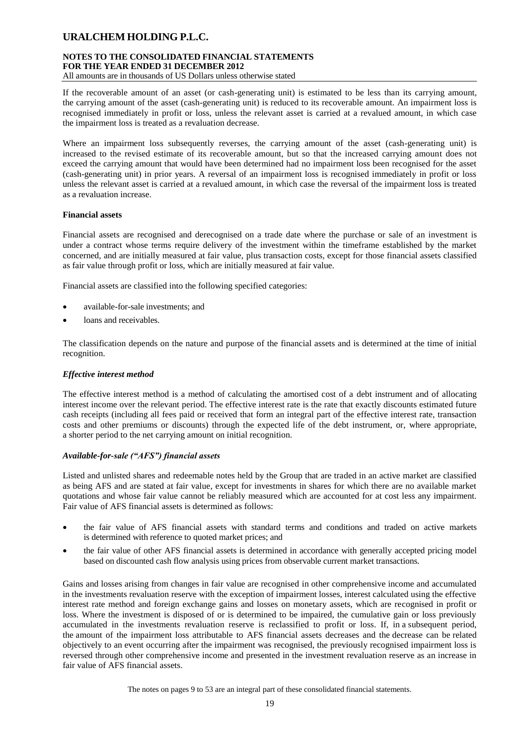If the recoverable amount of an asset (or cash-generating unit) is estimated to be less than its carrying amount, the carrying amount of the asset (cash-generating unit) is reduced to its recoverable amount. An impairment loss is recognised immediately in profit or loss, unless the relevant asset is carried at a revalued amount, in which case the impairment loss is treated as a revaluation decrease.

Where an impairment loss subsequently reverses, the carrying amount of the asset (cash-generating unit) is increased to the revised estimate of its recoverable amount, but so that the increased carrying amount does not exceed the carrying amount that would have been determined had no impairment loss been recognised for the asset (cash-generating unit) in prior years. A reversal of an impairment loss is recognised immediately in profit or loss unless the relevant asset is carried at a revalued amount, in which case the reversal of the impairment loss is treated as a revaluation increase.

**Financial assets**

Financial assets are recognised and derecognised on a trade date where the purchase or sale of an investment is under a contract whose terms require delivery of the investment within the timeframe established by the market concerned, and are initially measured at fair value, plus transaction costs, except for those financial assets classified as fair value through profit or loss, which are initially measured at fair value.

Financial assets are classified into the following specified categories:

- available-for-sale investments; and
- loans and receivables.

The classification depends on the nature and purpose of the financial assets and is determined at the time of initial recognition.

***Effective interest method***

The effective interest method is a method of calculating the amortised cost of a debt instrument and of allocating interest income over the relevant period. The effective interest rate is the rate that exactly discounts estimated future cash receipts (including all fees paid or received that form an integral part of the effective interest rate, transaction costs and other premiums or discounts) through the expected life of the debt instrument, or, where appropriate, a shorter period to the net carrying amount on initial recognition.

***Available-for-sale ("AFS") financial assets***

Listed and unlisted shares and redeemable notes held by the Group that are traded in an active market are classified as being AFS and are stated at fair value, except for investments in shares for which there are no available market quotations and whose fair value cannot be reliably measured which are accounted for at cost less any impairment. Fair value of AFS financial assets is determined as follows:

- the fair value of AFS financial assets with standard terms and conditions and traded on active markets is determined with reference to quoted market prices; and
- the fair value of other AFS financial assets is determined in accordance with generally accepted pricing model based on discounted cash flow analysis using prices from observable current market transactions.

Gains and losses arising from changes in fair value are recognised in other comprehensive income and accumulated in the investments revaluation reserve with the exception of impairment losses, interest calculated using the effective interest rate method and foreign exchange gains and losses on monetary assets, which are recognised in profit or loss. Where the investment is disposed of or is determined to be impaired, the cumulative gain or loss previously accumulated in the investments revaluation reserve is reclassified to profit or loss. If, in a subsequent period, the amount of the impairment loss attributable to AFS financial assets decreases and the decrease can be related objectively to an event occurring after the impairment was recognised, the previously recognised impairment loss is reversed through other comprehensive income and presented in the investment revaluation reserve as an increase in fair value of AFS financial assets.

The notes on pages 9 to 53 are an integral part of these consolidated financial statements.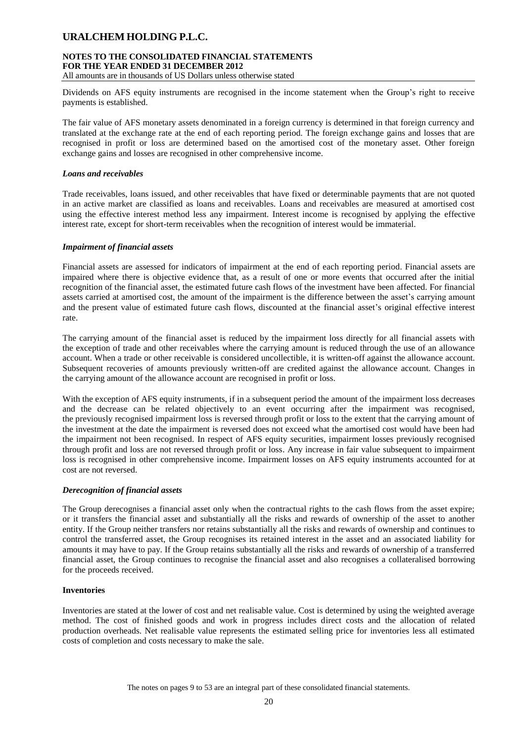Dividends on AFS equity instruments are recognised in the income statement when the Group's right to receive payments is established.

The fair value of AFS monetary assets denominated in a foreign currency is determined in that foreign currency and translated at the exchange rate at the end of each reporting period. The foreign exchange gains and losses that are recognised in profit or loss are determined based on the amortised cost of the monetary asset. Other foreign exchange gains and losses are recognised in other comprehensive income.

***Loans and receivables***

Trade receivables, loans issued, and other receivables that have fixed or determinable payments that are not quoted in an active market are classified as loans and receivables. Loans and receivables are measured at amortised cost using the effective interest method less any impairment. Interest income is recognised by applying the effective interest rate, except for short-term receivables when the recognition of interest would be immaterial.

***Impairment of financial assets***

Financial assets are assessed for indicators of impairment at the end of each reporting period. Financial assets are impaired where there is objective evidence that, as a result of one or more events that occurred after the initial recognition of the financial asset, the estimated future cash flows of the investment have been affected. For financial assets carried at amortised cost, the amount of the impairment is the difference between the asset's carrying amount and the present value of estimated future cash flows, discounted at the financial asset's original effective interest rate.

The carrying amount of the financial asset is reduced by the impairment loss directly for all financial assets with the exception of trade and other receivables where the carrying amount is reduced through the use of an allowance account. When a trade or other receivable is considered uncollectible, it is written-off against the allowance account. Subsequent recoveries of amounts previously written-off are credited against the allowance account. Changes in the carrying amount of the allowance account are recognised in profit or loss.

With the exception of AFS equity instruments, if in a subsequent period the amount of the impairment loss decreases and the decrease can be related objectively to an event occurring after the impairment was recognised, the previously recognised impairment loss is reversed through profit or loss to the extent that the carrying amount of the investment at the date the impairment is reversed does not exceed what the amortised cost would have been had the impairment not been recognised. In respect of AFS equity securities, impairment losses previously recognised through profit and loss are not reversed through profit or loss. Any increase in fair value subsequent to impairment loss is recognised in other comprehensive income. Impairment losses on AFS equity instruments accounted for at cost are not reversed.

***Derecognition of financial assets***

The Group derecognises a financial asset only when the contractual rights to the cash flows from the asset expire; or it transfers the financial asset and substantially all the risks and rewards of ownership of the asset to another entity. If the Group neither transfers nor retains substantially all the risks and rewards of ownership and continues to control the transferred asset, the Group recognises its retained interest in the asset and an associated liability for amounts it may have to pay. If the Group retains substantially all the risks and rewards of ownership of a transferred financial asset, the Group continues to recognise the financial asset and also recognises a collateralised borrowing for the proceeds received.

**Inventories**

Inventories are stated at the lower of cost and net realisable value. Cost is determined by using the weighted average method. The cost of finished goods and work in progress includes direct costs and the allocation of related production overheads. Net realisable value represents the estimated selling price for inventories less all estimated costs of completion and costs necessary to make the sale.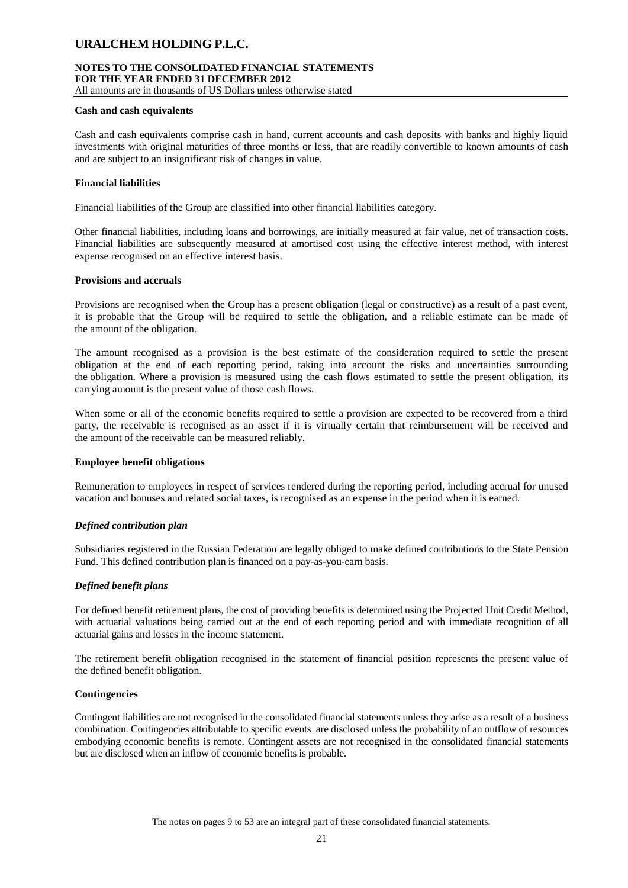**Cash and cash equivalents**

Cash and cash equivalents comprise cash in hand, current accounts and cash deposits with banks and highly liquid investments with original maturities of three months or less, that are readily convertible to known amounts of cash and are subject to an insignificant risk of changes in value.

**Financial liabilities**

Financial liabilities of the Group are classified into other financial liabilities category.

Other financial liabilities, including loans and borrowings, are initially measured at fair value, net of transaction costs. Financial liabilities are subsequently measured at amortised cost using the effective interest method, with interest expense recognised on an effective interest basis.

**Provisions and accruals**

Provisions are recognised when the Group has a present obligation (legal or constructive) as a result of a past event, it is probable that the Group will be required to settle the obligation, and a reliable estimate can be made of the amount of the obligation.

The amount recognised as a provision is the best estimate of the consideration required to settle the present obligation at the end of each reporting period, taking into account the risks and uncertainties surrounding the obligation. Where a provision is measured using the cash flows estimated to settle the present obligation, its carrying amount is the present value of those cash flows.

When some or all of the economic benefits required to settle a provision are expected to be recovered from a third party, the receivable is recognised as an asset if it is virtually certain that reimbursement will be received and the amount of the receivable can be measured reliably.

**Employee benefit obligations**

Remuneration to employees in respect of services rendered during the reporting period, including accrual for unused vacation and bonuses and related social taxes, is recognised as an expense in the period when it is earned.

***Defined contribution plan***

Subsidiaries registered in the Russian Federation are legally obliged to make defined contributions to the State Pension Fund. This defined contribution plan is financed on a pay-as-you-earn basis.

***Defined benefit plans***

For defined benefit retirement plans, the cost of providing benefits is determined using the Projected Unit Credit Method, with actuarial valuations being carried out at the end of each reporting period and with immediate recognition of all actuarial gains and losses in the income statement.

The retirement benefit obligation recognised in the statement of financial position represents the present value of the defined benefit obligation.

**Contingencies**

Contingent liabilities are not recognised in the consolidated financial statements unless they arise as a result of a business combination. Contingencies attributable to specific events are disclosed unless the probability of an outflow of resources embodying economic benefits is remote. Contingent assets are not recognised in the consolidated financial statements but are disclosed when an inflow of economic benefits is probable.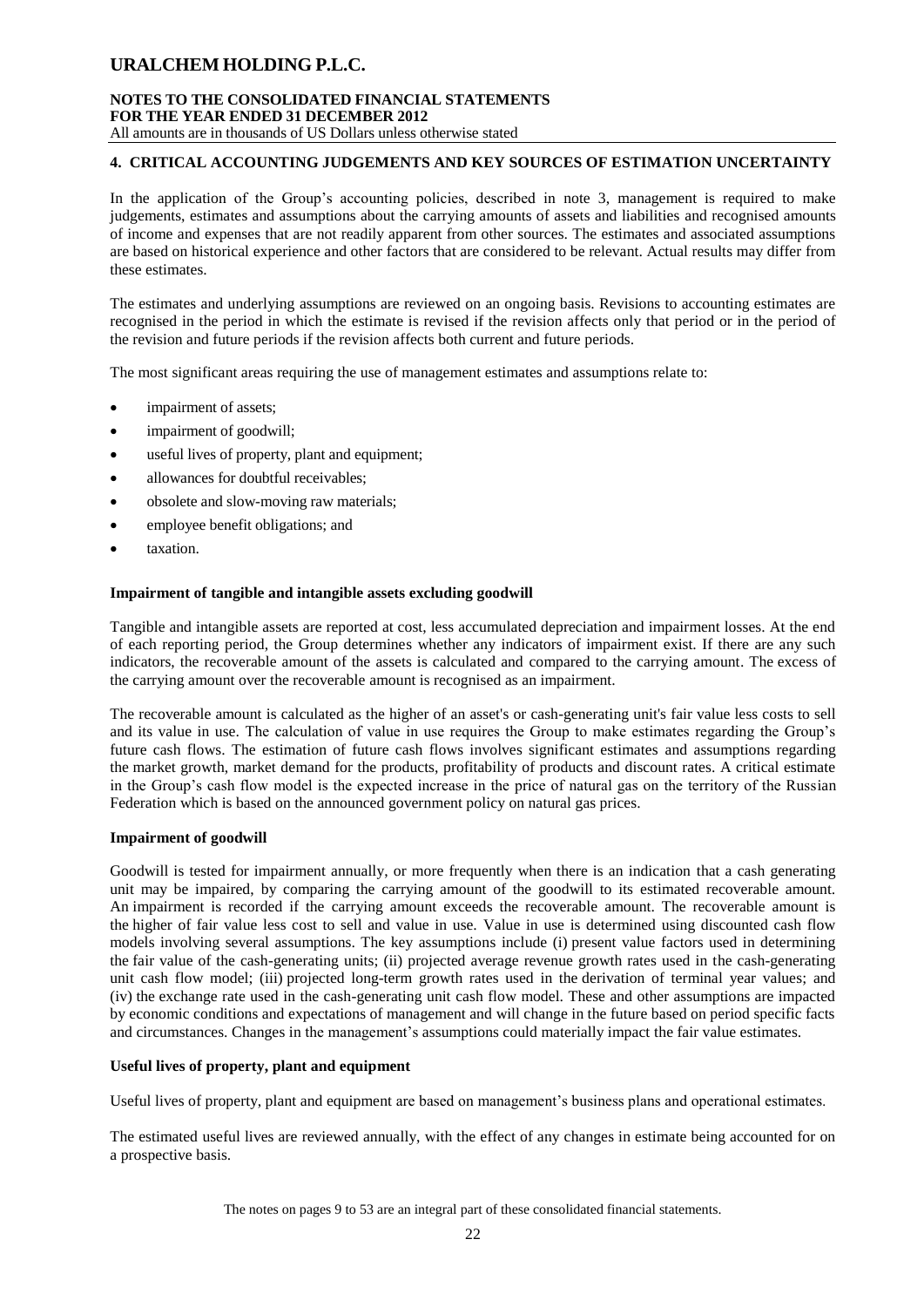## 4. CRITICAL ACCOUNTING JUDGEMENTS AND KEY SOURCES OF ESTIMATION UNCERTAINTY

In the application of the Group's accounting policies, described in note 3, management is required to make judgements, estimates and assumptions about the carrying amounts of assets and liabilities and recognised amounts of income and expenses that are not readily apparent from other sources. The estimates and associated assumptions are based on historical experience and other factors that are considered to be relevant. Actual results may differ from these estimates.

The estimates and underlying assumptions are reviewed on an ongoing basis. Revisions to accounting estimates are recognised in the period in which the estimate is revised if the revision affects only that period or in the period of the revision and future periods if the revision affects both current and future periods.

The most significant areas requiring the use of management estimates and assumptions relate to:

- impairment of assets;
- impairment of goodwill;
- useful lives of property, plant and equipment;
- allowances for doubtful receivables;
- obsolete and slow-moving raw materials;
- employee benefit obligations; and
- taxation.

### Impairment of tangible and intangible assets excluding goodwill

Tangible and intangible assets are reported at cost, less accumulated depreciation and impairment losses. At the end of each reporting period, the Group determines whether any indicators of impairment exist. If there are any such indicators, the recoverable amount of the assets is calculated and compared to the carrying amount. The excess of the carrying amount over the recoverable amount is recognised as an impairment.

The recoverable amount is calculated as the higher of an asset's or cash-generating unit's fair value less costs to sell and its value in use. The calculation of value in use requires the Group to make estimates regarding the Group's future cash flows. The estimation of future cash flows involves significant estimates and assumptions regarding the market growth, market demand for the products, profitability of products and discount rates. A critical estimate in the Group's cash flow model is the expected increase in the price of natural gas on the territory of the Russian Federation which is based on the announced government policy on natural gas prices.

### Impairment of goodwill

Goodwill is tested for impairment annually, or more frequently when there is an indication that a cash generating unit may be impaired, by comparing the carrying amount of the goodwill to its estimated recoverable amount. An impairment is recorded if the carrying amount exceeds the recoverable amount. The recoverable amount is the higher of fair value less cost to sell and value in use. Value in use is determined using discounted cash flow models involving several assumptions. The key assumptions include (i) present value factors used in determining the fair value of the cash-generating units; (ii) projected average revenue growth rates used in the cash-generating unit cash flow model; (iii) projected long-term growth rates used in the derivation of terminal year values; and (iv) the exchange rate used in the cash-generating unit cash flow model. These and other assumptions are impacted by economic conditions and expectations of management and will change in the future based on period specific facts and circumstances. Changes in the management's assumptions could materially impact the fair value estimates.

### Useful lives of property, plant and equipment

Useful lives of property, plant and equipment are based on management's business plans and operational estimates.

The estimated useful lives are reviewed annually, with the effect of any changes in estimate being accounted for on a prospective basis.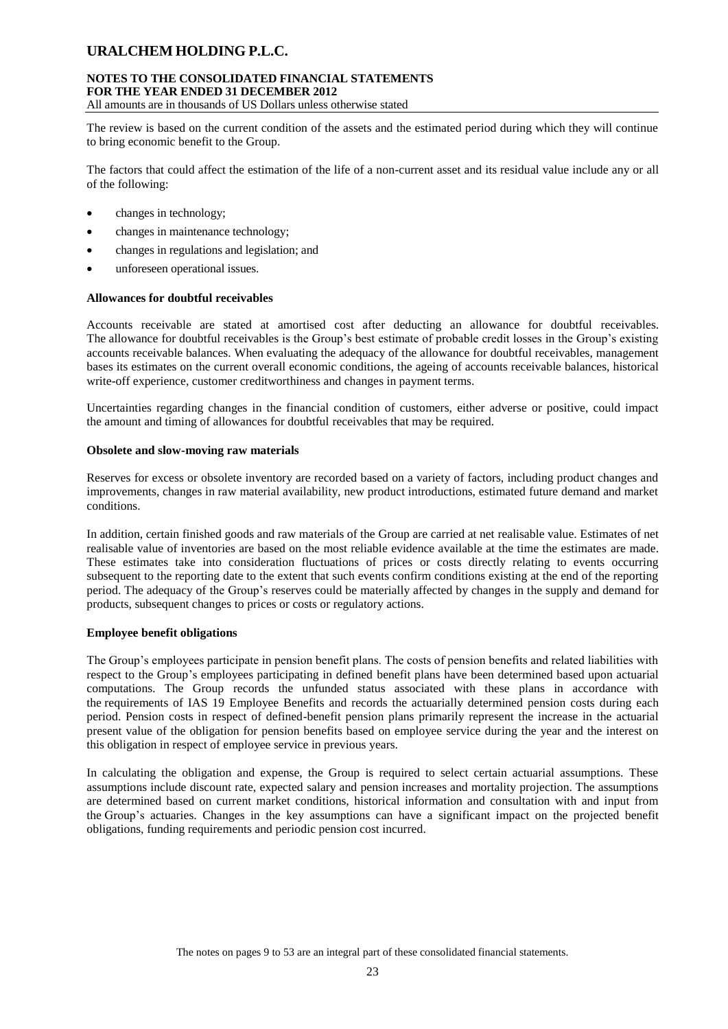The review is based on the current condition of the assets and the estimated period during which they will continue to bring economic benefit to the Group.

The factors that could affect the estimation of the life of a non-current asset and its residual value include any or all of the following:

- changes in technology;
- changes in maintenance technology;
- changes in regulations and legislation; and
- unforeseen operational issues.

**Allowances for doubtful receivables**

Accounts receivable are stated at amortised cost after deducting an allowance for doubtful receivables. The allowance for doubtful receivables is the Group's best estimate of probable credit losses in the Group's existing accounts receivable balances. When evaluating the adequacy of the allowance for doubtful receivables, management bases its estimates on the current overall economic conditions, the ageing of accounts receivable balances, historical write-off experience, customer creditworthiness and changes in payment terms.

Uncertainties regarding changes in the financial condition of customers, either adverse or positive, could impact the amount and timing of allowances for doubtful receivables that may be required.

**Obsolete and slow-moving raw materials**

Reserves for excess or obsolete inventory are recorded based on a variety of factors, including product changes and improvements, changes in raw material availability, new product introductions, estimated future demand and market conditions.

In addition, certain finished goods and raw materials of the Group are carried at net realisable value. Estimates of net realisable value of inventories are based on the most reliable evidence available at the time the estimates are made. These estimates take into consideration fluctuations of prices or costs directly relating to events occurring subsequent to the reporting date to the extent that such events confirm conditions existing at the end of the reporting period. The adequacy of the Group's reserves could be materially affected by changes in the supply and demand for products, subsequent changes to prices or costs or regulatory actions.

**Employee benefit obligations**

The Group's employees participate in pension benefit plans. The costs of pension benefits and related liabilities with respect to the Group's employees participating in defined benefit plans have been determined based upon actuarial computations. The Group records the unfunded status associated with these plans in accordance with the requirements of IAS 19 Employee Benefits and records the actuarially determined pension costs during each period. Pension costs in respect of defined-benefit pension plans primarily represent the increase in the actuarial present value of the obligation for pension benefits based on employee service during the year and the interest on this obligation in respect of employee service in previous years.

In calculating the obligation and expense, the Group is required to select certain actuarial assumptions. These assumptions include discount rate, expected salary and pension increases and mortality projection. The assumptions are determined based on current market conditions, historical information and consultation with and input from the Group's actuaries. Changes in the key assumptions can have a significant impact on the projected benefit obligations, funding requirements and periodic pension cost incurred.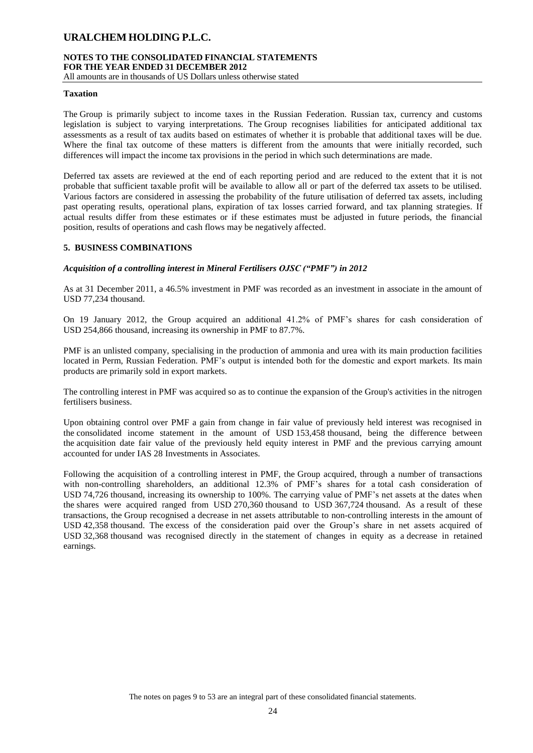**Taxation**

The Group is primarily subject to income taxes in the Russian Federation. Russian tax, currency and customs legislation is subject to varying interpretations. The Group recognises liabilities for anticipated additional tax assessments as a result of tax audits based on estimates of whether it is probable that additional taxes will be due. Where the final tax outcome of these matters is different from the amounts that were initially recorded, such differences will impact the income tax provisions in the period in which such determinations are made.

Deferred tax assets are reviewed at the end of each reporting period and are reduced to the extent that it is not probable that sufficient taxable profit will be available to allow all or part of the deferred tax assets to be utilised. Various factors are considered in assessing the probability of the future utilisation of deferred tax assets, including past operating results, operational plans, expiration of tax losses carried forward, and tax planning strategies. If actual results differ from these estimates or if these estimates must be adjusted in future periods, the financial position, results of operations and cash flows may be negatively affected.

## 5. BUSINESS COMBINATIONS

***Acquisition of a controlling interest in Mineral Fertilisers OJSC ("PMF") in 2012***

As at 31 December 2011, a 46.5% investment in PMF was recorded as an investment in associate in the amount of USD 77,234 thousand.

On 19 January 2012, the Group acquired an additional 41.2% of PMF's shares for cash consideration of USD 254,866 thousand, increasing its ownership in PMF to 87.7%.

PMF is an unlisted company, specialising in the production of ammonia and urea with its main production facilities located in Perm, Russian Federation. PMF's output is intended both for the domestic and export markets. Its main products are primarily sold in export markets.

The controlling interest in PMF was acquired so as to continue the expansion of the Group's activities in the nitrogen fertilisers business.

Upon obtaining control over PMF a gain from change in fair value of previously held interest was recognised in the consolidated income statement in the amount of USD 153,458 thousand, being the difference between the acquisition date fair value of the previously held equity interest in PMF and the previous carrying amount accounted for under IAS 28 Investments in Associates.

Following the acquisition of a controlling interest in PMF, the Group acquired, through a number of transactions with non-controlling shareholders, an additional 12.3% of PMF's shares for a total cash consideration of USD 74,726 thousand, increasing its ownership to 100%. The carrying value of PMF's net assets at the dates when the shares were acquired ranged from USD 270,360 thousand to USD 367,724 thousand. As a result of these transactions, the Group recognised a decrease in net assets attributable to non-controlling interests in the amount of USD 42,358 thousand. The excess of the consideration paid over the Group's share in net assets acquired of USD 32,368 thousand was recognised directly in the statement of changes in equity as a decrease in retained earnings.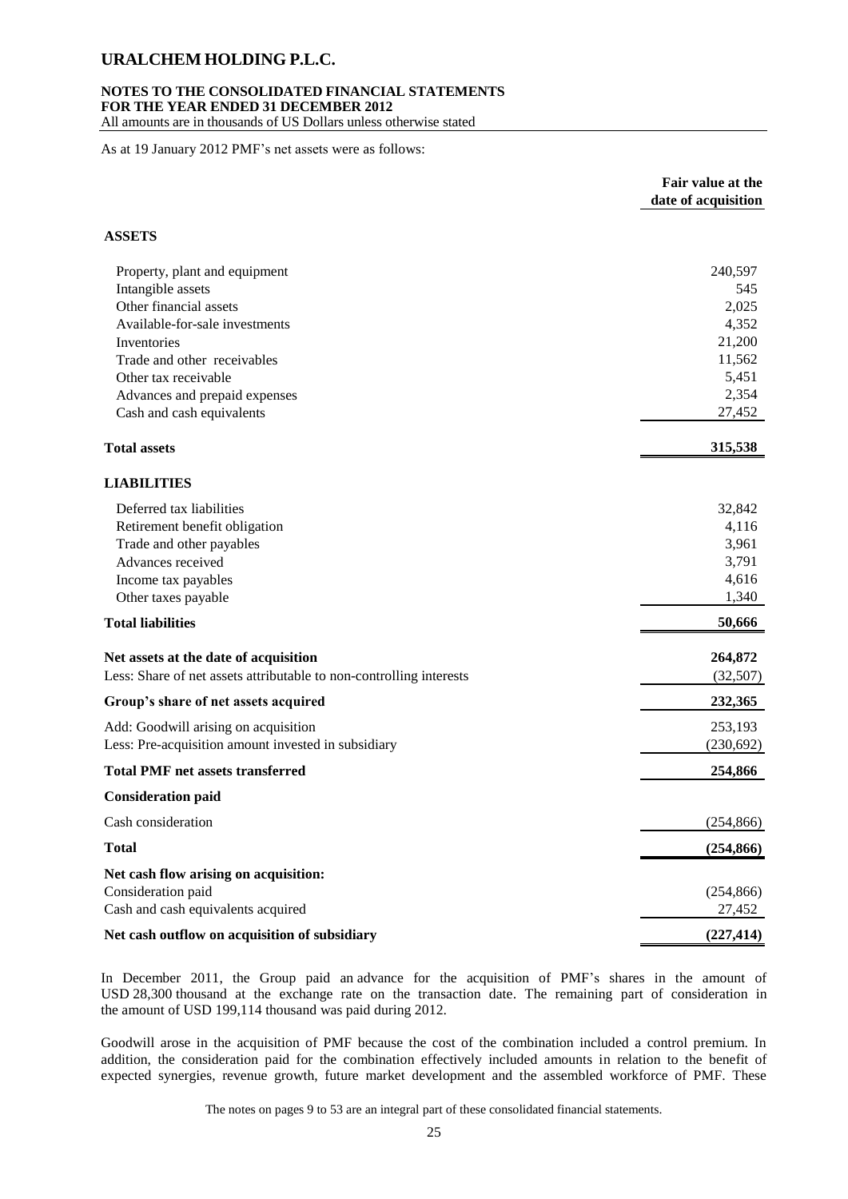As at 19 January 2012 PMF's net assets were as follows:

| | Fair value at the date of acquisition |
|---|---|
| **ASSETS** | |
| Property, plant and equipment | 240,597 |
| Intangible assets | 545 |
| Other financial assets | 2,025 |
| Available-for-sale investments | 4,352 |
| Inventories | 21,200 |
| Trade and other receivables | 11,562 |
| Other tax receivable | 5,451 |
| Advances and prepaid expenses | 2,354 |
| Cash and cash equivalents | 27,452 |
| **Total assets** | **315,538** |
| **LIABILITIES** | |
| Deferred tax liabilities | 32,842 |
| Retirement benefit obligation | 4,116 |
| Trade and other payables | 3,961 |
| Advances received | 3,791 |
| Income tax payables | 4,616 |
| Other taxes payable | 1,340 |
| **Total liabilities** | **50,666** |
| **Net assets at the date of acquisition** | **264,872** |
| Less: Share of net assets attributable to non-controlling interests | (32,507) |
| **Group's share of net assets acquired** | **232,365** |
| Add: Goodwill arising on acquisition | 253,193 |
| Less: Pre-acquisition amount invested in subsidiary | (230,692) |
| **Total PMF net assets transferred** | **254,866** |
| **Consideration paid** | |
| Cash consideration | (254,866) |
| **Total** | **(254,866)** |
| **Net cash flow arising on acquisition:** | |
| Consideration paid | (254,866) |
| Cash and cash equivalents acquired | 27,452 |
| **Net cash outflow on acquisition of subsidiary** | **(227,414)** |

In December 2011, the Group paid an advance for the acquisition of PMF's shares in the amount of USD 28,300 thousand at the exchange rate on the transaction date. The remaining part of consideration in the amount of USD 199,114 thousand was paid during 2012.

Goodwill arose in the acquisition of PMF because the cost of the combination included a control premium. In addition, the consideration paid for the combination effectively included amounts in relation to the benefit of expected synergies, revenue growth, future market development and the assembled workforce of PMF. These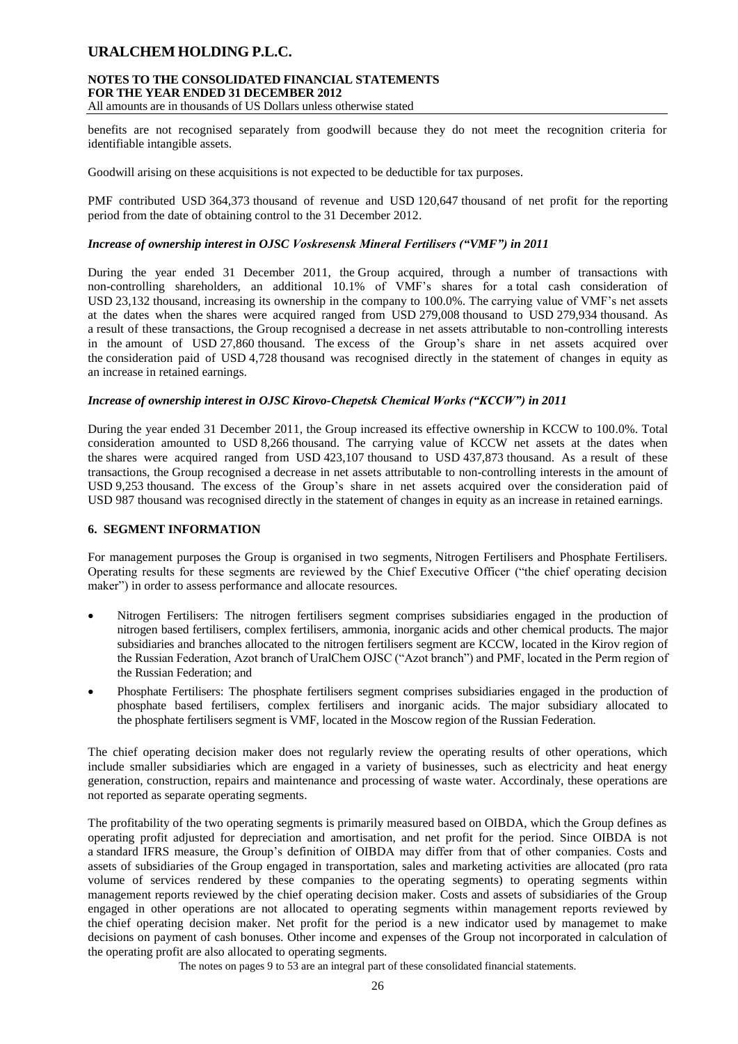benefits are not recognised separately from goodwill because they do not meet the recognition criteria for identifiable intangible assets.

Goodwill arising on these acquisitions is not expected to be deductible for tax purposes.

PMF contributed USD 364,373 thousand of revenue and USD 120,647 thousand of net profit for the reporting period from the date of obtaining control to the 31 December 2012.

***Increase of ownership interest in OJSC Voskresensk Mineral Fertilisers ("VMF") in 2011***

During the year ended 31 December 2011, the Group acquired, through a number of transactions with non-controlling shareholders, an additional 10.1% of VMF's shares for a total cash consideration of USD 23,132 thousand, increasing its ownership in the company to 100.0%. The carrying value of VMF's net assets at the dates when the shares were acquired ranged from USD 279,008 thousand to USD 279,934 thousand. As a result of these transactions, the Group recognised a decrease in net assets attributable to non-controlling interests in the amount of USD 27,860 thousand. The excess of the Group's share in net assets acquired over the consideration paid of USD 4,728 thousand was recognised directly in the statement of changes in equity as an increase in retained earnings.

***Increase of ownership interest in OJSC Kirovo-Chepetsk Chemical Works ("KCCW") in 2011***

During the year ended 31 December 2011, the Group increased its effective ownership in KCCW to 100.0%. Total consideration amounted to USD 8,266 thousand. The carrying value of KCCW net assets at the dates when the shares were acquired ranged from USD 423,107 thousand to USD 437,873 thousand. As a result of these transactions, the Group recognised a decrease in net assets attributable to non-controlling interests in the amount of USD 9,253 thousand. The excess of the Group's share in net assets acquired over the consideration paid of USD 987 thousand was recognised directly in the statement of changes in equity as an increase in retained earnings.

## 6. SEGMENT INFORMATION

For management purposes the Group is organised in two segments, Nitrogen Fertilisers and Phosphate Fertilisers. Operating results for these segments are reviewed by the Chief Executive Officer ("the chief operating decision maker") in order to assess performance and allocate resources.

- Nitrogen Fertilisers: The nitrogen fertilisers segment comprises subsidiaries engaged in the production of nitrogen based fertilisers, complex fertilisers, ammonia, inorganic acids and other chemical products. The major subsidiaries and branches allocated to the nitrogen fertilisers segment are KCCW, located in the Kirov region of the Russian Federation, Azot branch of UralChem OJSC ("Azot branch") and PMF, located in the Perm region of the Russian Federation; and
- Phosphate Fertilisers: The phosphate fertilisers segment comprises subsidiaries engaged in the production of phosphate based fertilisers, complex fertilisers and inorganic acids. The major subsidiary allocated to the phosphate fertilisers segment is VMF, located in the Moscow region of the Russian Federation.

The chief operating decision maker does not regularly review the operating results of other operations, which include smaller subsidiaries which are engaged in a variety of businesses, such as electricity and heat energy generation, construction, repairs and maintenance and processing of waste water. Accordinaly, these operations are not reported as separate operating segments.

The profitability of the two operating segments is primarily measured based on OIBDA, which the Group defines as operating profit adjusted for depreciation and amortisation, and net profit for the period. Since OIBDA is not a standard IFRS measure, the Group's definition of OIBDA may differ from that of other companies. Costs and assets of subsidiaries of the Group engaged in transportation, sales and marketing activities are allocated (pro rata volume of services rendered by these companies to the operating segments) to operating segments within management reports reviewed by the chief operating decision maker. Costs and assets of subsidiaries of the Group engaged in other operations are not allocated to operating segments within management reports reviewed by the chief operating decision maker. Net profit for the period is a new indicator used by managemet to make decisions on payment of cash bonuses. Other income and expenses of the Group not incorporated in calculation of the operating profit are also allocated to operating segments.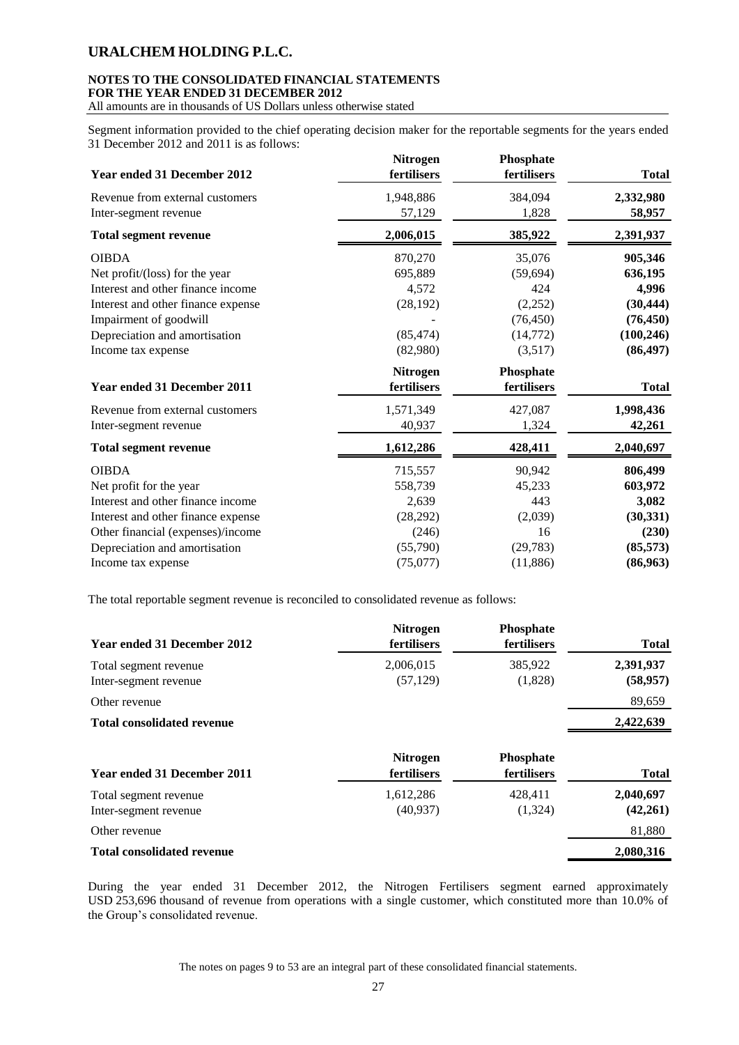Segment information provided to the chief operating decision maker for the reportable segments for the years ended 31 December 2012 and 2011 is as follows:

| Year ended 31 December 2012 | Nitrogen fertilisers | Phosphate fertilisers | Total |
|---|---|---|---|
| Revenue from external customers | 1,948,886 | 384,094 | **2,332,980** |
| Inter-segment revenue | 57,129 | 1,828 | **58,957** |
| **Total segment revenue** | **2,006,015** | **385,922** | **2,391,937** |
| OIBDA | 870,270 | 35,076 | **905,346** |
| Net profit/(loss) for the year | 695,889 | (59,694) | **636,195** |
| Interest and other finance income | 4,572 | 424 | **4,996** |
| Interest and other finance expense | (28,192) | (2,252) | **(30,444)** |
| Impairment of goodwill | - | (76,450) | **(76,450)** |
| Depreciation and amortisation | (85,474) | (14,772) | **(100,246)** |
| Income tax expense | (82,980) | (3,517) | **(86,497)** |

| Year ended 31 December 2011 | Nitrogen fertilisers | Phosphate fertilisers | Total |
|---|---|---|---|
| Revenue from external customers | 1,571,349 | 427,087 | **1,998,436** |
| Inter-segment revenue | 40,937 | 1,324 | **42,261** |
| **Total segment revenue** | **1,612,286** | **428,411** | **2,040,697** |
| OIBDA | 715,557 | 90,942 | **806,499** |
| Net profit for the year | 558,739 | 45,233 | **603,972** |
| Interest and other finance income | 2,639 | 443 | **3,082** |
| Interest and other finance expense | (28,292) | (2,039) | **(30,331)** |
| Other financial (expenses)/income | (246) | 16 | **(230)** |
| Depreciation and amortisation | (55,790) | (29,783) | **(85,573)** |
| Income tax expense | (75,077) | (11,886) | **(86,963)** |

The total reportable segment revenue is reconciled to consolidated revenue as follows:

| Year ended 31 December 2012 | Nitrogen fertilisers | Phosphate fertilisers | Total |
|---|---|---|---|
| Total segment revenue | 2,006,015 | 385,922 | **2,391,937** |
| Inter-segment revenue | (57,129) | (1,828) | **(58,957)** |
| Other revenue | | | 89,659 |
| **Total consolidated revenue** | | | **2,422,639** |

| Year ended 31 December 2011 | Nitrogen fertilisers | Phosphate fertilisers | Total |
|---|---|---|---|
| Total segment revenue | 1,612,286 | 428,411 | **2,040,697** |
| Inter-segment revenue | (40,937) | (1,324) | **(42,261)** |
| Other revenue | | | 81,880 |
| **Total consolidated revenue** | | | **2,080,316** |

During the year ended 31 December 2012, the Nitrogen Fertilisers segment earned approximately USD 253,696 thousand of revenue from operations with a single customer, which constituted more than 10.0% of the Group's consolidated revenue.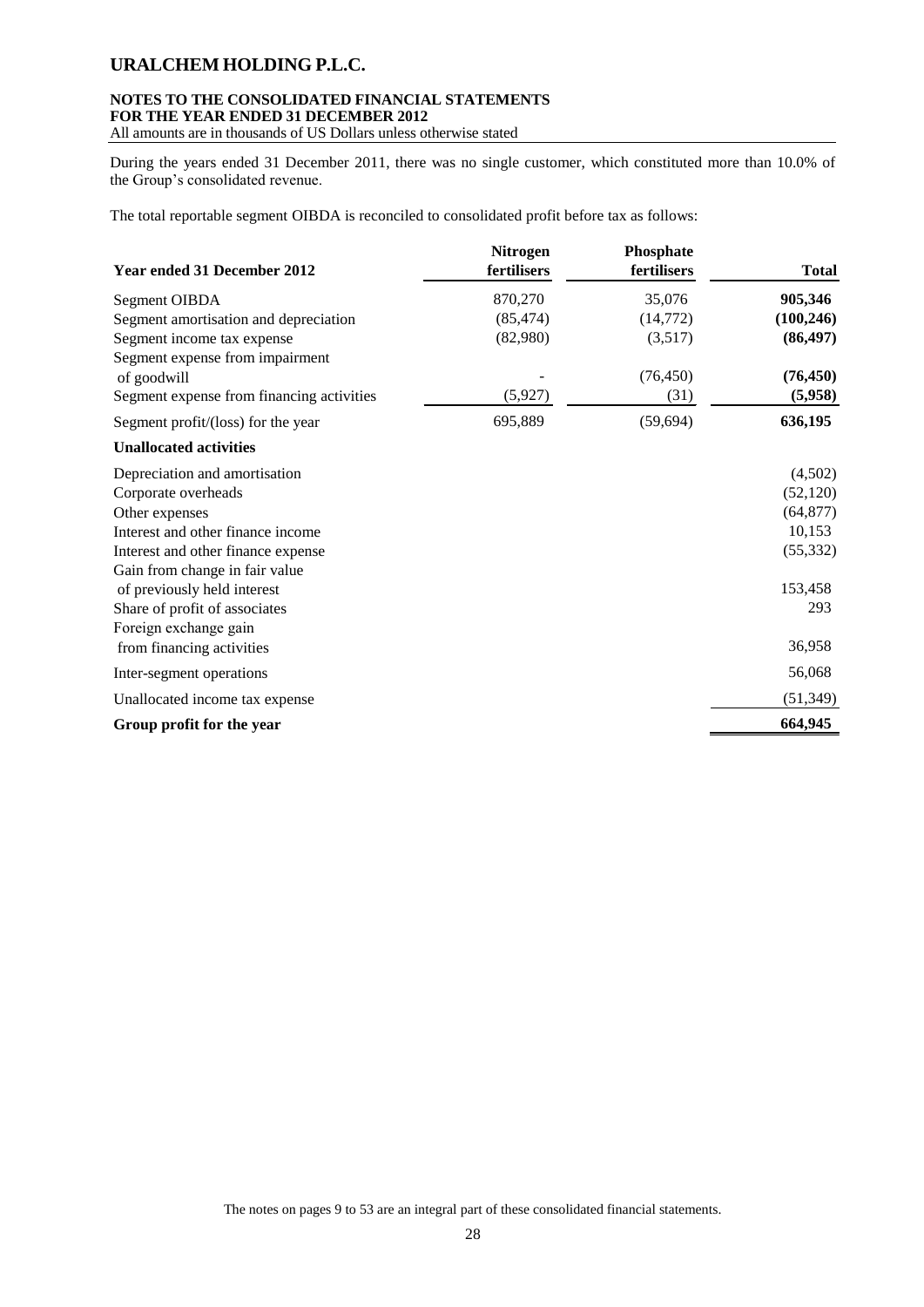During the years ended 31 December 2011, there was no single customer, which constituted more than 10.0% of the Group's consolidated revenue.

The total reportable segment OIBDA is reconciled to consolidated profit before tax as follows:

| Year ended 31 December 2012 | Nitrogen fertilisers | Phosphate fertilisers | Total |
|---|---|---|---|
| Segment OIBDA | 870,270 | 35,076 | **905,346** |
| Segment amortisation and depreciation | (85,474) | (14,772) | **(100,246)** |
| Segment income tax expense | (82,980) | (3,517) | **(86,497)** |
| Segment expense from impairment of goodwill | - | (76,450) | **(76,450)** |
| Segment expense from financing activities | (5,927) | (31) | **(5,958)** |
| Segment profit/(loss) for the year | 695,889 | (59,694) | **636,195** |
| **Unallocated activities** | | | |
| Depreciation and amortisation | | | (4,502) |
| Corporate overheads | | | (52,120) |
| Other expenses | | | (64,877) |
| Interest and other finance income | | | 10,153 |
| Interest and other finance expense | | | (55,332) |
| Gain from change in fair value of previously held interest | | | 153,458 |
| Share of profit of associates | | | 293 |
| Foreign exchange gain from financing activities | | | 36,958 |
| Inter-segment operations | | | 56,068 |
| Unallocated income tax expense | | | (51,349) |
| **Group profit for the year** | | | **664,945** |

The notes on pages 9 to 53 are an integral part of these consolidated financial statements.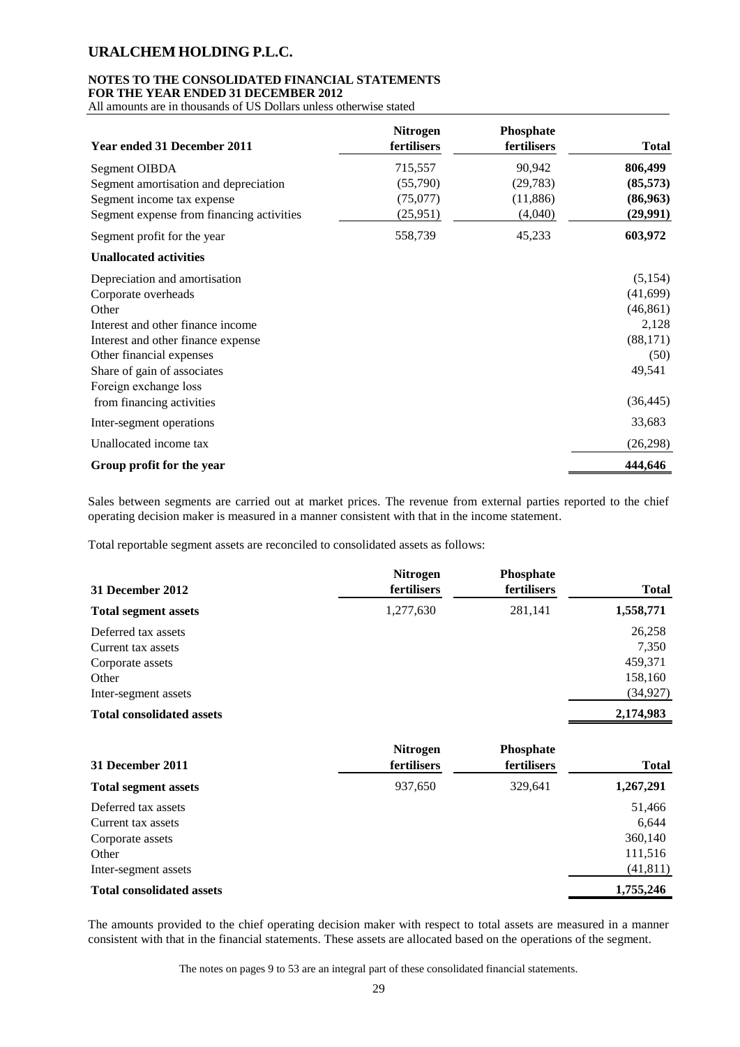# URALCHEM HOLDING P.L.C.

**NOTES TO THE CONSOLIDATED FINANCIAL STATEMENTS**
**FOR THE YEAR ENDED 31 DECEMBER 2012**
All amounts are in thousands of US Dollars unless otherwise stated

| Year ended 31 December 2011 | Nitrogen fertilisers | Phosphate fertilisers | Total |
|---|---|---|---|
| Segment OIBDA | 715,557 | 90,942 | **806,499** |
| Segment amortisation and depreciation | (55,790) | (29,783) | **(85,573)** |
| Segment income tax expense | (75,077) | (11,886) | **(86,963)** |
| Segment expense from financing activities | (25,951) | (4,040) | **(29,991)** |
| Segment profit for the year | 558,739 | 45,233 | **603,972** |
| **Unallocated activities** | | | |
| Depreciation and amortisation | | | (5,154) |
| Corporate overheads | | | (41,699) |
| Other | | | (46,861) |
| Interest and other finance income | | | 2,128 |
| Interest and other finance expense | | | (88,171) |
| Other financial expenses | | | (50) |
| Share of gain of associates | | | 49,541 |
| Foreign exchange loss from financing activities | | | (36,445) |
| Inter-segment operations | | | 33,683 |
| Unallocated income tax | | | (26,298) |
| **Group profit for the year** | | | **444,646** |

Sales between segments are carried out at market prices. The revenue from external parties reported to the chief operating decision maker is measured in a manner consistent with that in the income statement.

Total reportable segment assets are reconciled to consolidated assets as follows:

| 31 December 2012 | Nitrogen fertilisers | Phosphate fertilisers | Total |
|---|---|---|---|
| **Total segment assets** | 1,277,630 | 281,141 | **1,558,771** |
| Deferred tax assets | | | 26,258 |
| Current tax assets | | | 7,350 |
| Corporate assets | | | 459,371 |
| Other | | | 158,160 |
| Inter-segment assets | | | (34,927) |
| **Total consolidated assets** | | | **2,174,983** |

| 31 December 2011 | Nitrogen fertilisers | Phosphate fertilisers | Total |
|---|---|---|---|
| **Total segment assets** | 937,650 | 329,641 | **1,267,291** |
| Deferred tax assets | | | 51,466 |
| Current tax assets | | | 6,644 |
| Corporate assets | | | 360,140 |
| Other | | | 111,516 |
| Inter-segment assets | | | (41,811) |
| **Total consolidated assets** | | | **1,755,246** |

The amounts provided to the chief operating decision maker with respect to total assets are measured in a manner consistent with that in the financial statements. These assets are allocated based on the operations of the segment.

The notes on pages 9 to 53 are an integral part of these consolidated financial statements.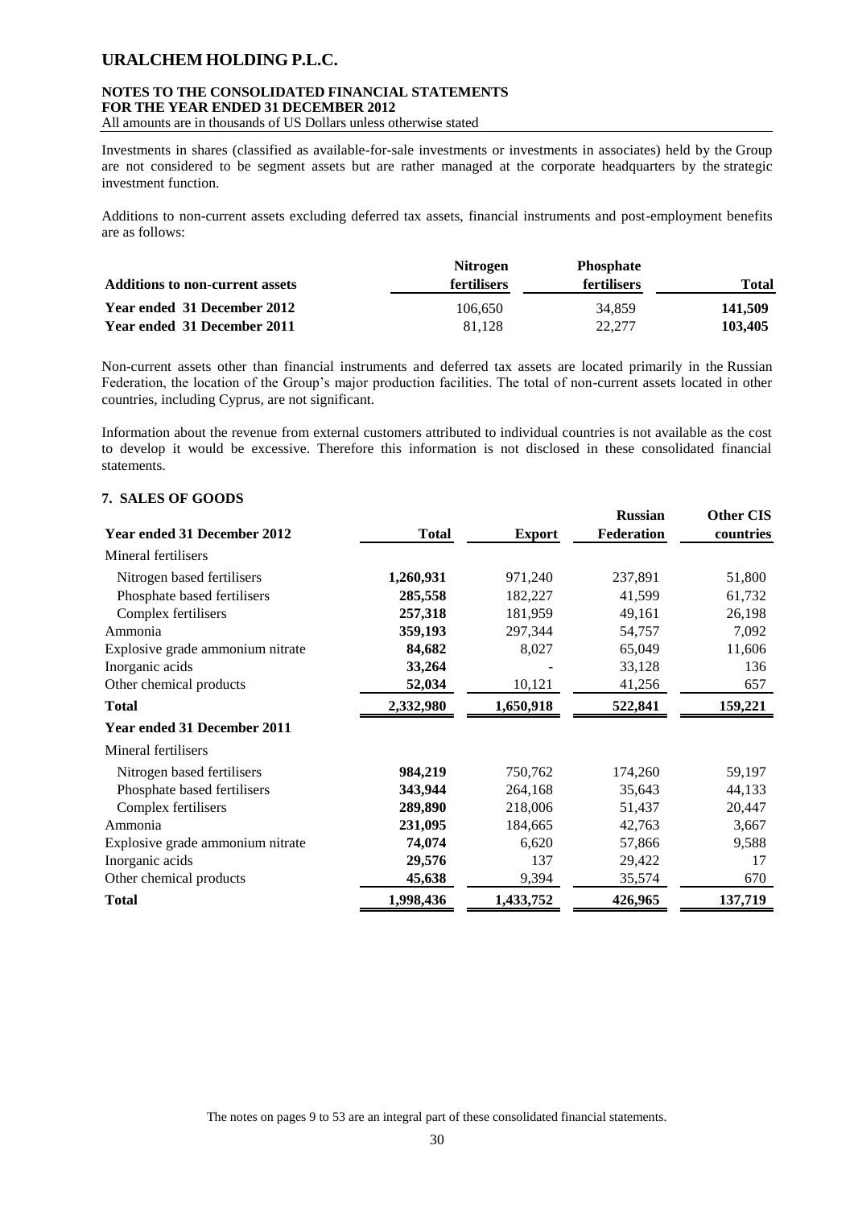Investments in shares (classified as available-for-sale investments or investments in associates) held by the Group are not considered to be segment assets but are rather managed at the corporate headquarters by the strategic investment function.

Additions to non-current assets excluding deferred tax assets, financial instruments and post-employment benefits are as follows:

| Additions to non-current assets | Nitrogen fertilisers | Phosphate fertilisers | Total |
|---|---|---|---|
| Year ended 31 December 2012 | 106,650 | 34,859 | **141,509** |
| Year ended 31 December 2011 | 81,128 | 22,277 | **103,405** |

Non-current assets other than financial instruments and deferred tax assets are located primarily in the Russian Federation, the location of the Group's major production facilities. The total of non-current assets located in other countries, including Cyprus, are not significant.

Information about the revenue from external customers attributed to individual countries is not available as the cost to develop it would be excessive. Therefore this information is not disclosed in these consolidated financial statements.

## 7. SALES OF GOODS

| Year ended 31 December 2012 | Total | Export | Russian Federation | Other CIS countries |
|---|---|---|---|---|
| Mineral fertilisers | | | | |
| Nitrogen based fertilisers | **1,260,931** | 971,240 | 237,891 | 51,800 |
| Phosphate based fertilisers | **285,558** | 182,227 | 41,599 | 61,732 |
| Complex fertilisers | **257,318** | 181,959 | 49,161 | 26,198 |
| Ammonia | **359,193** | 297,344 | 54,757 | 7,092 |
| Explosive grade ammonium nitrate | **84,682** | 8,027 | 65,049 | 11,606 |
| Inorganic acids | **33,264** | - | 33,128 | 136 |
| Other chemical products | **52,034** | 10,121 | 41,256 | 657 |
| **Total** | **2,332,980** | **1,650,918** | **522,841** | **159,221** |
| **Year ended 31 December 2011** | | | | |
| Mineral fertilisers | | | | |
| Nitrogen based fertilisers | **984,219** | 750,762 | 174,260 | 59,197 |
| Phosphate based fertilisers | **343,944** | 264,168 | 35,643 | 44,133 |
| Complex fertilisers | **289,890** | 218,006 | 51,437 | 20,447 |
| Ammonia | **231,095** | 184,665 | 42,763 | 3,667 |
| Explosive grade ammonium nitrate | **74,074** | 6,620 | 57,866 | 9,588 |
| Inorganic acids | **29,576** | 137 | 29,422 | 17 |
| Other chemical products | **45,638** | 9,394 | 35,574 | 670 |
| **Total** | **1,998,436** | **1,433,752** | **426,965** | **137,719** |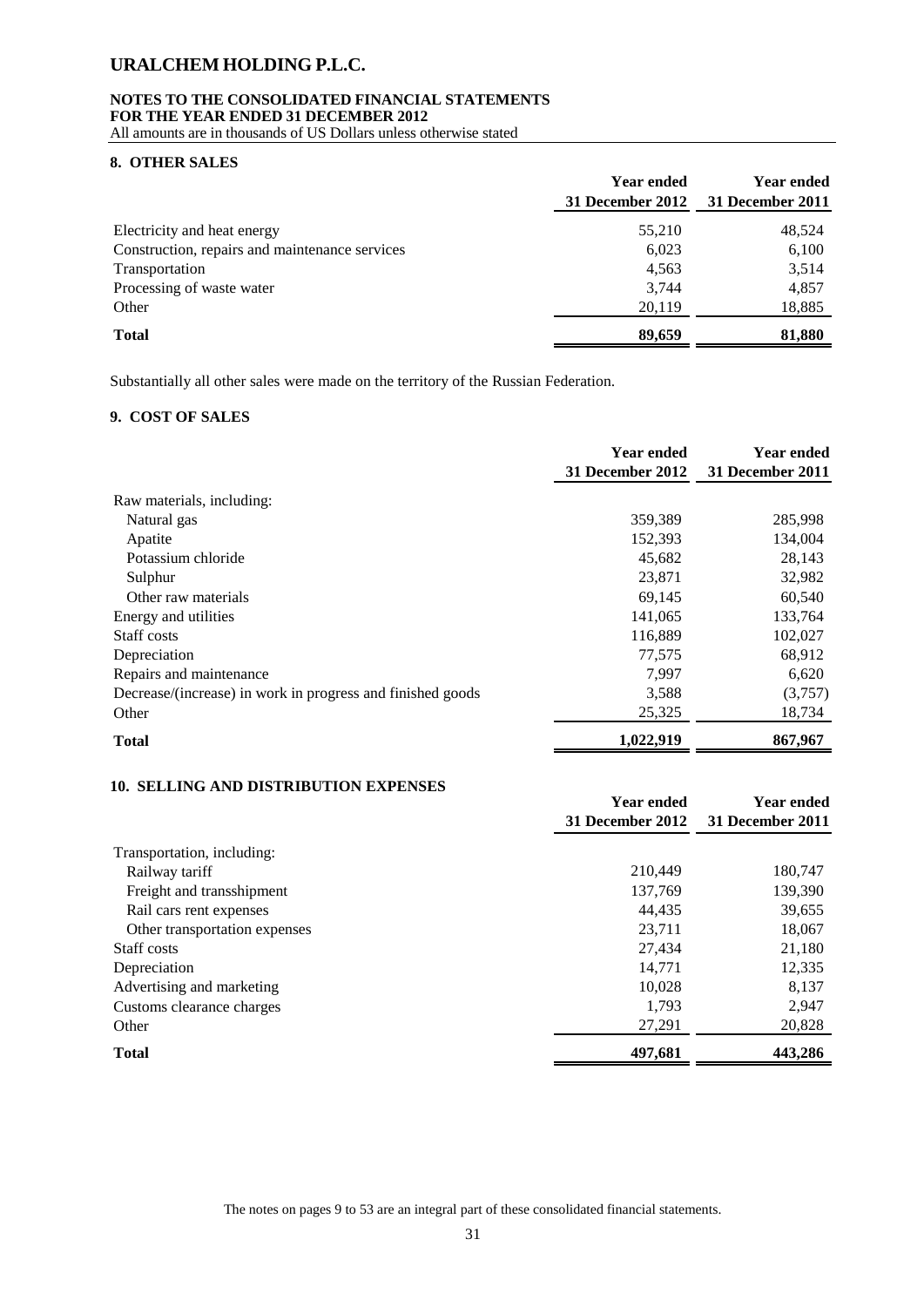## 8. OTHER SALES

| | Year ended 31 December 2012 | Year ended 31 December 2011 |
|---|---|---|
| Electricity and heat energy | 55,210 | 48,524 |
| Construction, repairs and maintenance services | 6,023 | 6,100 |
| Transportation | 4,563 | 3,514 |
| Processing of waste water | 3,744 | 4,857 |
| Other | 20,119 | 18,885 |
| **Total** | **89,659** | **81,880** |

Substantially all other sales were made on the territory of the Russian Federation.

## 9. COST OF SALES

| | Year ended 31 December 2012 | Year ended 31 December 2011 |
|---|---|---|
| Raw materials, including: | | |
| Natural gas | 359,389 | 285,998 |
| Apatite | 152,393 | 134,004 |
| Potassium chloride | 45,682 | 28,143 |
| Sulphur | 23,871 | 32,982 |
| Other raw materials | 69,145 | 60,540 |
| Energy and utilities | 141,065 | 133,764 |
| Staff costs | 116,889 | 102,027 |
| Depreciation | 77,575 | 68,912 |
| Repairs and maintenance | 7,997 | 6,620 |
| Decrease/(increase) in work in progress and finished goods | 3,588 | (3,757) |
| Other | 25,325 | 18,734 |
| **Total** | **1,022,919** | **867,967** |

## 10. SELLING AND DISTRIBUTION EXPENSES

| | Year ended 31 December 2012 | Year ended 31 December 2011 |
|---|---|---|
| Transportation, including: | | |
| Railway tariff | 210,449 | 180,747 |
| Freight and transshipment | 137,769 | 139,390 |
| Rail cars rent expenses | 44,435 | 39,655 |
| Other transportation expenses | 23,711 | 18,067 |
| Staff costs | 27,434 | 21,180 |
| Depreciation | 14,771 | 12,335 |
| Advertising and marketing | 10,028 | 8,137 |
| Customs clearance charges | 1,793 | 2,947 |
| Other | 27,291 | 20,828 |
| **Total** | **497,681** | **443,286** |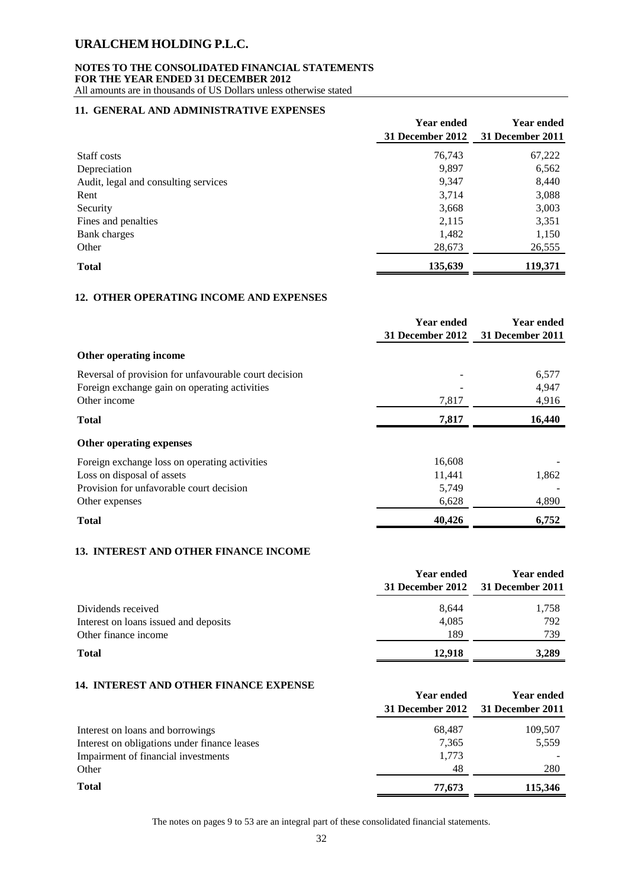## 11. GENERAL AND ADMINISTRATIVE EXPENSES

| | Year ended 31 December 2012 | Year ended 31 December 2011 |
|---|---|---|
| Staff costs | 76,743 | 67,222 |
| Depreciation | 9,897 | 6,562 |
| Audit, legal and consulting services | 9,347 | 8,440 |
| Rent | 3,714 | 3,088 |
| Security | 3,668 | 3,003 |
| Fines and penalties | 2,115 | 3,351 |
| Bank charges | 1,482 | 1,150 |
| Other | 28,673 | 26,555 |
| **Total** | **135,639** | **119,371** |

## 12. OTHER OPERATING INCOME AND EXPENSES

| | Year ended 31 December 2012 | Year ended 31 December 2011 |
|---|---|---|
| **Other operating income** | | |
| Reversal of provision for unfavourable court decision | - | 6,577 |
| Foreign exchange gain on operating activities | - | 4,947 |
| Other income | 7,817 | 4,916 |
| **Total** | **7,817** | **16,440** |
| **Other operating expenses** | | |
| Foreign exchange loss on operating activities | 16,608 | - |
| Loss on disposal of assets | 11,441 | 1,862 |
| Provision for unfavorable court decision | 5,749 | - |
| Other expenses | 6,628 | 4,890 |
| **Total** | **40,426** | **6,752** |

## 13. INTEREST AND OTHER FINANCE INCOME

| | Year ended 31 December 2012 | Year ended 31 December 2011 |
|---|---|---|
| Dividends received | 8,644 | 1,758 |
| Interest on loans issued and deposits | 4,085 | 792 |
| Other finance income | 189 | 739 |
| **Total** | **12,918** | **3,289** |

## 14. INTEREST AND OTHER FINANCE EXPENSE

| | Year ended 31 December 2012 | Year ended 31 December 2011 |
|---|---|---|
| Interest on loans and borrowings | 68,487 | 109,507 |
| Interest on obligations under finance leases | 7,365 | 5,559 |
| Impairment of financial investments | 1,773 | - |
| Other | 48 | 280 |
| **Total** | **77,673** | **115,346** |

The notes on pages 9 to 53 are an integral part of these consolidated financial statements.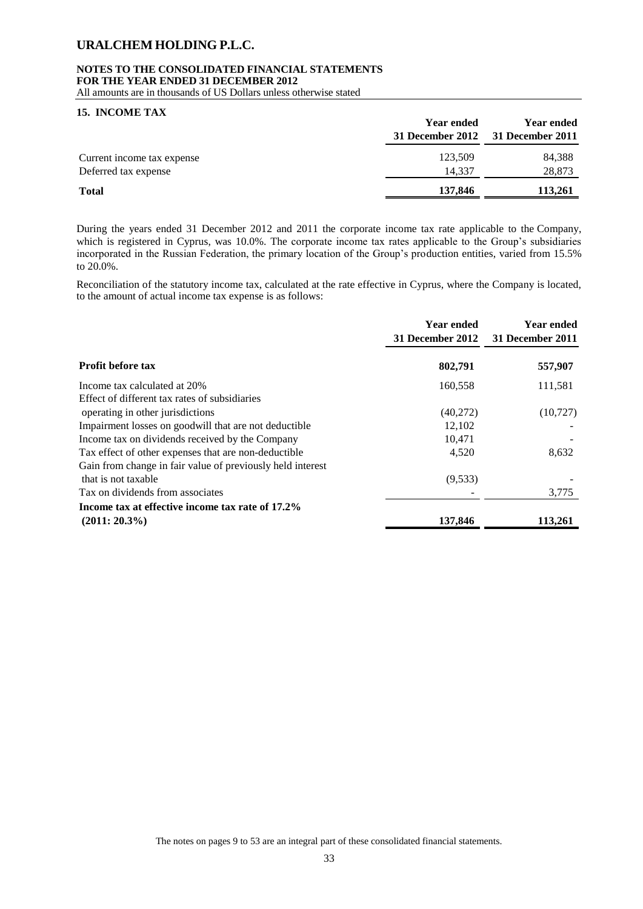# URALCHEM HOLDING P.L.C.

**NOTES TO THE CONSOLIDATED FINANCIAL STATEMENTS**
**FOR THE YEAR ENDED 31 DECEMBER 2012**
All amounts are in thousands of US Dollars unless otherwise stated

## 15. INCOME TAX

| | Year ended 31 December 2012 | Year ended 31 December 2011 |
|---|---|---|
| Current income tax expense | 123,509 | 84,388 |
| Deferred tax expense | 14,337 | 28,873 |
| **Total** | **137,846** | **113,261** |

During the years ended 31 December 2012 and 2011 the corporate income tax rate applicable to the Company, which is registered in Cyprus, was 10.0%. The corporate income tax rates applicable to the Group's subsidiaries incorporated in the Russian Federation, the primary location of the Group's production entities, varied from 15.5% to 20.0%.

Reconciliation of the statutory income tax, calculated at the rate effective in Cyprus, where the Company is located, to the amount of actual income tax expense is as follows:

| | Year ended 31 December 2012 | Year ended 31 December 2011 |
|---|---|---|
| **Profit before tax** | **802,791** | **557,907** |
| Income tax calculated at 20% | 160,558 | 111,581 |
| Effect of different tax rates of subsidiaries operating in other jurisdictions | (40,272) | (10,727) |
| Impairment losses on goodwill that are not deductible | 12,102 | - |
| Income tax on dividends received by the Company | 10,471 | - |
| Tax effect of other expenses that are non-deductible | 4,520 | 8,632 |
| Gain from change in fair value of previously held interest that is not taxable | (9,533) | - |
| Tax on dividends from associates | - | 3,775 |
| **Income tax at effective income tax rate of 17.2% (2011: 20.3%)** | **137,846** | **113,261** |

The notes on pages 9 to 53 are an integral part of these consolidated financial statements.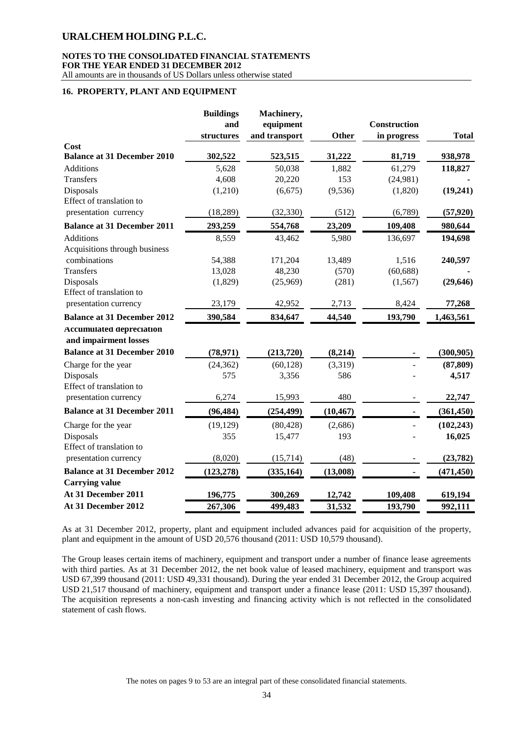# URALCHEM HOLDING P.L.C.

**NOTES TO THE CONSOLIDATED FINANCIAL STATEMENTS**
**FOR THE YEAR ENDED 31 DECEMBER 2012**
All amounts are in thousands of US Dollars unless otherwise stated

## 16. PROPERTY, PLANT AND EQUIPMENT

| | Buildings and structures | Machinery, equipment and transport | Other | Construction in progress | Total |
|---|---|---|---|---|---|
| **Cost** | | | | | |
| **Balance at 31 December 2010** | 302,522 | 523,515 | 31,222 | 81,719 | 938,978 |
| Additions | 5,628 | 50,038 | 1,882 | 61,279 | **118,827** |
| Transfers | 4,608 | 20,220 | 153 | (24,981) | **-** |
| Disposals | (1,210) | (6,675) | (9,536) | (1,820) | **(19,241)** |
| Effect of translation to presentation currency | (18,289) | (32,330) | (512) | (6,789) | **(57,920)** |
| **Balance at 31 December 2011** | **293,259** | **554,768** | **23,209** | **109,408** | **980,644** |
| Additions | 8,559 | 43,462 | 5,980 | 136,697 | **194,698** |
| Acquisitions through business combinations | 54,388 | 171,204 | 13,489 | 1,516 | **240,597** |
| Transfers | 13,028 | 48,230 | (570) | (60,688) | **-** |
| Disposals | (1,829) | (25,969) | (281) | (1,567) | **(29,646)** |
| Effect of translation to presentation currency | 23,179 | 42,952 | 2,713 | 8,424 | **77,268** |
| **Balance at 31 December 2012** | **390,584** | **834,647** | **44,540** | **193,790** | **1,463,561** |
| **Accumulated depreciation and impairment losses** | | | | | |
| **Balance at 31 December 2010** | **(78,971)** | **(213,720)** | **(8,214)** | **-** | **(300,905)** |
| Charge for the year | (24,362) | (60,128) | (3,319) | - | **(87,809)** |
| Disposals | 575 | 3,356 | 586 | - | **4,517** |
| Effect of translation to presentation currency | 6,274 | 15,993 | 480 | - | **22,747** |
| **Balance at 31 December 2011** | **(96,484)** | **(254,499)** | **(10,467)** | **-** | **(361,450)** |
| Charge for the year | (19,129) | (80,428) | (2,686) | - | **(102,243)** |
| Disposals | 355 | 15,477 | 193 | - | **16,025** |
| Effect of translation to presentation currency | (8,020) | (15,714) | (48) | - | **(23,782)** |
| **Balance at 31 December 2012** | **(123,278)** | **(335,164)** | **(13,008)** | **-** | **(471,450)** |
| **Carrying value** | | | | | |
| **At 31 December 2011** | **196,775** | **300,269** | **12,742** | **109,408** | **619,194** |
| **At 31 December 2012** | **267,306** | **499,483** | **31,532** | **193,790** | **992,111** |

As at 31 December 2012, property, plant and equipment included advances paid for acquisition of the property, plant and equipment in the amount of USD 20,576 thousand (2011: USD 10,579 thousand).

The Group leases certain items of machinery, equipment and transport under a number of finance lease agreements with third parties. As at 31 December 2012, the net book value of leased machinery, equipment and transport was USD 67,399 thousand (2011: USD 49,331 thousand). During the year ended 31 December 2012, the Group acquired USD 21,517 thousand of machinery, equipment and transport under a finance lease (2011: USD 15,397 thousand). The acquisition represents a non-cash investing and financing activity which is not reflected in the consolidated statement of cash flows.

The notes on pages 9 to 53 are an integral part of these consolidated financial statements.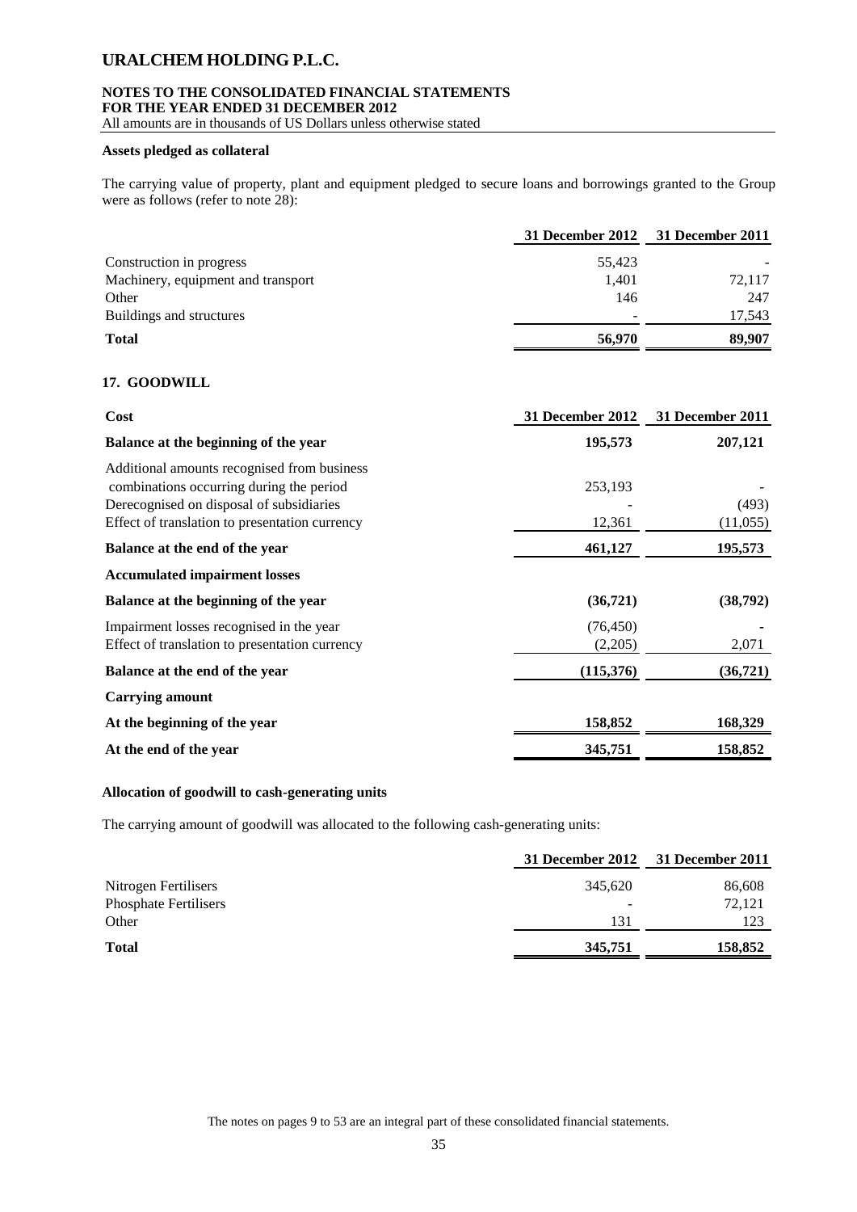**Assets pledged as collateral**

The carrying value of property, plant and equipment pledged to secure loans and borrowings granted to the Group were as follows (refer to note 28):

| | 31 December 2012 | 31 December 2011 |
|---|---|---|
| Construction in progress | 55,423 | - |
| Machinery, equipment and transport | 1,401 | 72,117 |
| Other | 146 | 247 |
| Buildings and structures | - | 17,543 |
| **Total** | **56,970** | **89,907** |

## 17. GOODWILL

| **Cost** | **31 December 2012** | **31 December 2011** |
|---|---|---|
| **Balance at the beginning of the year** | **195,573** | **207,121** |
| Additional amounts recognised from business combinations occurring during the period | 253,193 | - |
| Derecognised on disposal of subsidiaries | - | (493) |
| Effect of translation to presentation currency | 12,361 | (11,055) |
| **Balance at the end of the year** | **461,127** | **195,573** |
| **Accumulated impairment losses** | | |
| **Balance at the beginning of the year** | **(36,721)** | **(38,792)** |
| Impairment losses recognised in the year | (76,450) | - |
| Effect of translation to presentation currency | (2,205) | 2,071 |
| **Balance at the end of the year** | **(115,376)** | **(36,721)** |
| **Carrying amount** | | |
| **At the beginning of the year** | **158,852** | **168,329** |
| **At the end of the year** | **345,751** | **158,852** |

**Allocation of goodwill to cash-generating units**

The carrying amount of goodwill was allocated to the following cash-generating units:

| | 31 December 2012 | 31 December 2011 |
|---|---|---|
| Nitrogen Fertilisers | 345,620 | 86,608 |
| Phosphate Fertilisers | - | 72,121 |
| Other | 131 | 123 |
| **Total** | **345,751** | **158,852** |

The notes on pages 9 to 53 are an integral part of these consolidated financial statements.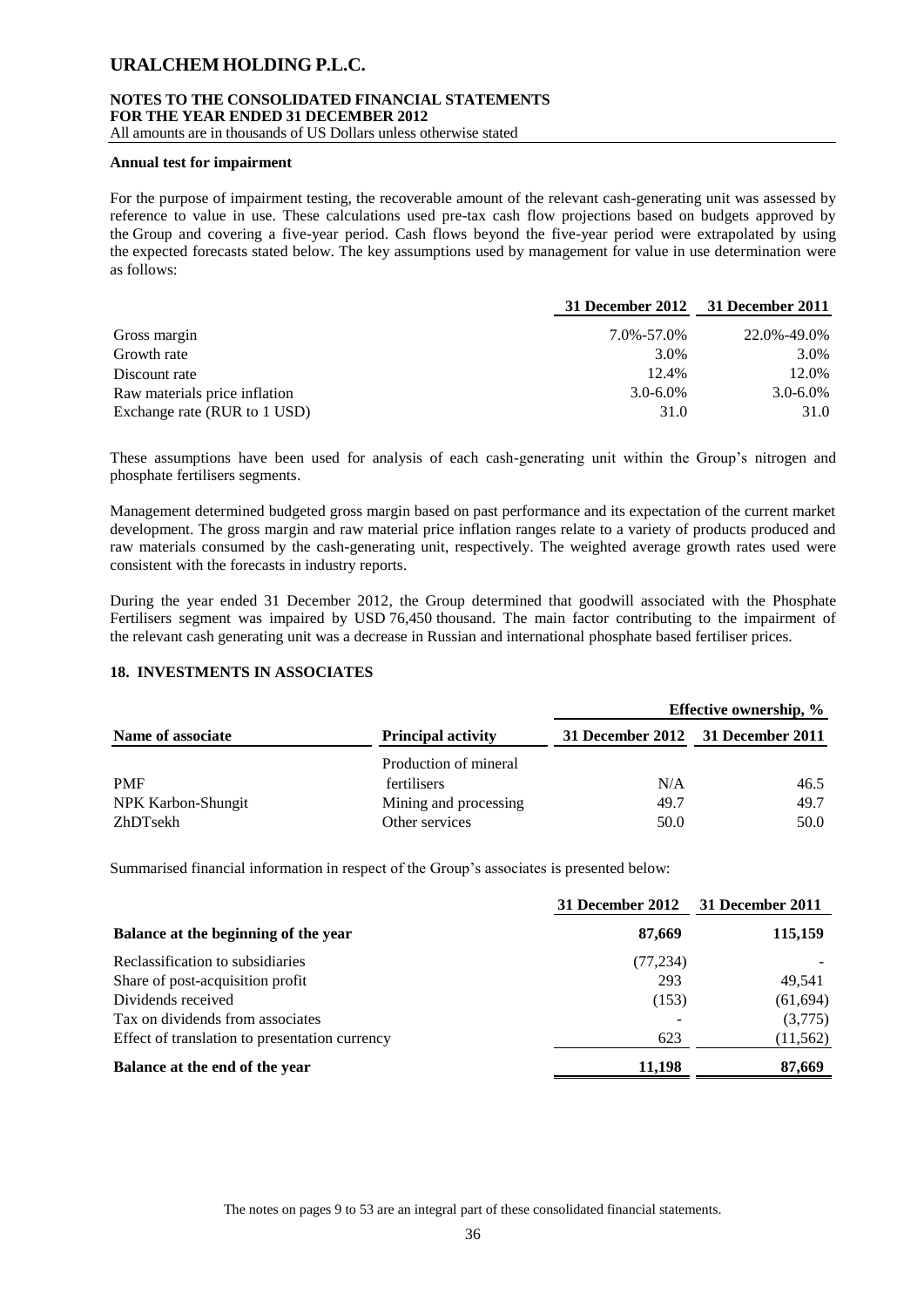**Annual test for impairment**

For the purpose of impairment testing, the recoverable amount of the relevant cash-generating unit was assessed by reference to value in use. These calculations used pre-tax cash flow projections based on budgets approved by the Group and covering a five-year period. Cash flows beyond the five-year period were extrapolated by using the expected forecasts stated below. The key assumptions used by management for value in use determination were as follows:

| | 31 December 2012 | 31 December 2011 |
|---|---|---|
| Gross margin | 7.0%-57.0% | 22.0%-49.0% |
| Growth rate | 3.0% | 3.0% |
| Discount rate | 12.4% | 12.0% |
| Raw materials price inflation | 3.0-6.0% | 3.0-6.0% |
| Exchange rate (RUR to 1 USD) | 31.0 | 31.0 |

These assumptions have been used for analysis of each cash-generating unit within the Group's nitrogen and phosphate fertilisers segments.

Management determined budgeted gross margin based on past performance and its expectation of the current market development. The gross margin and raw material price inflation ranges relate to a variety of products produced and raw materials consumed by the cash-generating unit, respectively. The weighted average growth rates used were consistent with the forecasts in industry reports.

During the year ended 31 December 2012, the Group determined that goodwill associated with the Phosphate Fertilisers segment was impaired by USD 76,450 thousand. The main factor contributing to the impairment of the relevant cash generating unit was a decrease in Russian and international phosphate based fertiliser prices.

## 18. INVESTMENTS IN ASSOCIATES

| | | Effective ownership, % | |
|---|---|---|---|
| **Name of associate** | **Principal activity** | **31 December 2012** | **31 December 2011** |
| PMF | Production of mineral fertilisers | N/A | 46.5 |
| NPK Karbon-Shungit | Mining and processing | 49.7 | 49.7 |
| ZhDTsekh | Other services | 50.0 | 50.0 |

Summarised financial information in respect of the Group's associates is presented below:

| | 31 December 2012 | 31 December 2011 |
|---|---|---|
| **Balance at the beginning of the year** | **87,669** | **115,159** |
| Reclassification to subsidiaries | (77,234) | - |
| Share of post-acquisition profit | 293 | 49,541 |
| Dividends received | (153) | (61,694) |
| Tax on dividends from associates | - | (3,775) |
| Effect of translation to presentation currency | 623 | (11,562) |
| **Balance at the end of the year** | **11,198** | **87,669** |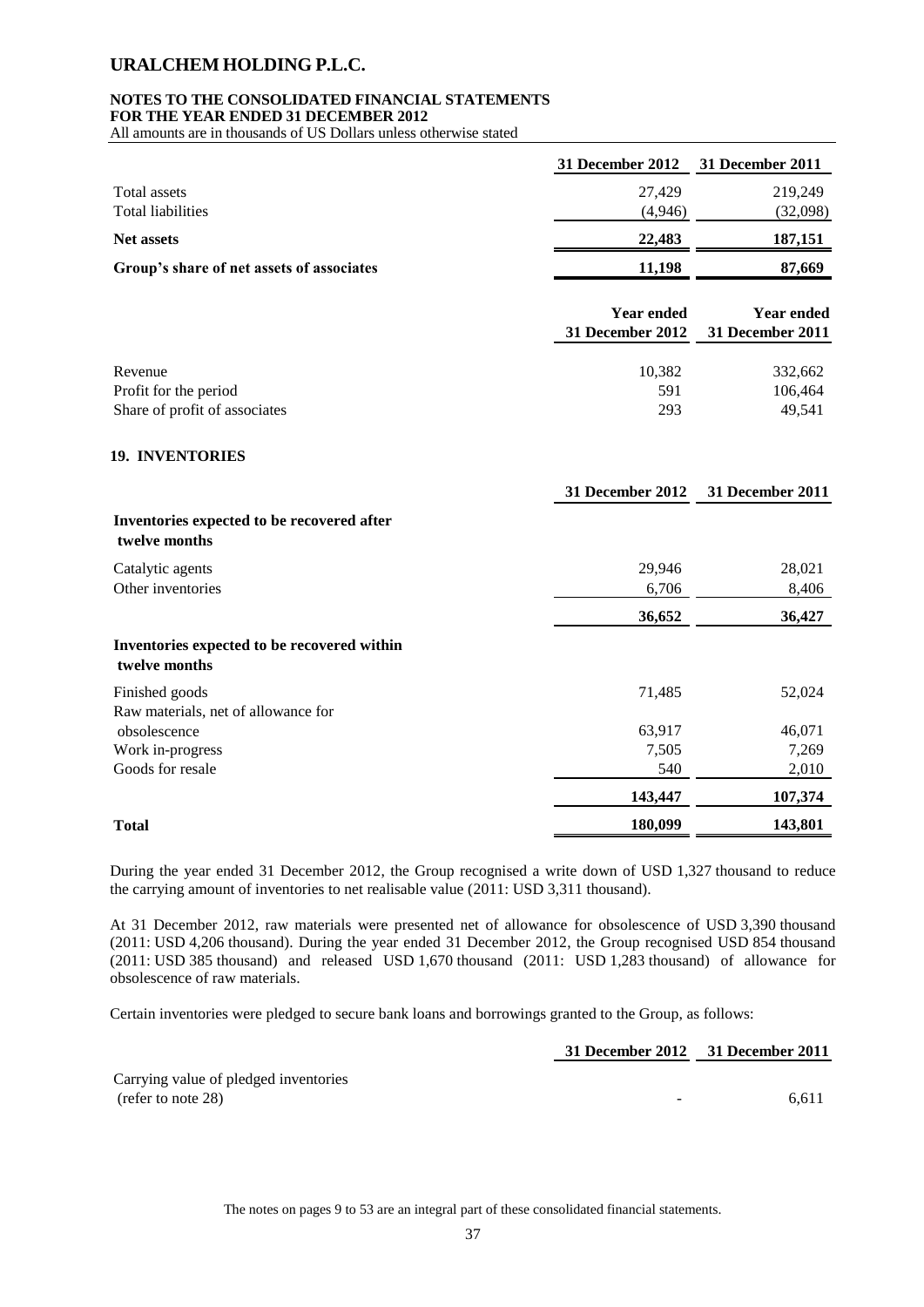|  | 31 December 2012 | 31 December 2011 |
|---|---|---|
| Total assets | 27,429 | 219,249 |
| Total liabilities | (4,946) | (32,098) |
| **Net assets** | **22,483** | **187,151** |
| **Group's share of net assets of associates** | **11,198** | **87,669** |

|  | Year ended 31 December 2012 | Year ended 31 December 2011 |
|---|---|---|
| Revenue | 10,382 | 332,662 |
| Profit for the period | 591 | 106,464 |
| Share of profit of associates | 293 | 49,541 |

## 19. INVENTORIES

|  | 31 December 2012 | 31 December 2011 |
|---|---|---|
| **Inventories expected to be recovered after twelve months** |  |  |
| Catalytic agents | 29,946 | 28,021 |
| Other inventories | 6,706 | 8,406 |
|  | **36,652** | **36,427** |
| **Inventories expected to be recovered within twelve months** |  |  |
| Finished goods | 71,485 | 52,024 |
| Raw materials, net of allowance for obsolescence | 63,917 | 46,071 |
| Work in-progress | 7,505 | 7,269 |
| Goods for resale | 540 | 2,010 |
|  | **143,447** | **107,374** |
| **Total** | **180,099** | **143,801** |

During the year ended 31 December 2012, the Group recognised a write down of USD 1,327 thousand to reduce the carrying amount of inventories to net realisable value (2011: USD 3,311 thousand).

At 31 December 2012, raw materials were presented net of allowance for obsolescence of USD 3,390 thousand (2011: USD 4,206 thousand). During the year ended 31 December 2012, the Group recognised USD 854 thousand (2011: USD 385 thousand) and released USD 1,670 thousand (2011: USD 1,283 thousand) of allowance for obsolescence of raw materials.

Certain inventories were pledged to secure bank loans and borrowings granted to the Group, as follows:

|  | 31 December 2012 | 31 December 2011 |
|---|---|---|
| Carrying value of pledged inventories (refer to note 28) | - | 6,611 |

The notes on pages 9 to 53 are an integral part of these consolidated financial statements.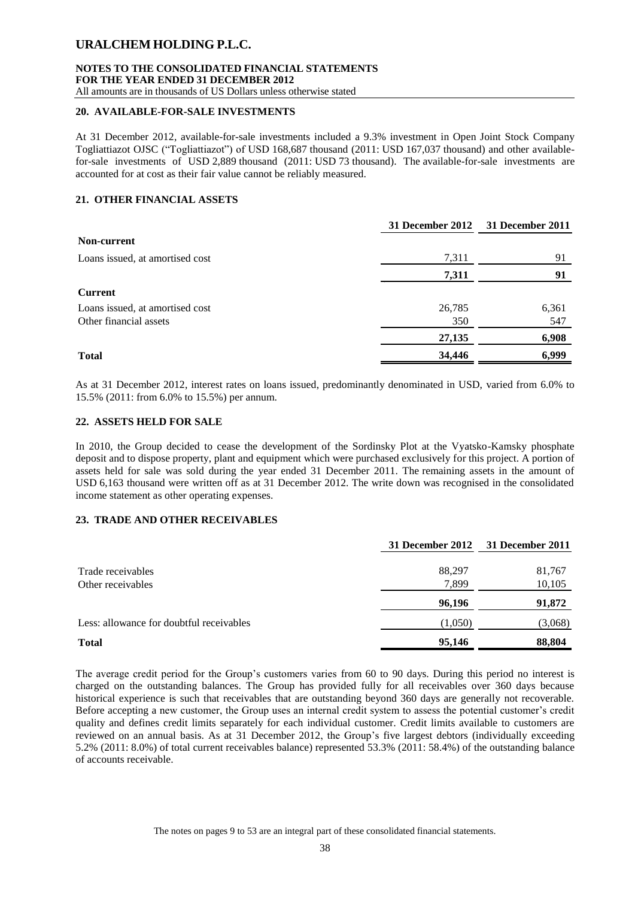## 20. AVAILABLE-FOR-SALE INVESTMENTS

At 31 December 2012, available-for-sale investments included a 9.3% investment in Open Joint Stock Company Togliattiazot OJSC ("Togliattiazot") of USD 168,687 thousand (2011: USD 167,037 thousand) and other available-for-sale investments of USD 2,889 thousand (2011: USD 73 thousand). The available-for-sale investments are accounted for at cost as their fair value cannot be reliably measured.

## 21. OTHER FINANCIAL ASSETS

| | 31 December 2012 | 31 December 2011 |
|---|---|---|
| **Non-current** | | |
| Loans issued, at amortised cost | 7,311 | 91 |
| | **7,311** | **91** |
| **Current** | | |
| Loans issued, at amortised cost | 26,785 | 6,361 |
| Other financial assets | 350 | 547 |
| | **27,135** | **6,908** |
| **Total** | **34,446** | **6,999** |

As at 31 December 2012, interest rates on loans issued, predominantly denominated in USD, varied from 6.0% to 15.5% (2011: from 6.0% to 15.5%) per annum.

## 22. ASSETS HELD FOR SALE

In 2010, the Group decided to cease the development of the Sordinsky Plot at the Vyatsko-Kamsky phosphate deposit and to dispose property, plant and equipment which were purchased exclusively for this project. A portion of assets held for sale was sold during the year ended 31 December 2011. The remaining assets in the amount of USD 6,163 thousand were written off as at 31 December 2012. The write down was recognised in the consolidated income statement as other operating expenses.

## 23. TRADE AND OTHER RECEIVABLES

| | 31 December 2012 | 31 December 2011 |
|---|---|---|
| Trade receivables | 88,297 | 81,767 |
| Other receivables | 7,899 | 10,105 |
| | **96,196** | **91,872** |
| Less: allowance for doubtful receivables | (1,050) | (3,068) |
| **Total** | **95,146** | **88,804** |

The average credit period for the Group's customers varies from 60 to 90 days. During this period no interest is charged on the outstanding balances. The Group has provided fully for all receivables over 360 days because historical experience is such that receivables that are outstanding beyond 360 days are generally not recoverable. Before accepting a new customer, the Group uses an internal credit system to assess the potential customer's credit quality and defines credit limits separately for each individual customer. Credit limits available to customers are reviewed on an annual basis. As at 31 December 2012, the Group's five largest debtors (individually exceeding 5.2% (2011: 8.0%) of total current receivables balance) represented 53.3% (2011: 58.4%) of the outstanding balance of accounts receivable.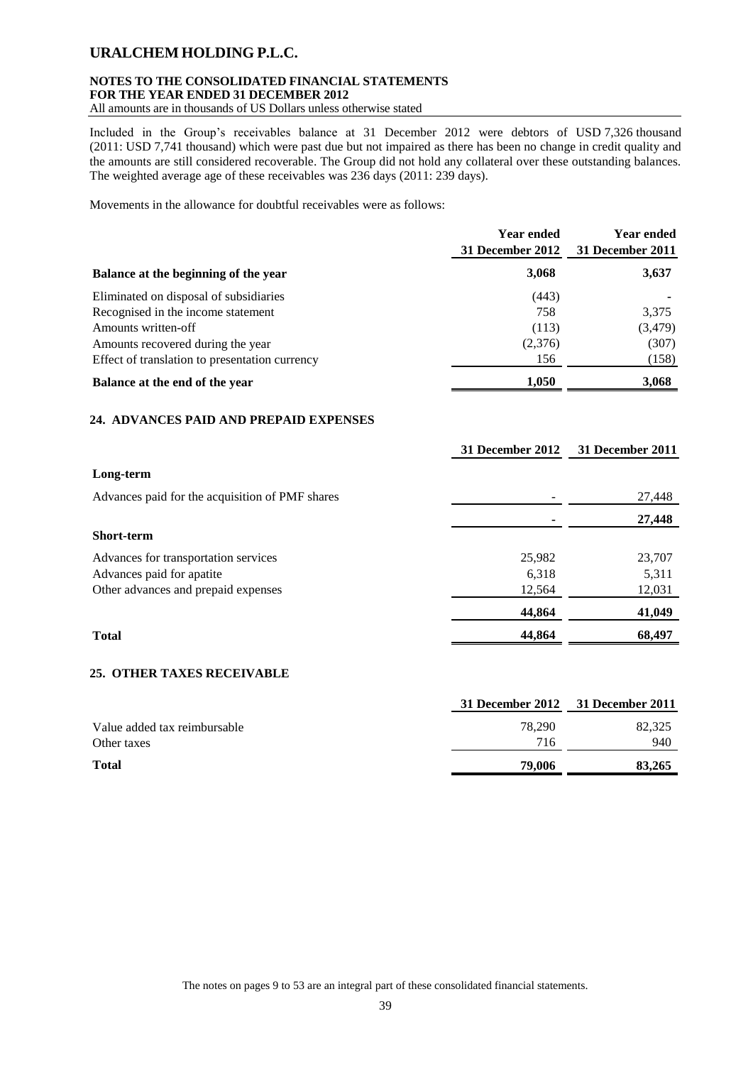Included in the Group's receivables balance at 31 December 2012 were debtors of USD 7,326 thousand (2011: USD 7,741 thousand) which were past due but not impaired as there has been no change in credit quality and the amounts are still considered recoverable. The Group did not hold any collateral over these outstanding balances. The weighted average age of these receivables was 236 days (2011: 239 days).

Movements in the allowance for doubtful receivables were as follows:

| | Year ended 31 December 2012 | Year ended 31 December 2011 |
|---|---|---|
| **Balance at the beginning of the year** | **3,068** | **3,637** |
| Eliminated on disposal of subsidiaries | (443) | - |
| Recognised in the income statement | 758 | 3,375 |
| Amounts written-off | (113) | (3,479) |
| Amounts recovered during the year | (2,376) | (307) |
| Effect of translation to presentation currency | 156 | (158) |
| **Balance at the end of the year** | **1,050** | **3,068** |

## 24. ADVANCES PAID AND PREPAID EXPENSES

| | 31 December 2012 | 31 December 2011 |
|---|---|---|
| **Long-term** | | |
| Advances paid for the acquisition of PMF shares | - | 27,448 |
| | **-** | **27,448** |
| **Short-term** | | |
| Advances for transportation services | 25,982 | 23,707 |
| Advances paid for apatite | 6,318 | 5,311 |
| Other advances and prepaid expenses | 12,564 | 12,031 |
| | **44,864** | **41,049** |
| **Total** | **44,864** | **68,497** |

## 25. OTHER TAXES RECEIVABLE

| | 31 December 2012 | 31 December 2011 |
|---|---|---|
| Value added tax reimbursable | 78,290 | 82,325 |
| Other taxes | 716 | 940 |
| **Total** | **79,006** | **83,265** |

The notes on pages 9 to 53 are an integral part of these consolidated financial statements.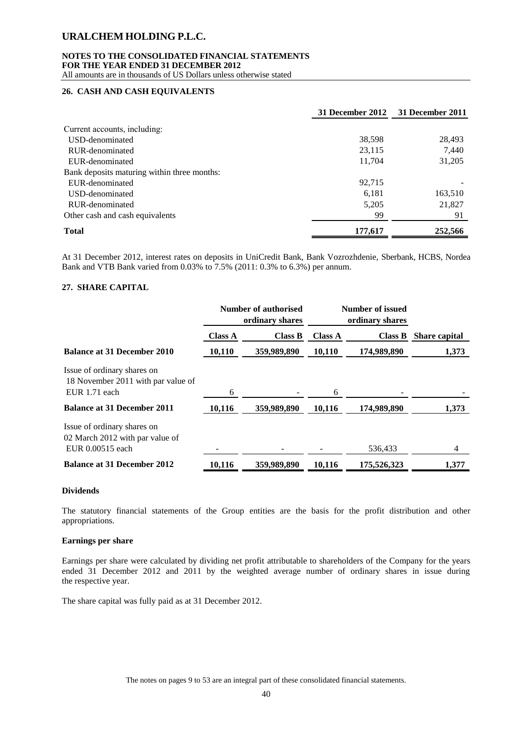# URALCHEM HOLDING P.L.C.

**NOTES TO THE CONSOLIDATED FINANCIAL STATEMENTS**
**FOR THE YEAR ENDED 31 DECEMBER 2012**
All amounts are in thousands of US Dollars unless otherwise stated

## 26. CASH AND CASH EQUIVALENTS

| | 31 December 2012 | 31 December 2011 |
|---|---|---|
| Current accounts, including: | | |
| USD-denominated | 38,598 | 28,493 |
| RUR-denominated | 23,115 | 7,440 |
| EUR-denominated | 11,704 | 31,205 |
| Bank deposits maturing within three months: | | |
| EUR-denominated | 92,715 | - |
| USD-denominated | 6,181 | 163,510 |
| RUR-denominated | 5,205 | 21,827 |
| Other cash and cash equivalents | 99 | 91 |
| **Total** | **177,617** | **252,566** |

At 31 December 2012, interest rates on deposits in UniCredit Bank, Bank Vozrozhdenie, Sberbank, HCBS, Nordea Bank and VTB Bank varied from 0.03% to 7.5% (2011: 0.3% to 6.3%) per annum.

## 27. SHARE CAPITAL

| | Number of authorised ordinary shares | | Number of issued ordinary shares | | |
|---|---|---|---|---|---|
| | Class A | Class B | Class A | Class B | Share capital |
| **Balance at 31 December 2010** | **10,110** | **359,989,890** | **10,110** | **174,989,890** | **1,373** |
| Issue of ordinary shares on 18 November 2011 with par value of EUR 1.71 each | 6 | - | 6 | - | - |
| **Balance at 31 December 2011** | **10,116** | **359,989,890** | **10,116** | **174,989,890** | **1,373** |
| Issue of ordinary shares on 02 March 2012 with par value of EUR 0.00515 each | - | - | - | 536,433 | 4 |
| **Balance at 31 December 2012** | **10,116** | **359,989,890** | **10,116** | **175,526,323** | **1,377** |

### Dividends

The statutory financial statements of the Group entities are the basis for the profit distribution and other appropriations.

### Earnings per share

Earnings per share were calculated by dividing net profit attributable to shareholders of the Company for the years ended 31 December 2012 and 2011 by the weighted average number of ordinary shares in issue during the respective year.

The share capital was fully paid as at 31 December 2012.

The notes on pages 9 to 53 are an integral part of these consolidated financial statements.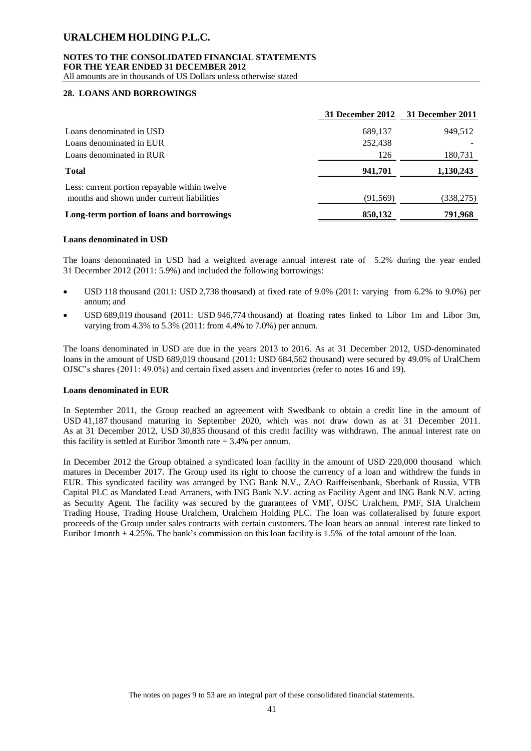## 28. LOANS AND BORROWINGS

| | 31 December 2012 | 31 December 2011 |
|---|---|---|
| Loans denominated in USD | 689,137 | 949,512 |
| Loans denominated in EUR | 252,438 | - |
| Loans denominated in RUR | 126 | 180,731 |
| **Total** | **941,701** | **1,130,243** |
| Less: current portion repayable within twelve months and shown under current liabilities | (91,569) | (338,275) |
| **Long-term portion of loans and borrowings** | **850,132** | **791,968** |

**Loans denominated in USD**

The loans denominated in USD had a weighted average annual interest rate of 5.2% during the year ended 31 December 2012 (2011: 5.9%) and included the following borrowings:

- USD 118 thousand (2011: USD 2,738 thousand) at fixed rate of 9.0% (2011: varying from 6.2% to 9.0%) per annum; and
- USD 689,019 thousand (2011: USD 946,774 thousand) at floating rates linked to Libor 1m and Libor 3m, varying from 4.3% to 5.3% (2011: from 4.4% to 7.0%) per annum.

The loans denominated in USD are due in the years 2013 to 2016. As at 31 December 2012, USD-denominated loans in the amount of USD 689,019 thousand (2011: USD 684,562 thousand) were secured by 49.0% of UralChem OJSC's shares (2011: 49.0%) and certain fixed assets and inventories (refer to notes 16 and 19).

**Loans denominated in EUR**

In September 2011, the Group reached an agreement with Swedbank to obtain a credit line in the amount of USD 41,187 thousand maturing in September 2020, which was not draw down as at 31 December 2011. As at 31 December 2012, USD 30,835 thousand of this credit facility was withdrawn. The annual interest rate on this facility is settled at Euribor 3month rate + 3.4% per annum.

In December 2012 the Group obtained a syndicated loan facility in the amount of USD 220,000 thousand which matures in December 2017. The Group used its right to choose the currency of a loan and withdrew the funds in EUR. This syndicated facility was arranged by ING Bank N.V., ZAO Raiffeisenbank, Sberbank of Russia, VTB Capital PLC as Mandated Lead Arraners, with ING Bank N.V. acting as Facility Agent and ING Bank N.V. acting as Security Agent. The facility was secured by the guarantees of VMF, OJSC Uralchem, PMF, SIA Uralchem Trading House, Trading House Uralchem, Uralchem Holding PLC. The loan was collateralised by future export proceeds of the Group under sales contracts with certain customers. The loan bears an annual interest rate linked to Euribor 1month + 4.25%. The bank's commission on this loan facility is 1.5% of the total amount of the loan.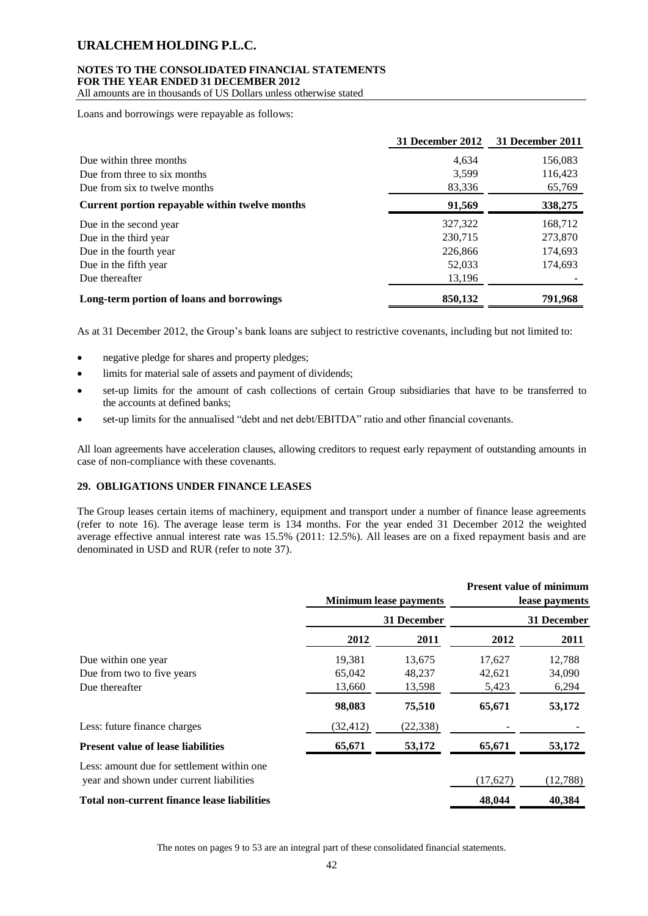Loans and borrowings were repayable as follows:

| | 31 December 2012 | 31 December 2011 |
|---|---|---|
| Due within three months | 4,634 | 156,083 |
| Due from three to six months | 3,599 | 116,423 |
| Due from six to twelve months | 83,336 | 65,769 |
| **Current portion repayable within twelve months** | **91,569** | **338,275** |
| Due in the second year | 327,322 | 168,712 |
| Due in the third year | 230,715 | 273,870 |
| Due in the fourth year | 226,866 | 174,693 |
| Due in the fifth year | 52,033 | 174,693 |
| Due thereafter | 13,196 | - |
| **Long-term portion of loans and borrowings** | **850,132** | **791,968** |

As at 31 December 2012, the Group's bank loans are subject to restrictive covenants, including but not limited to:

- negative pledge for shares and property pledges;
- limits for material sale of assets and payment of dividends;
- set-up limits for the amount of cash collections of certain Group subsidiaries that have to be transferred to the accounts at defined banks;
- set-up limits for the annualised "debt and net debt/EBITDA" ratio and other financial covenants.

All loan agreements have acceleration clauses, allowing creditors to request early repayment of outstanding amounts in case of non-compliance with these covenants.

## 29. OBLIGATIONS UNDER FINANCE LEASES

The Group leases certain items of machinery, equipment and transport under a number of finance lease agreements (refer to note 16). The average lease term is 134 months. For the year ended 31 December 2012 the weighted average effective annual interest rate was 15.5% (2011: 12.5%). All leases are on a fixed repayment basis and are denominated in USD and RUR (refer to note 37).

| | Minimum lease payments | | Present value of minimum lease payments | |
|---|---|---|---|---|
| | 31 December | | 31 December | |
| | 2012 | 2011 | 2012 | 2011 |
| Due within one year | 19,381 | 13,675 | 17,627 | 12,788 |
| Due from two to five years | 65,042 | 48,237 | 42,621 | 34,090 |
| Due thereafter | 13,660 | 13,598 | 5,423 | 6,294 |
| | **98,083** | **75,510** | **65,671** | **53,172** |
| Less: future finance charges | (32,412) | (22,338) | - | - |
| **Present value of lease liabilities** | **65,671** | **53,172** | **65,671** | **53,172** |
| Less: amount due for settlement within one year and shown under current liabilities | | | (17,627) | (12,788) |
| **Total non-current finance lease liabilities** | | | **48,044** | **40,384** |

The notes on pages 9 to 53 are an integral part of these consolidated financial statements.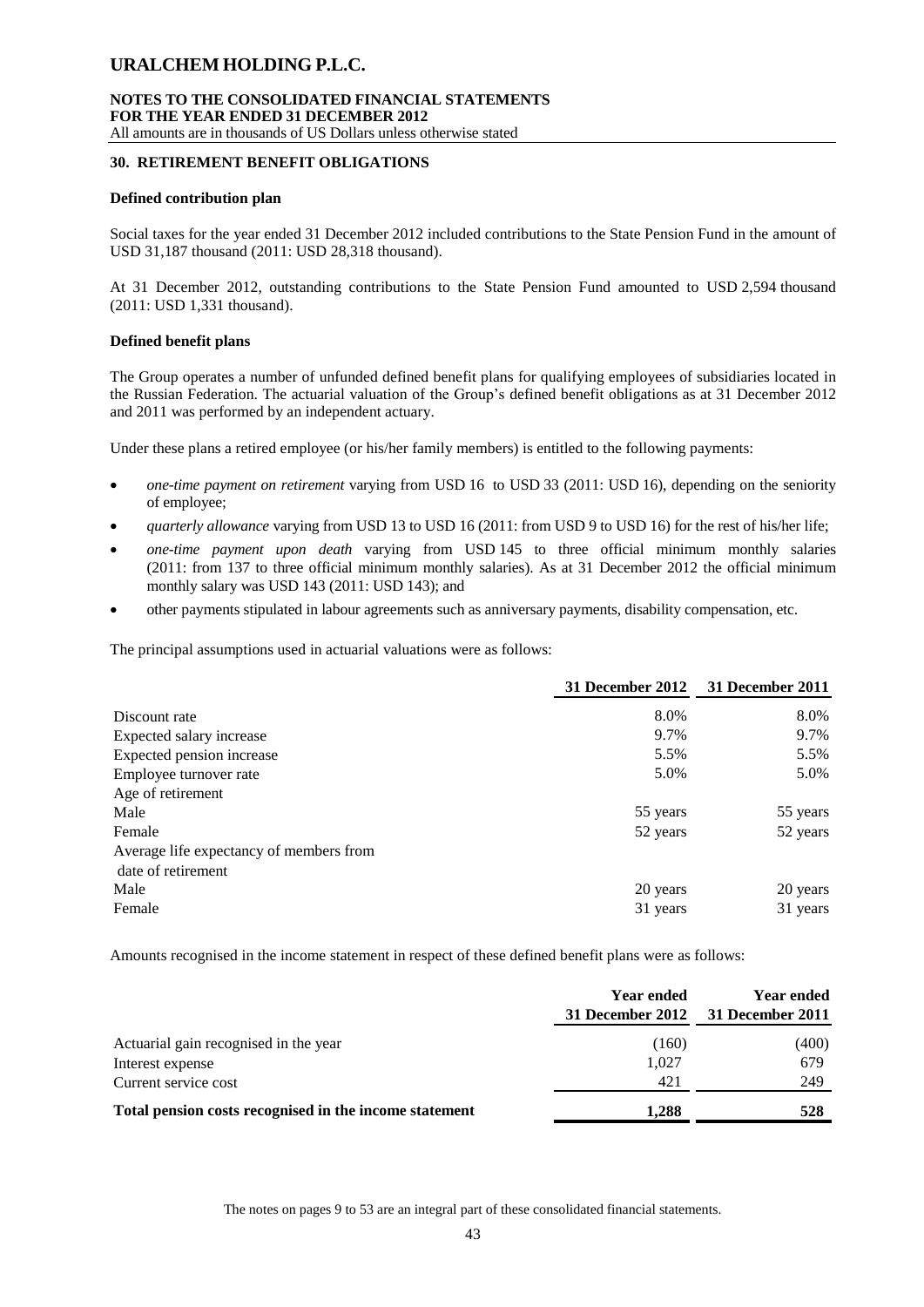## 30. RETIREMENT BENEFIT OBLIGATIONS

### Defined contribution plan

Social taxes for the year ended 31 December 2012 included contributions to the State Pension Fund in the amount of USD 31,187 thousand (2011: USD 28,318 thousand).

At 31 December 2012, outstanding contributions to the State Pension Fund amounted to USD 2,594 thousand (2011: USD 1,331 thousand).

### Defined benefit plans

The Group operates a number of unfunded defined benefit plans for qualifying employees of subsidiaries located in the Russian Federation. The actuarial valuation of the Group's defined benefit obligations as at 31 December 2012 and 2011 was performed by an independent actuary.

Under these plans a retired employee (or his/her family members) is entitled to the following payments:

- *one-time payment on retirement* varying from USD 16 to USD 33 (2011: USD 16), depending on the seniority of employee;
- *quarterly allowance* varying from USD 13 to USD 16 (2011: from USD 9 to USD 16) for the rest of his/her life;
- *one-time payment upon death* varying from USD 145 to three official minimum monthly salaries (2011: from 137 to three official minimum monthly salaries). As at 31 December 2012 the official minimum monthly salary was USD 143 (2011: USD 143); and
- other payments stipulated in labour agreements such as anniversary payments, disability compensation, etc.

The principal assumptions used in actuarial valuations were as follows:

| | 31 December 2012 | 31 December 2011 |
|---|---|---|
| Discount rate | 8.0% | 8.0% |
| Expected salary increase | 9.7% | 9.7% |
| Expected pension increase | 5.5% | 5.5% |
| Employee turnover rate | 5.0% | 5.0% |
| Age of retirement | | |
| Male | 55 years | 55 years |
| Female | 52 years | 52 years |
| Average life expectancy of members from date of retirement | | |
| Male | 20 years | 20 years |
| Female | 31 years | 31 years |

Amounts recognised in the income statement in respect of these defined benefit plans were as follows:

| | Year ended 31 December 2012 | Year ended 31 December 2011 |
|---|---|---|
| Actuarial gain recognised in the year | (160) | (400) |
| Interest expense | 1,027 | 679 |
| Current service cost | 421 | 249 |
| **Total pension costs recognised in the income statement** | **1,288** | **528** |

The notes on pages 9 to 53 are an integral part of these consolidated financial statements.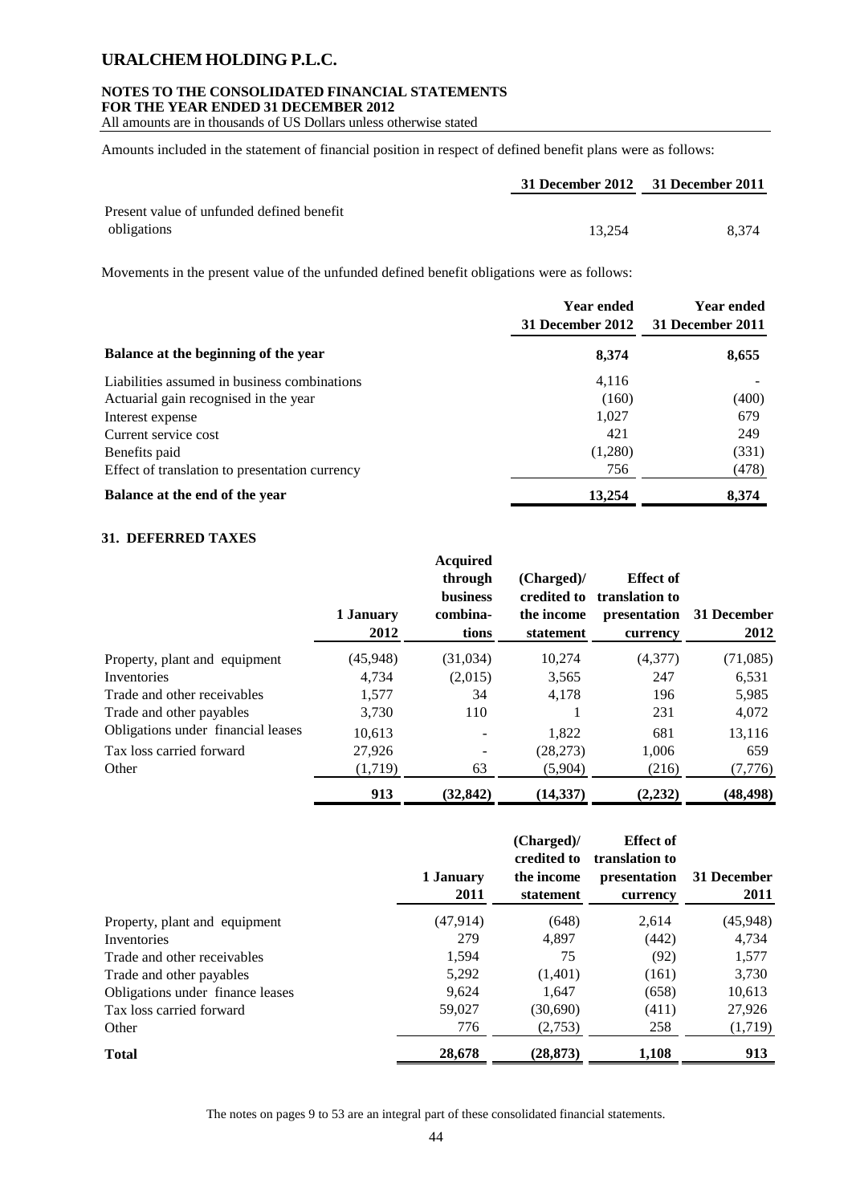Amounts included in the statement of financial position in respect of defined benefit plans were as follows:

| | 31 December 2012 | 31 December 2011 |
|---|---|---|
| Present value of unfunded defined benefit obligations | 13,254 | 8,374 |

Movements in the present value of the unfunded defined benefit obligations were as follows:

| | Year ended 31 December 2012 | Year ended 31 December 2011 |
|---|---|---|
| **Balance at the beginning of the year** | **8,374** | **8,655** |
| Liabilities assumed in business combinations | 4,116 | - |
| Actuarial gain recognised in the year | (160) | (400) |
| Interest expense | 1,027 | 679 |
| Current service cost | 421 | 249 |
| Benefits paid | (1,280) | (331) |
| Effect of translation to presentation currency | 756 | (478) |
| **Balance at the end of the year** | **13,254** | **8,374** |

## 31. DEFERRED TAXES

| | 1 January 2012 | Acquired through business combina-tions | (Charged)/ credited to the income statement | Effect of translation to presentation currency | 31 December 2012 |
|---|---|---|---|---|---|
| Property, plant and equipment | (45,948) | (31,034) | 10,274 | (4,377) | (71,085) |
| Inventories | 4,734 | (2,015) | 3,565 | 247 | 6,531 |
| Trade and other receivables | 1,577 | 34 | 4,178 | 196 | 5,985 |
| Trade and other payables | 3,730 | 110 | 1 | 231 | 4,072 |
| Obligations under financial leases | 10,613 | - | 1,822 | 681 | 13,116 |
| Tax loss carried forward | 27,926 | - | (28,273) | 1,006 | 659 |
| Other | (1,719) | 63 | (5,904) | (216) | (7,776) |
| | **913** | **(32,842)** | **(14,337)** | **(2,232)** | **(48,498)** |

| | 1 January 2011 | (Charged)/ credited to the income statement | Effect of translation to presentation currency | 31 December 2011 |
|---|---|---|---|---|
| Property, plant and equipment | (47,914) | (648) | 2,614 | (45,948) |
| Inventories | 279 | 4,897 | (442) | 4,734 |
| Trade and other receivables | 1,594 | 75 | (92) | 1,577 |
| Trade and other payables | 5,292 | (1,401) | (161) | 3,730 |
| Obligations under finance leases | 9,624 | 1,647 | (658) | 10,613 |
| Tax loss carried forward | 59,027 | (30,690) | (411) | 27,926 |
| Other | 776 | (2,753) | 258 | (1,719) |
| **Total** | **28,678** | **(28,873)** | **1,108** | **913** |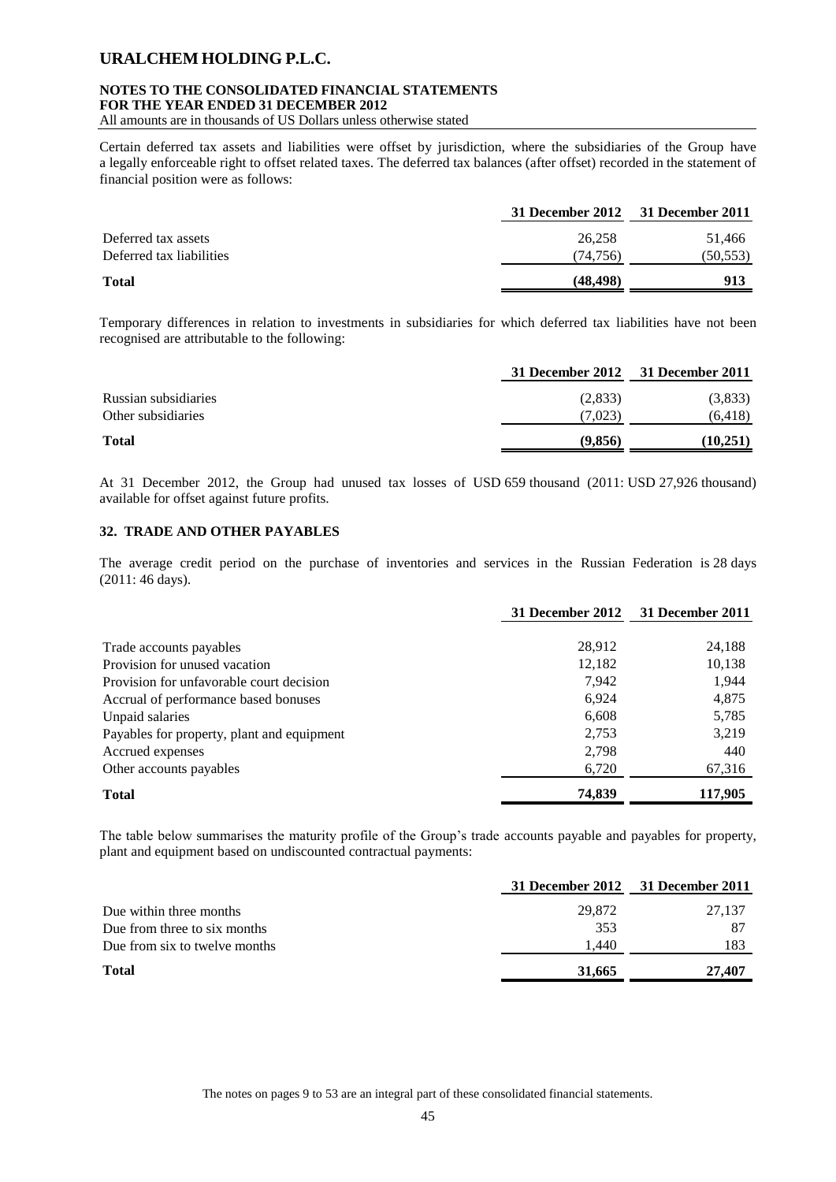Certain deferred tax assets and liabilities were offset by jurisdiction, where the subsidiaries of the Group have a legally enforceable right to offset related taxes. The deferred tax balances (after offset) recorded in the statement of financial position were as follows:

| | 31 December 2012 | 31 December 2011 |
|---|---|---|
| Deferred tax assets | 26,258 | 51,466 |
| Deferred tax liabilities | (74,756) | (50,553) |
| **Total** | **(48,498)** | **913** |

Temporary differences in relation to investments in subsidiaries for which deferred tax liabilities have not been recognised are attributable to the following:

| | 31 December 2012 | 31 December 2011 |
|---|---|---|
| Russian subsidiaries | (2,833) | (3,833) |
| Other subsidiaries | (7,023) | (6,418) |
| **Total** | **(9,856)** | **(10,251)** |

At 31 December 2012, the Group had unused tax losses of USD 659 thousand (2011: USD 27,926 thousand) available for offset against future profits.

## 32. TRADE AND OTHER PAYABLES

The average credit period on the purchase of inventories and services in the Russian Federation is 28 days (2011: 46 days).

| | 31 December 2012 | 31 December 2011 |
|---|---|---|
| Trade accounts payables | 28,912 | 24,188 |
| Provision for unused vacation | 12,182 | 10,138 |
| Provision for unfavorable court decision | 7,942 | 1,944 |
| Accrual of performance based bonuses | 6,924 | 4,875 |
| Unpaid salaries | 6,608 | 5,785 |
| Payables for property, plant and equipment | 2,753 | 3,219 |
| Accrued expenses | 2,798 | 440 |
| Other accounts payables | 6,720 | 67,316 |
| **Total** | **74,839** | **117,905** |

The table below summarises the maturity profile of the Group's trade accounts payable and payables for property, plant and equipment based on undiscounted contractual payments:

| | 31 December 2012 | 31 December 2011 |
|---|---|---|
| Due within three months | 29,872 | 27,137 |
| Due from three to six months | 353 | 87 |
| Due from six to twelve months | 1,440 | 183 |
| **Total** | **31,665** | **27,407** |

The notes on pages 9 to 53 are an integral part of these consolidated financial statements.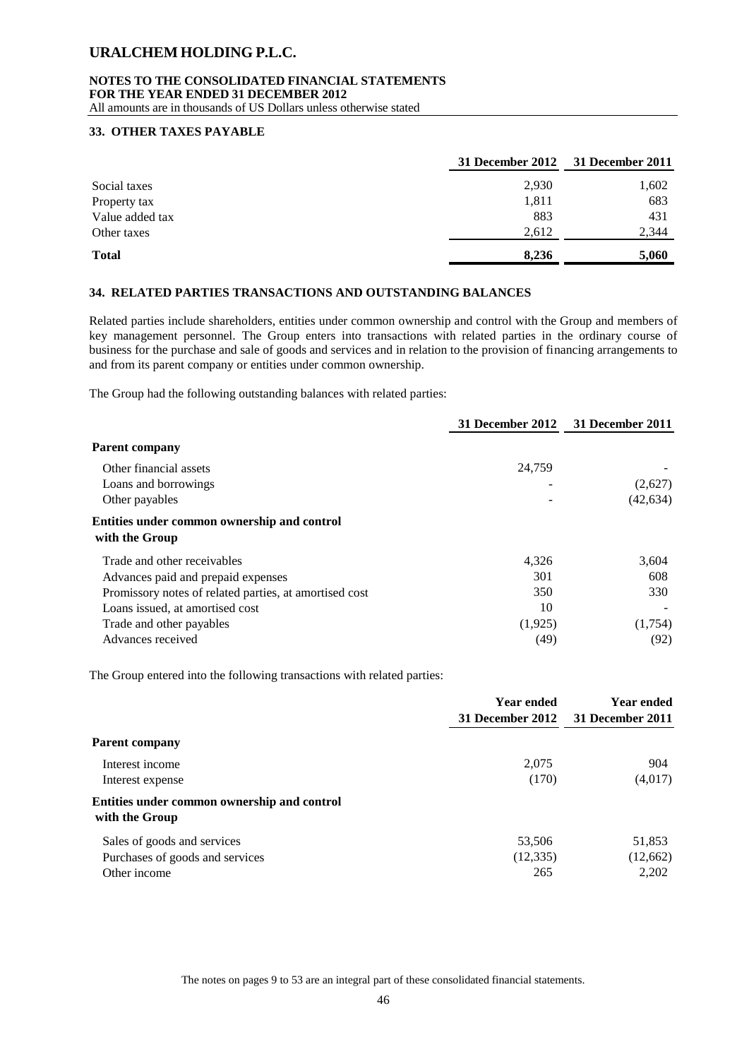## 33. OTHER TAXES PAYABLE

| | 31 December 2012 | 31 December 2011 |
|---|---|---|
| Social taxes | 2,930 | 1,602 |
| Property tax | 1,811 | 683 |
| Value added tax | 883 | 431 |
| Other taxes | 2,612 | 2,344 |
| **Total** | **8,236** | **5,060** |

## 34. RELATED PARTIES TRANSACTIONS AND OUTSTANDING BALANCES

Related parties include shareholders, entities under common ownership and control with the Group and members of key management personnel. The Group enters into transactions with related parties in the ordinary course of business for the purchase and sale of goods and services and in relation to the provision of financing arrangements to and from its parent company or entities under common ownership.

The Group had the following outstanding balances with related parties:

| | 31 December 2012 | 31 December 2011 |
|---|---|---|
| **Parent company** | | |
| Other financial assets | 24,759 | - |
| Loans and borrowings | - | (2,627) |
| Other payables | - | (42,634) |
| **Entities under common ownership and control with the Group** | | |
| Trade and other receivables | 4,326 | 3,604 |
| Advances paid and prepaid expenses | 301 | 608 |
| Promissory notes of related parties, at amortised cost | 350 | 330 |
| Loans issued, at amortised cost | 10 | - |
| Trade and other payables | (1,925) | (1,754) |
| Advances received | (49) | (92) |

The Group entered into the following transactions with related parties:

| | Year ended 31 December 2012 | Year ended 31 December 2011 |
|---|---|---|
| **Parent company** | | |
| Interest income | 2,075 | 904 |
| Interest expense | (170) | (4,017) |
| **Entities under common ownership and control with the Group** | | |
| Sales of goods and services | 53,506 | 51,853 |
| Purchases of goods and services | (12,335) | (12,662) |
| Other income | 265 | 2,202 |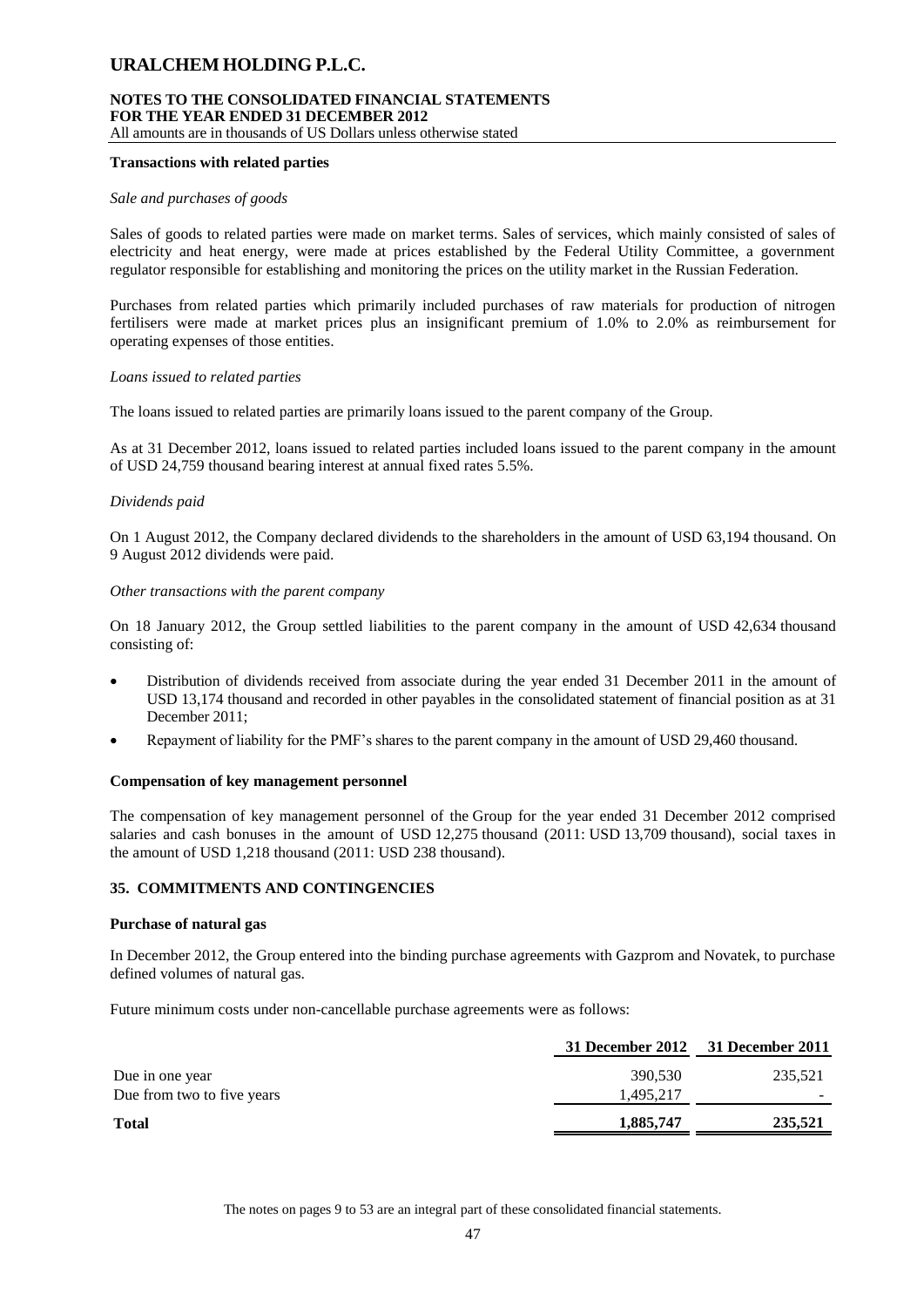**Transactions with related parties**

*Sale and purchases of goods*

Sales of goods to related parties were made on market terms. Sales of services, which mainly consisted of sales of electricity and heat energy, were made at prices established by the Federal Utility Committee, a government regulator responsible for establishing and monitoring the prices on the utility market in the Russian Federation.

Purchases from related parties which primarily included purchases of raw materials for production of nitrogen fertilisers were made at market prices plus an insignificant premium of 1.0% to 2.0% as reimbursement for operating expenses of those entities.

*Loans issued to related parties*

The loans issued to related parties are primarily loans issued to the parent company of the Group.

As at 31 December 2012, loans issued to related parties included loans issued to the parent company in the amount of USD 24,759 thousand bearing interest at annual fixed rates 5.5%.

*Dividends paid*

On 1 August 2012, the Company declared dividends to the shareholders in the amount of USD 63,194 thousand. On 9 August 2012 dividends were paid.

*Other transactions with the parent company*

On 18 January 2012, the Group settled liabilities to the parent company in the amount of USD 42,634 thousand consisting of:

- Distribution of dividends received from associate during the year ended 31 December 2011 in the amount of USD 13,174 thousand and recorded in other payables in the consolidated statement of financial position as at 31 December 2011;
- Repayment of liability for the PMF's shares to the parent company in the amount of USD 29,460 thousand.

**Compensation of key management personnel**

The compensation of key management personnel of the Group for the year ended 31 December 2012 comprised salaries and cash bonuses in the amount of USD 12,275 thousand (2011: USD 13,709 thousand), social taxes in the amount of USD 1,218 thousand (2011: USD 238 thousand).

## 35. COMMITMENTS AND CONTINGENCIES

**Purchase of natural gas**

In December 2012, the Group entered into the binding purchase agreements with Gazprom and Novatek, to purchase defined volumes of natural gas.

Future minimum costs under non-cancellable purchase agreements were as follows:

| | 31 December 2012 | 31 December 2011 |
|---|---|---|
| Due in one year | 390,530 | 235,521 |
| Due from two to five years | 1,495,217 | - |
| **Total** | **1,885,747** | **235,521** |

The notes on pages 9 to 53 are an integral part of these consolidated financial statements.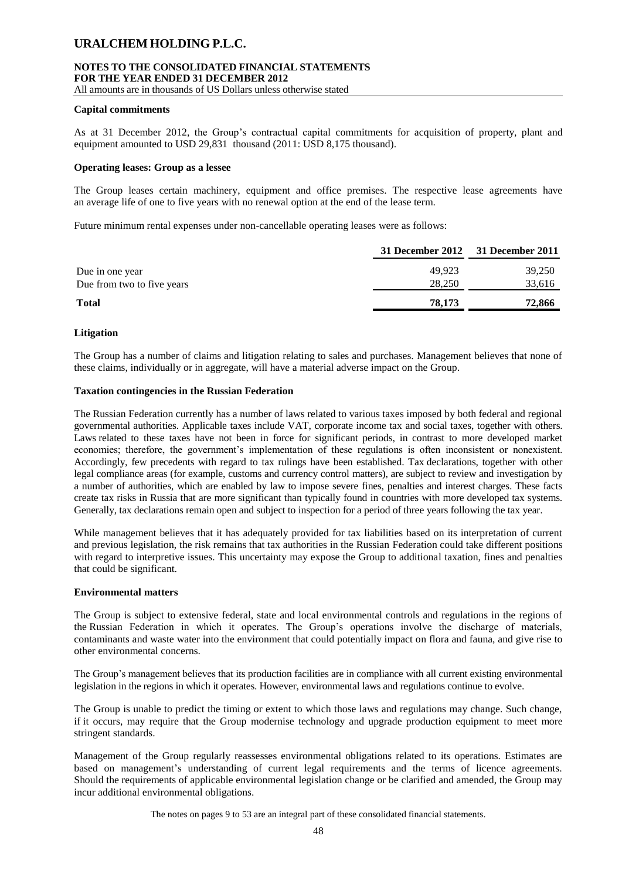### Capital commitments

As at 31 December 2012, the Group's contractual capital commitments for acquisition of property, plant and equipment amounted to USD 29,831 thousand (2011: USD 8,175 thousand).

### Operating leases: Group as a lessee

The Group leases certain machinery, equipment and office premises. The respective lease agreements have an average life of one to five years with no renewal option at the end of the lease term.

Future minimum rental expenses under non-cancellable operating leases were as follows:

| | 31 December 2012 | 31 December 2011 |
|---|---|---|
| Due in one year | 49,923 | 39,250 |
| Due from two to five years | 28,250 | 33,616 |
| **Total** | **78,173** | **72,866** |

### Litigation

The Group has a number of claims and litigation relating to sales and purchases. Management believes that none of these claims, individually or in aggregate, will have a material adverse impact on the Group.

### Taxation contingencies in the Russian Federation

The Russian Federation currently has a number of laws related to various taxes imposed by both federal and regional governmental authorities. Applicable taxes include VAT, corporate income tax and social taxes, together with others. Laws related to these taxes have not been in force for significant periods, in contrast to more developed market economies; therefore, the government's implementation of these regulations is often inconsistent or nonexistent. Accordingly, few precedents with regard to tax rulings have been established. Tax declarations, together with other legal compliance areas (for example, customs and currency control matters), are subject to review and investigation by a number of authorities, which are enabled by law to impose severe fines, penalties and interest charges. These facts create tax risks in Russia that are more significant than typically found in countries with more developed tax systems. Generally, tax declarations remain open and subject to inspection for a period of three years following the tax year.

While management believes that it has adequately provided for tax liabilities based on its interpretation of current and previous legislation, the risk remains that tax authorities in the Russian Federation could take different positions with regard to interpretive issues. This uncertainty may expose the Group to additional taxation, fines and penalties that could be significant.

### Environmental matters

The Group is subject to extensive federal, state and local environmental controls and regulations in the regions of the Russian Federation in which it operates. The Group's operations involve the discharge of materials, contaminants and waste water into the environment that could potentially impact on flora and fauna, and give rise to other environmental concerns.

The Group's management believes that its production facilities are in compliance with all current existing environmental legislation in the regions in which it operates. However, environmental laws and regulations continue to evolve.

The Group is unable to predict the timing or extent to which those laws and regulations may change. Such change, if it occurs, may require that the Group modernise technology and upgrade production equipment to meet more stringent standards.

Management of the Group regularly reassesses environmental obligations related to its operations. Estimates are based on management's understanding of current legal requirements and the terms of licence agreements. Should the requirements of applicable environmental legislation change or be clarified and amended, the Group may incur additional environmental obligations.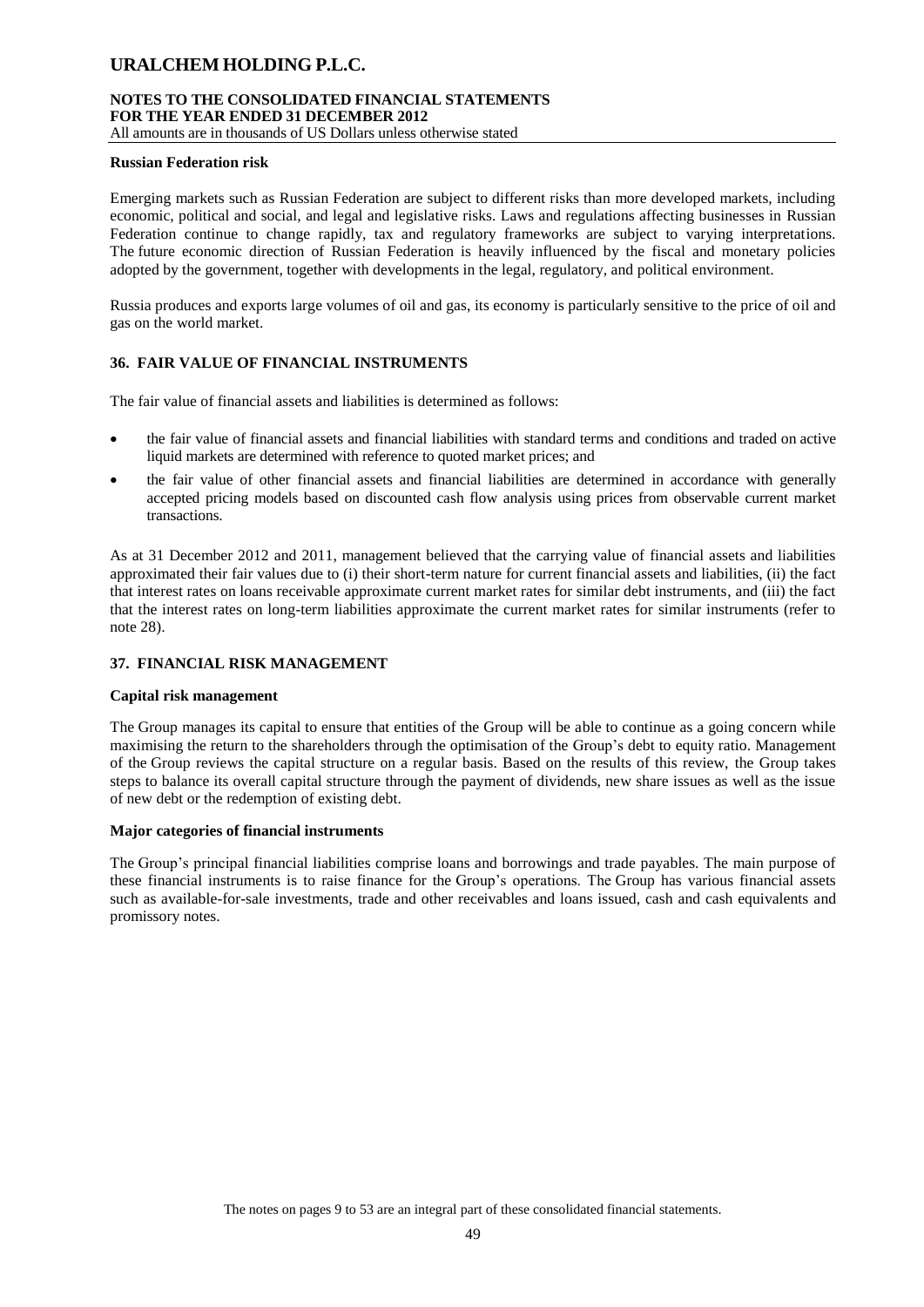**Russian Federation risk**

Emerging markets such as Russian Federation are subject to different risks than more developed markets, including economic, political and social, and legal and legislative risks. Laws and regulations affecting businesses in Russian Federation continue to change rapidly, tax and regulatory frameworks are subject to varying interpretations. The future economic direction of Russian Federation is heavily influenced by the fiscal and monetary policies adopted by the government, together with developments in the legal, regulatory, and political environment.

Russia produces and exports large volumes of oil and gas, its economy is particularly sensitive to the price of oil and gas on the world market.

## 36. FAIR VALUE OF FINANCIAL INSTRUMENTS

The fair value of financial assets and liabilities is determined as follows:

- the fair value of financial assets and financial liabilities with standard terms and conditions and traded on active liquid markets are determined with reference to quoted market prices; and
- the fair value of other financial assets and financial liabilities are determined in accordance with generally accepted pricing models based on discounted cash flow analysis using prices from observable current market transactions.

As at 31 December 2012 and 2011, management believed that the carrying value of financial assets and liabilities approximated their fair values due to (i) their short-term nature for current financial assets and liabilities, (ii) the fact that interest rates on loans receivable approximate current market rates for similar debt instruments, and (iii) the fact that the interest rates on long-term liabilities approximate the current market rates for similar instruments (refer to note 28).

## 37. FINANCIAL RISK MANAGEMENT

**Capital risk management**

The Group manages its capital to ensure that entities of the Group will be able to continue as a going concern while maximising the return to the shareholders through the optimisation of the Group's debt to equity ratio. Management of the Group reviews the capital structure on a regular basis. Based on the results of this review, the Group takes steps to balance its overall capital structure through the payment of dividends, new share issues as well as the issue of new debt or the redemption of existing debt.

**Major categories of financial instruments**

The Group's principal financial liabilities comprise loans and borrowings and trade payables. The main purpose of these financial instruments is to raise finance for the Group's operations. The Group has various financial assets such as available-for-sale investments, trade and other receivables and loans issued, cash and cash equivalents and promissory notes.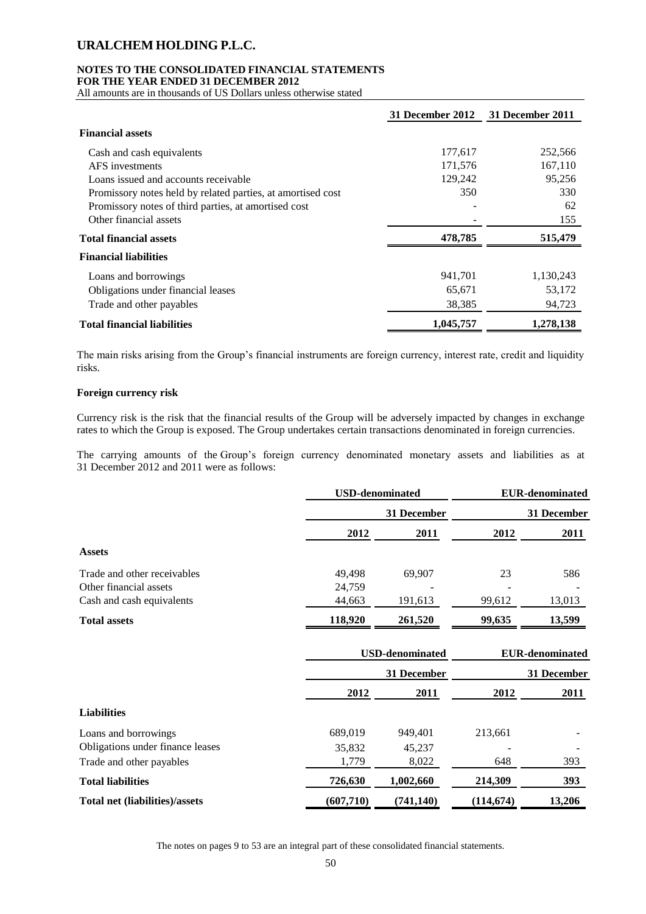|  | 31 December 2012 | 31 December 2011 |
|---|---|---|
| **Financial assets** | | |
| Cash and cash equivalents | 177,617 | 252,566 |
| AFS investments | 171,576 | 167,110 |
| Loans issued and accounts receivable | 129,242 | 95,256 |
| Promissory notes held by related parties, at amortised cost | 350 | 330 |
| Promissory notes of third parties, at amortised cost | - | 62 |
| Other financial assets | - | 155 |
| **Total financial assets** | **478,785** | **515,479** |
| **Financial liabilities** | | |
| Loans and borrowings | 941,701 | 1,130,243 |
| Obligations under financial leases | 65,671 | 53,172 |
| Trade and other payables | 38,385 | 94,723 |
| **Total financial liabilities** | **1,045,757** | **1,278,138** |

The main risks arising from the Group's financial instruments are foreign currency, interest rate, credit and liquidity risks.

**Foreign currency risk**

Currency risk is the risk that the financial results of the Group will be adversely impacted by changes in exchange rates to which the Group is exposed. The Group undertakes certain transactions denominated in foreign currencies.

The carrying amounts of the Group's foreign currency denominated monetary assets and liabilities as at 31 December 2012 and 2011 were as follows:

|  | USD-denominated | | EUR-denominated | |
|---|---|---|---|---|
|  | 31 December | | 31 December | |
|  | 2012 | 2011 | 2012 | 2011 |
| **Assets** | | | | |
| Trade and other receivables | 49,498 | 69,907 | 23 | 586 |
| Other financial assets | 24,759 | - | - | - |
| Cash and cash equivalents | 44,663 | 191,613 | 99,612 | 13,013 |
| **Total assets** | **118,920** | **261,520** | **99,635** | **13,599** |

|  | USD-denominated | | EUR-denominated | |
|---|---|---|---|---|
|  | 31 December | | 31 December | |
|  | 2012 | 2011 | 2012 | 2011 |
| **Liabilities** | | | | |
| Loans and borrowings | 689,019 | 949,401 | 213,661 | - |
| Obligations under finance leases | 35,832 | 45,237 | - | - |
| Trade and other payables | 1,779 | 8,022 | 648 | 393 |
| **Total liabilities** | **726,630** | **1,002,660** | **214,309** | **393** |
| **Total net (liabilities)/assets** | **(607,710)** | **(741,140)** | **(114,674)** | **13,206** |

The notes on pages 9 to 53 are an integral part of these consolidated financial statements.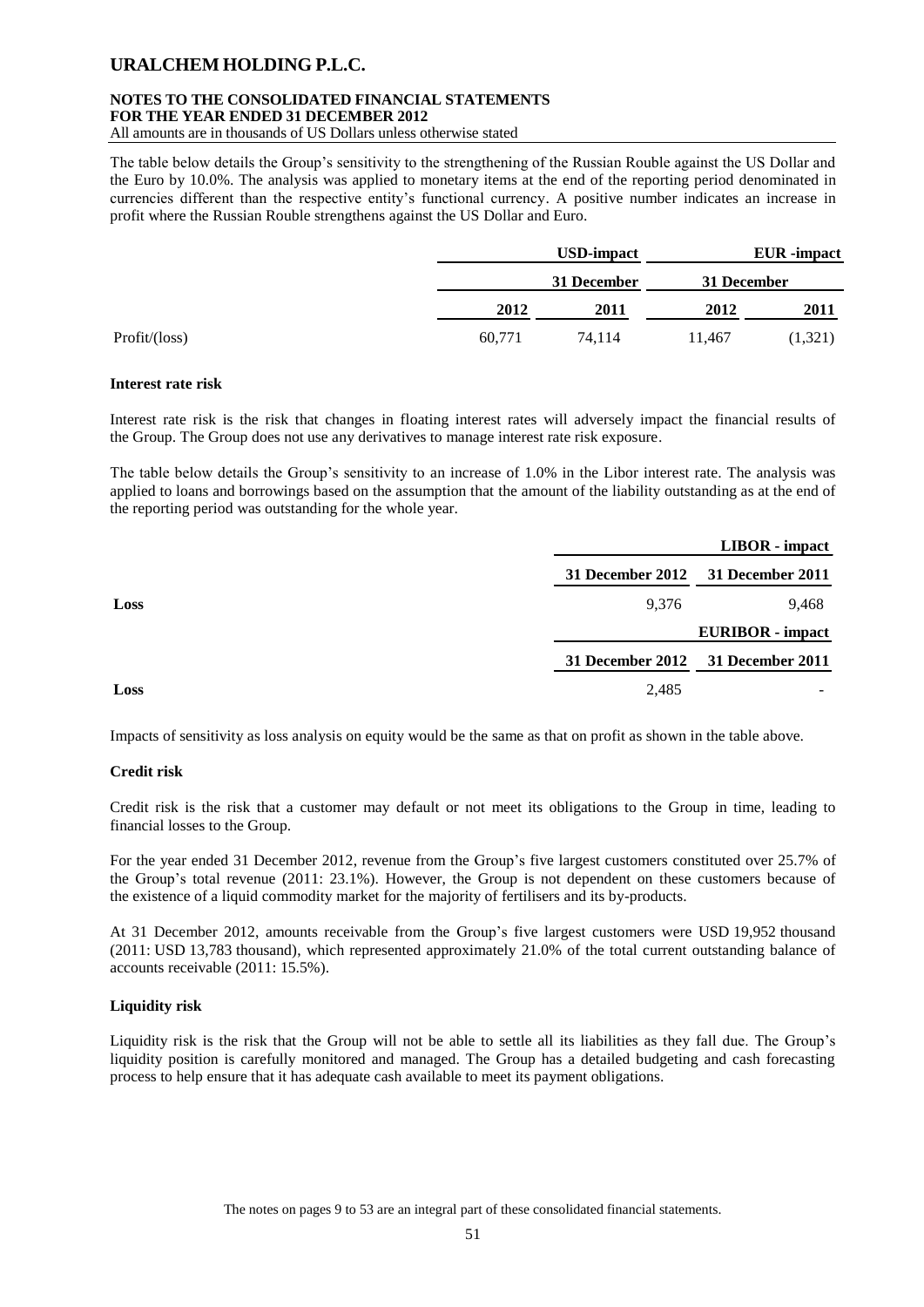The table below details the Group's sensitivity to the strengthening of the Russian Rouble against the US Dollar and the Euro by 10.0%. The analysis was applied to monetary items at the end of the reporting period denominated in currencies different than the respective entity's functional currency. A positive number indicates an increase in profit where the Russian Rouble strengthens against the US Dollar and Euro.

| | USD-impact | | EUR -impact | |
|---|---|---|---|---|
| | 31 December | | 31 December | |
| | 2012 | 2011 | 2012 | 2011 |
| Profit/(loss) | 60,771 | 74,114 | 11,467 | (1,321) |

**Interest rate risk**

Interest rate risk is the risk that changes in floating interest rates will adversely impact the financial results of the Group. The Group does not use any derivatives to manage interest rate risk exposure.

The table below details the Group's sensitivity to an increase of 1.0% in the Libor interest rate. The analysis was applied to loans and borrowings based on the assumption that the amount of the liability outstanding as at the end of the reporting period was outstanding for the whole year.

| | LIBOR - impact | |
|---|---|---|
| | 31 December 2012 | 31 December 2011 |
| **Loss** | 9,376 | 9,468 |
| | **EURIBOR - impact** | |
| | **31 December 2012** | **31 December 2011** |
| **Loss** | 2,485 | - |

Impacts of sensitivity as loss analysis on equity would be the same as that on profit as shown in the table above.

**Credit risk**

Credit risk is the risk that a customer may default or not meet its obligations to the Group in time, leading to financial losses to the Group.

For the year ended 31 December 2012, revenue from the Group's five largest customers constituted over 25.7% of the Group's total revenue (2011: 23.1%). However, the Group is not dependent on these customers because of the existence of a liquid commodity market for the majority of fertilisers and its by-products.

At 31 December 2012, amounts receivable from the Group's five largest customers were USD 19,952 thousand (2011: USD 13,783 thousand), which represented approximately 21.0% of the total current outstanding balance of accounts receivable (2011: 15.5%).

**Liquidity risk**

Liquidity risk is the risk that the Group will not be able to settle all its liabilities as they fall due. The Group's liquidity position is carefully monitored and managed. The Group has a detailed budgeting and cash forecasting process to help ensure that it has adequate cash available to meet its payment obligations.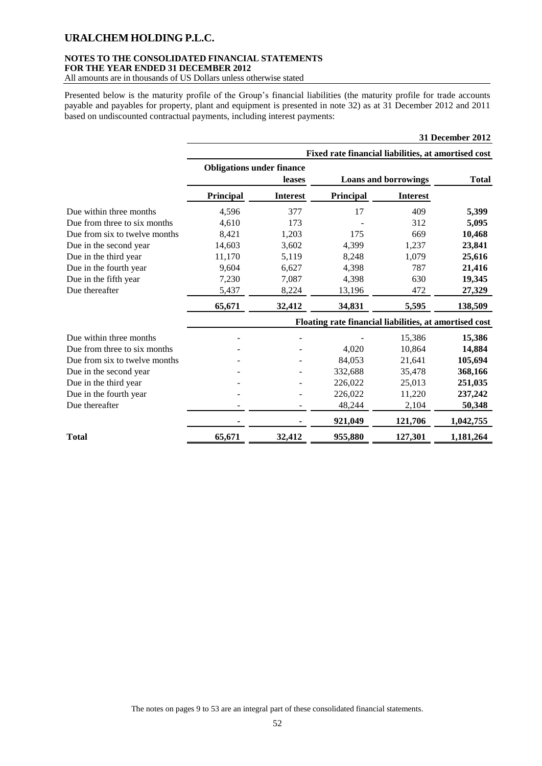Presented below is the maturity profile of the Group's financial liabilities (the maturity profile for trade accounts payable and payables for property, plant and equipment is presented in note 32) as at 31 December 2012 and 2011 based on undiscounted contractual payments, including interest payments:

| | | | | | **31 December 2012** |
|---|---|---|---|---|---|
| | **Fixed rate financial liabilities, at amortised cost** | | | | |
| | **Obligations under finance leases** | | **Loans and borrowings** | | **Total** |
| | **Principal** | **Interest** | **Principal** | **Interest** | |
| Due within three months | 4,596 | 377 | 17 | 409 | **5,399** |
| Due from three to six months | 4,610 | 173 | - | 312 | **5,095** |
| Due from six to twelve months | 8,421 | 1,203 | 175 | 669 | **10,468** |
| Due in the second year | 14,603 | 3,602 | 4,399 | 1,237 | **23,841** |
| Due in the third year | 11,170 | 5,119 | 8,248 | 1,079 | **25,616** |
| Due in the fourth year | 9,604 | 6,627 | 4,398 | 787 | **21,416** |
| Due in the fifth year | 7,230 | 7,087 | 4,398 | 630 | **19,345** |
| Due thereafter | 5,437 | 8,224 | 13,196 | 472 | **27,329** |
| | **65,671** | **32,412** | **34,831** | **5,595** | **138,509** |
| | **Floating rate financial liabilities, at amortised cost** | | | | |
| Due within three months | - | - | - | 15,386 | **15,386** |
| Due from three to six months | - | - | 4,020 | 10,864 | **14,884** |
| Due from six to twelve months | - | - | 84,053 | 21,641 | **105,694** |
| Due in the second year | - | - | 332,688 | 35,478 | **368,166** |
| Due in the third year | - | - | 226,022 | 25,013 | **251,035** |
| Due in the fourth year | - | - | 226,022 | 11,220 | **237,242** |
| Due thereafter | - | - | 48,244 | 2,104 | **50,348** |
| | **-** | **-** | **921,049** | **121,706** | **1,042,755** |
| **Total** | **65,671** | **32,412** | **955,880** | **127,301** | **1,181,264** |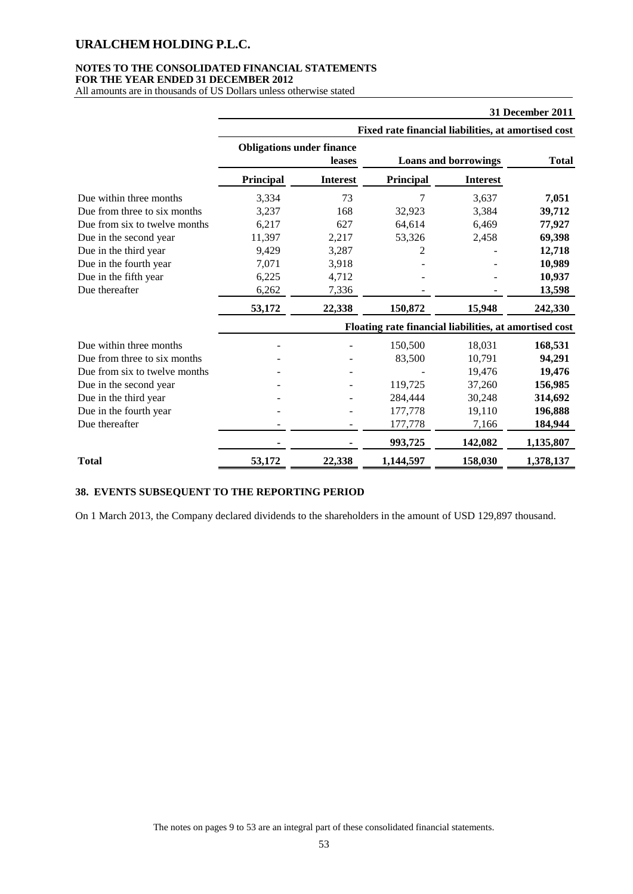# URALCHEM HOLDING P.L.C.

**NOTES TO THE CONSOLIDATED FINANCIAL STATEMENTS**
**FOR THE YEAR ENDED 31 DECEMBER 2012**
All amounts are in thousands of US Dollars unless otherwise stated

| | | | | | **31 December 2011** |
|---|---|---|---|---|---|
| | **Fixed rate financial liabilities, at amortised cost** | | | | |
| | **Obligations under finance leases** | | **Loans and borrowings** | | **Total** |
| | **Principal** | **Interest** | **Principal** | **Interest** | |
| Due within three months | 3,334 | 73 | 7 | 3,637 | **7,051** |
| Due from three to six months | 3,237 | 168 | 32,923 | 3,384 | **39,712** |
| Due from six to twelve months | 6,217 | 627 | 64,614 | 6,469 | **77,927** |
| Due in the second year | 11,397 | 2,217 | 53,326 | 2,458 | **69,398** |
| Due in the third year | 9,429 | 3,287 | 2 | - | **12,718** |
| Due in the fourth year | 7,071 | 3,918 | - | - | **10,989** |
| Due in the fifth year | 6,225 | 4,712 | - | - | **10,937** |
| Due thereafter | 6,262 | 7,336 | - | - | **13,598** |
| | **53,172** | **22,338** | **150,872** | **15,948** | **242,330** |
| | **Floating rate financial liabilities, at amortised cost** | | | | |
| Due within three months | - | - | 150,500 | 18,031 | **168,531** |
| Due from three to six months | - | - | 83,500 | 10,791 | **94,291** |
| Due from six to twelve months | - | - | - | 19,476 | **19,476** |
| Due in the second year | - | - | 119,725 | 37,260 | **156,985** |
| Due in the third year | - | - | 284,444 | 30,248 | **314,692** |
| Due in the fourth year | - | - | 177,778 | 19,110 | **196,888** |
| Due thereafter | - | - | 177,778 | 7,166 | **184,944** |
| | **-** | **-** | **993,725** | **142,082** | **1,135,807** |
| **Total** | **53,172** | **22,338** | **1,144,597** | **158,030** | **1,378,137** |

## 38. EVENTS SUBSEQUENT TO THE REPORTING PERIOD

On 1 March 2013, the Company declared dividends to the shareholders in the amount of USD 129,897 thousand.

The notes on pages 9 to 53 are an integral part of these consolidated financial statements.